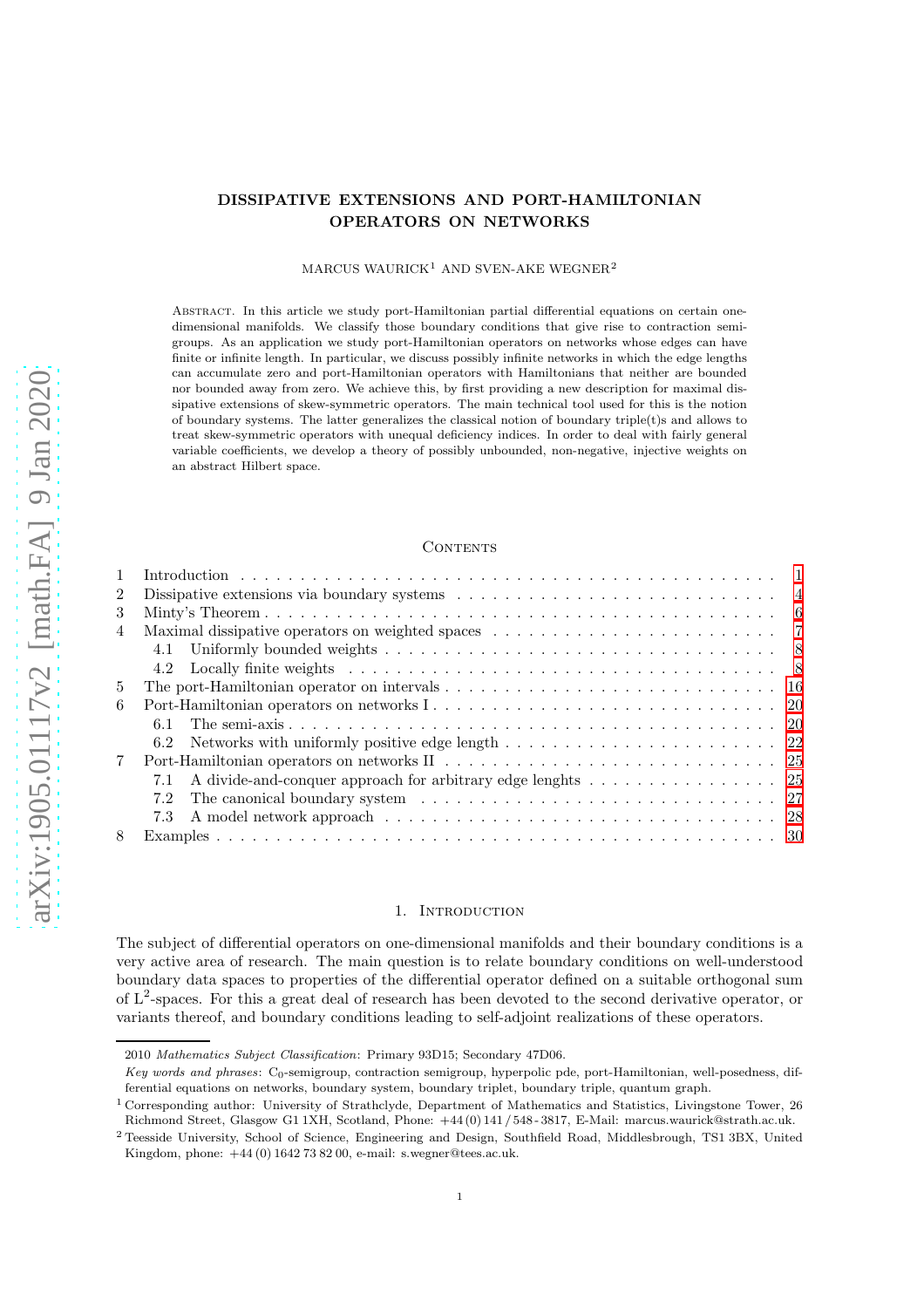# DISSIPATIVE EXTENSIONS AND PORT-HAMILTONIAN OPERATORS ON NETWORKS

MARCUS WAURICK[1] AND SVEN-AKE WEGNER[2]

Abstract. In this article we study port-Hamiltonian partial differential equations on certain one-dimensional manifolds. We classify those boundary conditions that give rise to contraction semigroups. As an application we study port-Hamiltonian operators on networks whose edges can have finite or infinite length. In particular, we discuss possibly infinite networks in which the edge lengths can accumulate zero and port-Hamiltonian operators with Hamiltonians that neither are bounded nor bounded away from zero. We achieve this, by first providing a new description for maximal dissipative extensions of skew-symmetric operators. The main technical tool used for this is the notion of boundary systems. The latter generalizes the classical notion of boundary triple(t)s and allows to treat skew-symmetric operators with unequal deficiency indices. In order to deal with fairly general variable coefficients, we develop a theory of possibly unbounded, non-negative, injective weights on an abstract Hilbert space.

## Contents

| | | |
|---|---|---|
| 1 | Introduction | 1 |
| 2 | Dissipative extensions via boundary systems | 4 |
| 3 | Minty's Theorem | 6 |
| 4 | Maximal dissipative operators on weighted spaces | 7 |
| 4.1 | Uniformly bounded weights | 8 |
| 4.2 | Locally finite weights | 8 |
| 5 | The port-Hamiltonian operator on intervals | 16 |
| 6 | Port-Hamiltonian operators on networks I | 20 |
| 6.1 | The semi-axis | 20 |
| 6.2 | Networks with uniformly positive edge length | 22 |
| 7 | Port-Hamiltonian operators on networks II | 25 |
| 7.1 | A divide-and-conquer approach for arbitrary edge lenghts | 25 |
| 7.2 | The canonical boundary system | 27 |
| 7.3 | A model network approach | 28 |
| 8 | Examples | 30 |

## 1. Introduction

The subject of differential operators on one-dimensional manifolds and their boundary conditions is a very active area of research. The main question is to relate boundary conditions on well-understood boundary data spaces to properties of the differential operator defined on a suitable orthogonal sum of $L^2$-spaces. For this a great deal of research has been devoted to the second derivative operator, or variants thereof, and boundary conditions leading to self-adjoint realizations of these operators.

---

2010 *Mathematics Subject Classification*: Primary 93D15; Secondary 47D06.

*Key words and phrases*: $C_0$-semigroup, contraction semigroup, hyperpolic pde, port-Hamiltonian, well-posedness, differential equations on networks, boundary system, boundary triplet, boundary triple, quantum graph.

[1] Corresponding author: University of Strathclyde, Department of Mathematics and Statistics, Livingstone Tower, 26 Richmond Street, Glasgow G1 1XH, Scotland, Phone: +44 (0) 141 / 548 - 3817, E-Mail: marcus.waurick@strath.ac.uk.

[2] Teesside University, School of Science, Engineering and Design, Southfield Road, Middlesbrough, TS1 3BX, United Kingdom, phone: +44 (0) 1642 73 82 00, e-mail: s.wegner@tees.ac.uk.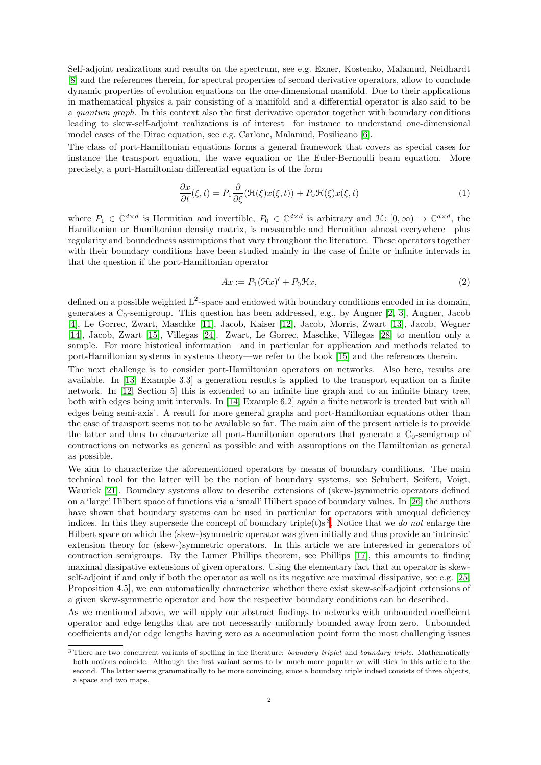Self-adjoint realizations and results on the spectrum, see e.g. Exner, Kostenko, Malamud, Neidhardt [8] and the references therein, for spectral properties of second derivative operators, allow to conclude dynamic properties of evolution equations on the one-dimensional manifold. Due to their applications in mathematical physics a pair consisting of a manifold and a differential operator is also said to be a *quantum graph*. In this context also the first derivative operator together with boundary conditions leading to skew-self-adjoint realizations is of interest—for instance to understand one-dimensional model cases of the Dirac equation, see e.g. Carlone, Malamud, Posilicano [6].

The class of port-Hamiltonian equations forms a general framework that covers as special cases for instance the transport equation, the wave equation or the Euler-Bernoulli beam equation. More precisely, a port-Hamiltonian differential equation is of the form

$$\frac{\partial x}{\partial t}(\xi,t) = P_1 \frac{\partial}{\partial \xi}(\mathcal{H}(\xi)x(\xi,t)) + P_0\mathcal{H}(\xi)x(\xi,t) \tag{1}$$

where $P_1 \in \mathbb{C}^{d\times d}$ is Hermitian and invertible, $P_0 \in \mathbb{C}^{d\times d}$ is arbitrary and $\mathcal{H}\colon [0,\infty) \to \mathbb{C}^{d\times d}$, the Hamiltonian or Hamiltonian density matrix, is measurable and Hermitian almost everywhere—plus regularity and boundedness assumptions that vary throughout the literature. These operators together with their boundary conditions have been studied mainly in the case of finite or infinite intervals in that the question if the port-Hamiltonian operator

$$Ax := P_1(\mathcal{H}x)' + P_0\mathcal{H}x, \tag{2}$$

defined on a possible weighted $\mathrm{L}^2$-space and endowed with boundary conditions encoded in its domain, generates a $\mathrm{C}_0$-semigroup. This question has been addressed, e.g., by Augner [2, 3], Augner, Jacob [4], Le Gorrec, Zwart, Maschke [11], Jacob, Kaiser [12], Jacob, Morris, Zwart [13], Jacob, Wegner [14], Jacob, Zwart [15], Villegas [24]. Zwart, Le Gorrec, Maschke, Villegas [28] to mention only a sample. For more historical information—and in particular for application and methods related to port-Hamiltonian systems in systems theory—we refer to the book [15] and the references therein.

The next challenge is to consider port-Hamiltonian operators on networks. Also here, results are available. In [13, Example 3.3] a generation results is applied to the transport equation on a finite network. In [12, Section 5] this is extended to an infinite line graph and to an infinite binary tree, both with edges being unit intervals. In [14, Example 6.2] again a finite network is treated but with all edges being semi-axis'. A result for more general graphs and port-Hamiltonian equations other than the case of transport seems not to be available so far. The main aim of the present article is to provide the latter and thus to characterize all port-Hamiltonian operators that generate a $\mathrm{C}_0$-semigroup of contractions on networks as general as possible and with assumptions on the Hamiltonian as general as possible.

We aim to characterize the aforementioned operators by means of boundary conditions. The main technical tool for the latter will be the notion of boundary systems, see Schubert, Seifert, Voigt, Waurick [21]. Boundary systems allow to describe extensions of (skew-)symmetric operators defined on a 'large' Hilbert space of functions via a 'small' Hilbert space of boundary values. In [26] the authors have shown that boundary systems can be used in particular for operators with unequal deficiency indices. In this they supersede the concept of boundary triple(t)s [3]. Notice that we *do not* enlarge the Hilbert space on which the (skew-)symmetric operator was given initially and thus provide an 'intrinsic' extension theory for (skew-)symmetric operators. In this article we are interested in generators of contraction semigroups. By the Lumer–Phillips theorem, see Phillips [17], this amounts to finding maximal dissipative extensions of given operators. Using the elementary fact that an operator is skew-self-adjoint if and only if both the operator as well as its negative are maximal dissipative, see e.g. [25, Proposition 4.5], we can automatically characterize whether there exist skew-self-adjoint extensions of a given skew-symmetric operator and how the respective boundary conditions can be described.

As we mentioned above, we will apply our abstract findings to networks with unbounded coefficient operator and edge lengths that are not necessarily uniformly bounded away from zero. Unbounded coefficients and/or edge lengths having zero as a accumulation point form the most challenging issues

[3] There are two concurrent variants of spelling in the literature: *boundary triplet* and *boundary triple*. Mathematically both notions coincide. Although the first variant seems to be much more popular we will stick in this article to the second. The latter seems grammatically to be more convincing, since a boundary triple indeed consists of three objects, a space and two maps.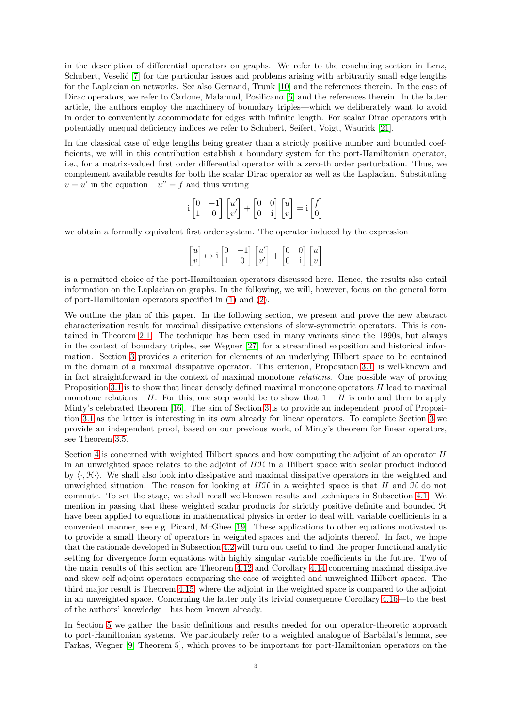in the description of differential operators on graphs. We refer to the concluding section in Lenz, Schubert, Veselić [7] for the particular issues and problems arising with arbitrarily small edge lengths for the Laplacian on networks. See also Gernand, Trunk [10] and the references therein. In the case of Dirac operators, we refer to Carlone, Malamud, Posilicano [6] and the references therein. In the latter article, the authors employ the machinery of boundary triples—which we deliberately want to avoid in order to conveniently accommodate for edges with infinite length. For scalar Dirac operators with potentially unequal deficiency indices we refer to Schubert, Seifert, Voigt, Waurick [21].

In the classical case of edge lengths being greater than a strictly positive number and bounded coefficients, we will in this contribution establish a boundary system for the port-Hamiltonian operator, i.e., for a matrix-valued first order differential operator with a zero-th order perturbation. Thus, we complement available results for both the scalar Dirac operator as well as the Laplacian. Substituting $v = u'$ in the equation $-u'' = f$ and thus writing

$$\mathrm{i}\begin{bmatrix} 0 & -1 \\ 1 & 0 \end{bmatrix}\begin{bmatrix} u' \\ v' \end{bmatrix} + \begin{bmatrix} 0 & 0 \\ 0 & \mathrm{i} \end{bmatrix}\begin{bmatrix} u \\ v \end{bmatrix} = \mathrm{i}\begin{bmatrix} f \\ 0 \end{bmatrix}$$

we obtain a formally equivalent first order system. The operator induced by the expression

$$\begin{bmatrix} u \\ v \end{bmatrix} \mapsto \mathrm{i}\begin{bmatrix} 0 & -1 \\ 1 & 0 \end{bmatrix}\begin{bmatrix} u' \\ v' \end{bmatrix} + \begin{bmatrix} 0 & 0 \\ 0 & \mathrm{i} \end{bmatrix}\begin{bmatrix} u \\ v \end{bmatrix}$$

is a permitted choice of the port-Hamiltonian operators discussed here. Hence, the results also entail information on the Laplacian on graphs. In the following, we will, however, focus on the general form of port-Hamiltonian operators specified in (1) and (2).

We outline the plan of this paper. In the following section, we present and prove the new abstract characterization result for maximal dissipative extensions of skew-symmetric operators. This is contained in Theorem 2.1. The technique has been used in many variants since the 1990s, but always in the context of boundary triples, see Wegner [27] for a streamlined exposition and historical information. Section 3 provides a criterion for elements of an underlying Hilbert space to be contained in the domain of a maximal dissipative operator. This criterion, Proposition 3.1, is well-known and in fact straightforward in the context of maximal monotone *relations*. One possible way of proving Proposition 3.1 is to show that linear densely defined maximal monotone operators $H$ lead to maximal monotone relations $-H$. For this, one step would be to show that $1 - H$ is onto and then to apply Minty's celebrated theorem [16]. The aim of Section 3 is to provide an independent proof of Proposition 3.1 as the latter is interesting in its own already for linear operators. To complete Section 3 we provide an independent proof, based on our previous work, of Minty's theorem for linear operators, see Theorem 3.5.

Section 4 is concerned with weighted Hilbert spaces and how computing the adjoint of an operator $H$ in an unweighted space relates to the adjoint of $H\mathcal{H}$ in a Hilbert space with scalar product induced by $\langle \cdot, \mathcal{H} \cdot \rangle$. We shall also look into dissipative and maximal dissipative operators in the weighted and unweighted situation. The reason for looking at $H\mathcal{H}$ in a weighted space is that $H$ and $\mathcal{H}$ do not commute. To set the stage, we shall recall well-known results and techniques in Subsection 4.1. We mention in passing that these weighted scalar products for strictly positive definite and bounded $\mathcal{H}$ have been applied to equations in mathematical physics in order to deal with variable coefficients in a convenient manner, see e.g. Picard, McGhee [19]. These applications to other equations motivated us to provide a small theory of operators in weighted spaces and the adjoints thereof. In fact, we hope that the rationale developed in Subsection 4.2 will turn out useful to find the proper functional analytic setting for divergence form equations with highly singular variable coefficients in the future. Two of the main results of this section are Theorem 4.12 and Corollary 4.14 concerning maximal dissipative and skew-self-adjoint operators comparing the case of weighted and unweighted Hilbert spaces. The third major result is Theorem 4.15, where the adjoint in the weighted space is compared to the adjoint in an unweighted space. Concerning the latter only its trivial consequence Corollary 4.16—to the best of the authors' knowledge—has been known already.

In Section 5 we gather the basic definitions and results needed for our operator-theoretic approach to port-Hamiltonian systems. We particularly refer to a weighted analogue of Barbălat's lemma, see Farkas, Wegner [9, Theorem 5], which proves to be important for port-Hamiltonian operators on the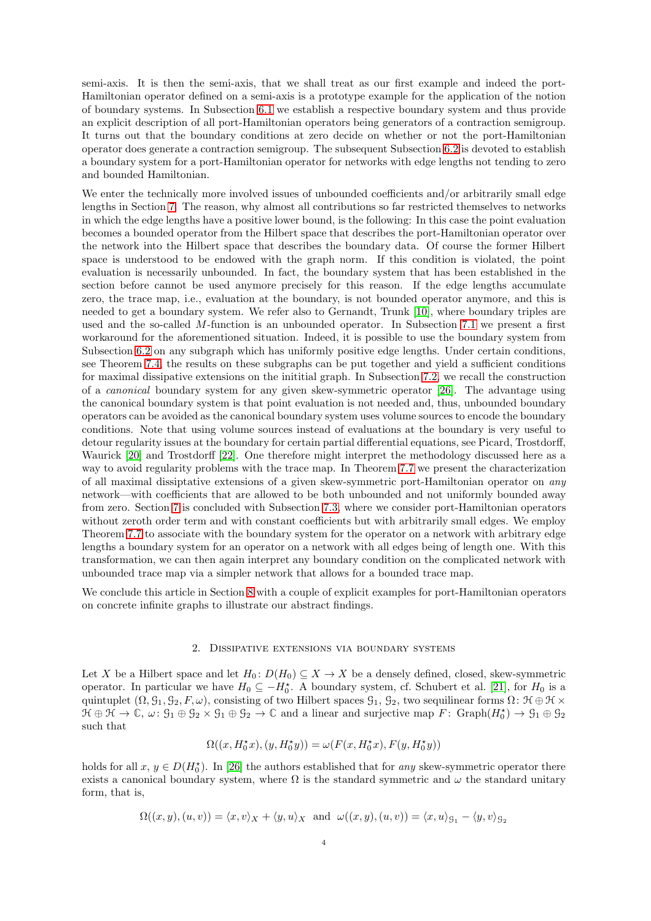semi-axis. It is then the semi-axis, that we shall treat as our first example and indeed the port-Hamiltonian operator defined on a semi-axis is a prototype example for the application of the notion of boundary systems. In Subsection 6.1 we establish a respective boundary system and thus provide an explicit description of all port-Hamiltonian operators being generators of a contraction semigroup. It turns out that the boundary conditions at zero decide on whether or not the port-Hamiltonian operator does generate a contraction semigroup. The subsequent Subsection 6.2 is devoted to establish a boundary system for a port-Hamiltonian operator for networks with edge lengths not tending to zero and bounded Hamiltonian.

We enter the technically more involved issues of unbounded coefficients and/or arbitrarily small edge lengths in Section 7. The reason, why almost all contributions so far restricted themselves to networks in which the edge lengths have a positive lower bound, is the following: In this case the point evaluation becomes a bounded operator from the Hilbert space that describes the port-Hamiltonian operator over the network into the Hilbert space that describes the boundary data. Of course the former Hilbert space is understood to be endowed with the graph norm. If this condition is violated, the point evaluation is necessarily unbounded. In fact, the boundary system that has been established in the section before cannot be used anymore precisely for this reason. If the edge lengths accumulate zero, the trace map, i.e., evaluation at the boundary, is not bounded operator anymore, and this is needed to get a boundary system. We refer also to Gernandt, Trunk [10], where boundary triples are used and the so-called $M$-function is an unbounded operator. In Subsection 7.1 we present a first workaround for the aforementioned situation. Indeed, it is possible to use the boundary system from Subsection 6.2 on any subgraph which has uniformly positive edge lengths. Under certain conditions, see Theorem 7.4, the results on these subgraphs can be put together and yield a sufficient conditions for maximal dissipative extensions on the initital graph. In Subsection 7.2, we recall the construction of a *canonical* boundary system for any given skew-symmetric operator [26]. The advantage using the canonical boundary system is that point evaluation is not needed and, thus, unbounded boundary operators can be avoided as the canonical boundary system uses volume sources to encode the boundary conditions. Note that using volume sources instead of evaluations at the boundary is very useful to detour regularity issues at the boundary for certain partial differential equations, see Picard, Trostdorff, Waurick [20] and Trostdorff [22]. One therefore might interpret the methodology discussed here as a way to avoid regularity problems with the trace map. In Theorem 7.7 we present the characterization of all maximal dissiptative extensions of a given skew-symmetric port-Hamiltonian operator on *any* network—with coefficients that are allowed to be both unbounded and not uniformly bounded away from zero. Section 7 is concluded with Subsection 7.3, where we consider port-Hamiltonian operators without zeroth order term and with constant coefficients but with arbitrarily small edges. We employ Theorem 7.7 to associate with the boundary system for the operator on a network with arbitrary edge lengths a boundary system for an operator on a network with all edges being of length one. With this transformation, we can then again interpret any boundary condition on the complicated network with unbounded trace map via a simpler network that allows for a bounded trace map.

We conclude this article in Section 8 with a couple of explicit examples for port-Hamiltonian operators on concrete infinite graphs to illustrate our abstract findings.

## 2. Dissipative extensions via boundary systems

Let $X$ be a Hilbert space and let $H_0\colon D(H_0)\subseteq X\to X$ be a densely defined, closed, skew-symmetric operator. In particular we have $H_0\subseteq -H_0^\star$. A boundary system, cf. Schubert et al. [21], for $H_0$ is a quintuplet $(\Omega,\mathcal{G}_1,\mathcal{G}_2,F,\omega)$, consisting of two Hilbert spaces $\mathcal{G}_1$, $\mathcal{G}_2$, two sequilinear forms $\Omega\colon \mathcal{H}\oplus\mathcal{H}\times\mathcal{H}\oplus\mathcal{H}\to\mathbb{C}$, $\omega\colon \mathcal{G}_1\oplus\mathcal{G}_2\times\mathcal{G}_1\oplus\mathcal{G}_2\to\mathbb{C}$ and a linear and surjective map $F\colon \operatorname{Graph}(H_0^\star)\to\mathcal{G}_1\oplus\mathcal{G}_2$ such that

$$\Omega((x,H_0^\star x),(y,H_0^\star y))=\omega(F(x,H_0^\star x),F(y,H_0^\star y))$$

holds for all $x$, $y\in D(H_0^\star)$. In [26] the authors established that for *any* skew-symmetric operator there exists a canonical boundary system, where $\Omega$ is the standard symmetric and $\omega$ the standard unitary form, that is,

$$\Omega((x,y),(u,v))=\langle x,v\rangle_X+\langle y,u\rangle_X \ \text{ and } \ \omega((x,y),(u,v))=\langle x,u\rangle_{\mathcal{G}_1}-\langle y,v\rangle_{\mathcal{G}_2}$$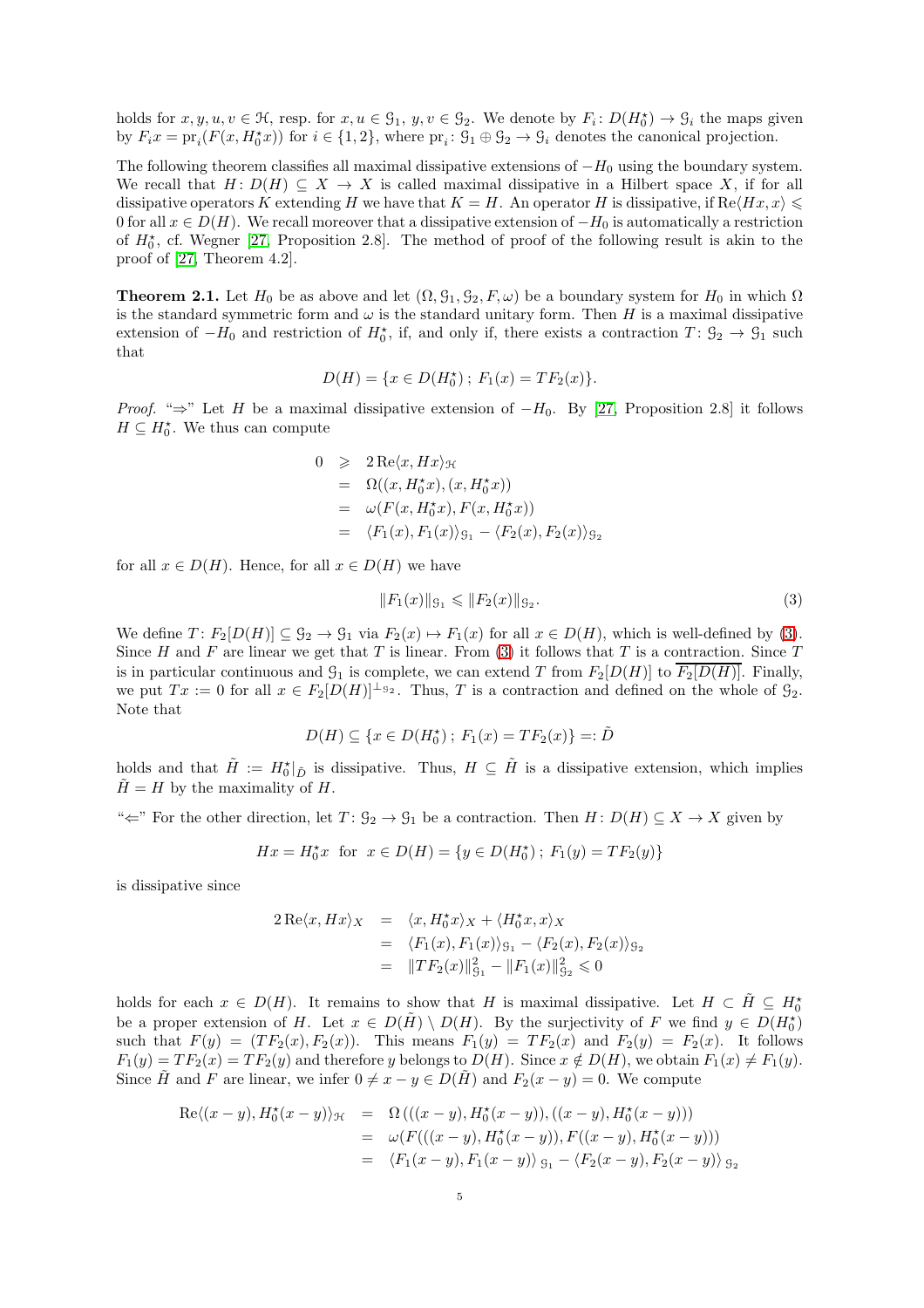holds for $x, y, u, v \in \mathcal{H}$, resp. for $x, u \in \mathcal{G}_1$, $y, v \in \mathcal{G}_2$. We denote by $F_i\colon D(H_0^\star) \to \mathcal{G}_i$ the maps given by $F_i x = \mathrm{pr}_i(F(x, H_0^\star x))$ for $i \in \{1, 2\}$, where $\mathrm{pr}_i\colon \mathcal{G}_1 \oplus \mathcal{G}_2 \to \mathcal{G}_i$ denotes the canonical projection.

The following theorem classifies all maximal dissipative extensions of $-H_0$ using the boundary system. We recall that $H\colon D(H) \subseteq X \to X$ is called maximal dissipative in a Hilbert space $X$, if for all dissipative operators $K$ extending $H$ we have that $K = H$. An operator $H$ is dissipative, if $\mathrm{Re}\langle Hx, x\rangle \leqslant 0$ for all $x \in D(H)$. We recall moreover that a dissipative extension of $-H_0$ is automatically a restriction of $H_0^\star$, cf. Wegner [27, Proposition 2.8]. The method of proof of the following result is akin to the proof of [27, Theorem 4.2].

**Theorem 2.1.** Let $H_0$ be as above and let $(\Omega, \mathcal{G}_1, \mathcal{G}_2, F, \omega)$ be a boundary system for $H_0$ in which $\Omega$ is the standard symmetric form and $\omega$ is the standard unitary form. Then $H$ is a maximal dissipative extension of $-H_0$ and restriction of $H_0^\star$, if, and only if, there exists a contraction $T\colon \mathcal{G}_2 \to \mathcal{G}_1$ such that

$$D(H) = \{x \in D(H_0^\star)\,;\; F_1(x) = TF_2(x)\}.$$

*Proof.* "$\Rightarrow$" Let $H$ be a maximal dissipative extension of $-H_0$. By [27, Proposition 2.8] it follows $H \subseteq H_0^\star$. We thus can compute

$$\begin{aligned} 0 &\geqslant 2\,\mathrm{Re}\langle x, Hx\rangle_{\mathcal{H}} \\ &= \Omega((x, H_0^\star x), (x, H_0^\star x)) \\ &= \omega(F(x, H_0^\star x), F(x, H_0^\star x)) \\ &= \langle F_1(x), F_1(x)\rangle_{\mathcal{G}_1} - \langle F_2(x), F_2(x)\rangle_{\mathcal{G}_2} \end{aligned}$$

for all $x \in D(H)$. Hence, for all $x \in D(H)$ we have

$$\|F_1(x)\|_{\mathcal{G}_1} \leqslant \|F_2(x)\|_{\mathcal{G}_2}. \tag{3}$$

We define $T\colon F_2[D(H)] \subseteq \mathcal{G}_2 \to \mathcal{G}_1$ via $F_2(x) \mapsto F_1(x)$ for all $x \in D(H)$, which is well-defined by (3). Since $H$ and $F$ are linear we get that $T$ is linear. From (3) it follows that $T$ is a contraction. Since $T$ is in particular continuous and $\mathcal{G}_1$ is complete, we can extend $T$ from $F_2[D(H)]$ to $\overline{F_2[D(H)]}$. Finally, we put $Tx := 0$ for all $x \in F_2[D(H)]^{\perp_{\mathcal{G}_2}}$. Thus, $T$ is a contraction and defined on the whole of $\mathcal{G}_2$. Note that

$$D(H) \subseteq \{x \in D(H_0^\star)\,;\; F_1(x) = TF_2(x)\} =: \tilde{D}$$

holds and that $\tilde{H} := H_0^\star|_{\tilde{D}}$ is dissipative. Thus, $H \subseteq \tilde{H}$ is a dissipative extension, which implies $\tilde{H} = H$ by the maximality of $H$.

"$\Leftarrow$" For the other direction, let $T\colon \mathcal{G}_2 \to \mathcal{G}_1$ be a contraction. Then $H\colon D(H) \subseteq X \to X$ given by

$$Hx = H_0^\star x \;\text{ for }\; x \in D(H) = \{y \in D(H_0^\star)\,;\; F_1(y) = TF_2(y)\}$$

is dissipative since

$$\begin{aligned} 2\,\mathrm{Re}\langle x, Hx\rangle_X &= \langle x, H_0^\star x\rangle_X + \langle H_0^\star x, x\rangle_X \\ &= \langle F_1(x), F_1(x)\rangle_{\mathcal{G}_1} - \langle F_2(x), F_2(x)\rangle_{\mathcal{G}_2} \\ &= \|TF_2(x)\|_{\mathcal{G}_1}^2 - \|F_1(x)\|_{\mathcal{G}_2}^2 \leqslant 0 \end{aligned}$$

holds for each $x \in D(H)$. It remains to show that $H$ is maximal dissipative. Let $H \subset \tilde{H} \subseteq H_0^\star$ be a proper extension of $H$. Let $x \in D(\tilde{H}) \setminus D(H)$. By the surjectivity of $F$ we find $y \in D(H_0^\star)$ such that $F(y) = (TF_2(x), F_2(x))$. This means $F_1(y) = TF_2(x)$ and $F_2(y) = F_2(x)$. It follows $F_1(y) = TF_2(x) = TF_2(y)$ and therefore $y$ belongs to $D(H)$. Since $x \notin D(H)$, we obtain $F_1(x) \neq F_1(y)$. Since $\tilde{H}$ and $F$ are linear, we infer $0 \neq x - y \in D(\tilde{H})$ and $F_2(x - y) = 0$. We compute

$$\begin{aligned} \mathrm{Re}\langle (x-y), H_0^\star(x-y)\rangle_{\mathcal{H}} &= \Omega\left(((x-y), H_0^\star(x-y)), ((x-y), H_0^\star(x-y))\right) \\ &= \omega(F(((x-y), H_0^\star(x-y)), F((x-y), H_0^\star(x-y))) \\ &= \langle F_1(x-y), F_1(x-y)\rangle_{\mathcal{G}_1} - \langle F_2(x-y), F_2(x-y)\rangle_{\mathcal{G}_2} \end{aligned}$$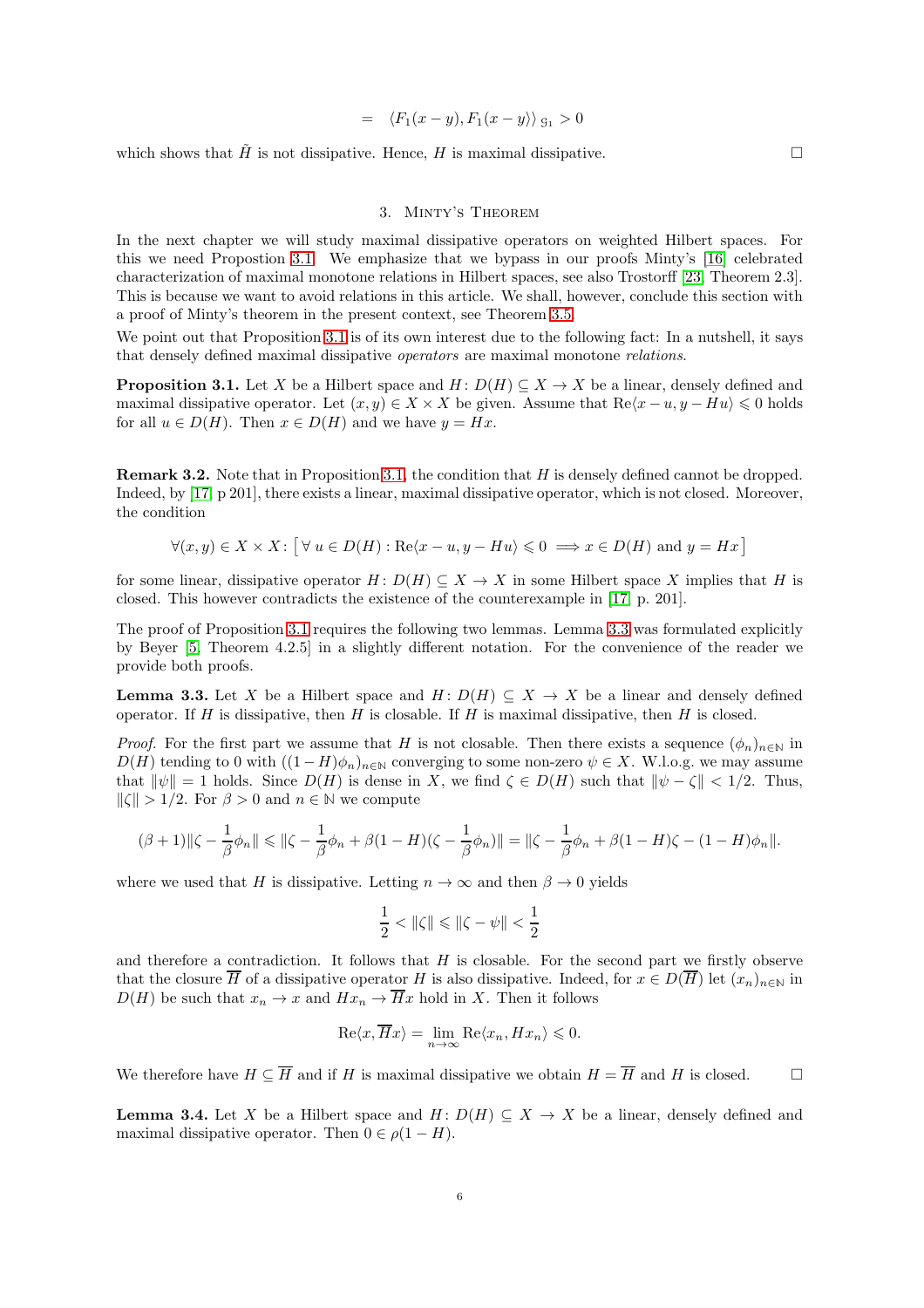$$= \quad \langle F_1(x-y), F_1(x-y)\rangle_{\mathcal{G}_1} > 0$$

which shows that $\tilde{H}$ is not dissipative. Hence, $H$ is maximal dissipative. □

## 3. Minty's Theorem

In the next chapter we will study maximal dissipative operators on weighted Hilbert spaces. For this we need Propostion 3.1. We emphasize that we bypass in our proofs Minty's [16] celebrated characterization of maximal monotone relations in Hilbert spaces, see also Trostorff [23, Theorem 2.3]. This is because we want to avoid relations in this article. We shall, however, conclude this section with a proof of Minty's theorem in the present context, see Theorem 3.5.

We point out that Proposition 3.1 is of its own interest due to the following fact: In a nutshell, it says that densely defined maximal dissipative *operators* are maximal monotone *relations*.

**Proposition 3.1.** Let $X$ be a Hilbert space and $H\colon D(H)\subseteq X\to X$ be a linear, densely defined and maximal dissipative operator. Let $(x,y)\in X\times X$ be given. Assume that $\operatorname{Re}\langle x-u, y-Hu\rangle \leqslant 0$ holds for all $u\in D(H)$. Then $x\in D(H)$ and we have $y=Hx$.

**Remark 3.2.** Note that in Proposition 3.1, the condition that $H$ is densely defined cannot be dropped. Indeed, by [17, p 201], there exists a linear, maximal dissipative operator, which is not closed. Moreover, the condition

$$\forall (x,y)\in X\times X\colon \big[\,\forall\, u\in D(H)\colon \operatorname{Re}\langle x-u, y-Hu\rangle \leqslant 0 \implies x\in D(H) \text{ and } y=Hx\big]$$

for some linear, dissipative operator $H\colon D(H)\subseteq X\to X$ in some Hilbert space $X$ implies that $H$ is closed. This however contradicts the existence of the counterexample in [17, p. 201].

The proof of Proposition 3.1 requires the following two lemmas. Lemma 3.3 was formulated explicitly by Beyer [5, Theorem 4.2.5] in a slightly different notation. For the convenience of the reader we provide both proofs.

**Lemma 3.3.** Let $X$ be a Hilbert space and $H\colon D(H)\subseteq X\to X$ be a linear and densely defined operator. If $H$ is dissipative, then $H$ is closable. If $H$ is maximal dissipative, then $H$ is closed.

*Proof.* For the first part we assume that $H$ is not closable. Then there exists a sequence $(\phi_n)_{n\in\mathbb{N}}$ in $D(H)$ tending to 0 with $((1-H)\phi_n)_{n\in\mathbb{N}}$ converging to some non-zero $\psi\in X$. W.l.o.g. we may assume that $\|\psi\|=1$ holds. Since $D(H)$ is dense in $X$, we find $\zeta\in D(H)$ such that $\|\psi-\zeta\|<1/2$. Thus, $\|\zeta\|>1/2$. For $\beta>0$ and $n\in\mathbb{N}$ we compute

$$(\beta+1)\|\zeta-\frac{1}{\beta}\phi_n\| \leqslant \|\zeta-\frac{1}{\beta}\phi_n+\beta(1-H)(\zeta-\frac{1}{\beta}\phi_n)\| = \|\zeta-\frac{1}{\beta}\phi_n+\beta(1-H)\zeta-(1-H)\phi_n\|.$$

where we used that $H$ is dissipative. Letting $n\to\infty$ and then $\beta\to 0$ yields

$$\frac{1}{2}<\|\zeta\|\leqslant\|\zeta-\psi\|<\frac{1}{2}$$

and therefore a contradiction. It follows that $H$ is closable. For the second part we firstly observe that the closure $\overline{H}$ of a dissipative operator $H$ is also dissipative. Indeed, for $x\in D(\overline{H})$ let $(x_n)_{n\in\mathbb{N}}$ in $D(H)$ be such that $x_n\to x$ and $Hx_n\to\overline{H}x$ hold in $X$. Then it follows

$$\operatorname{Re}\langle x,\overline{H}x\rangle = \lim_{n\to\infty}\operatorname{Re}\langle x_n, Hx_n\rangle\leqslant 0.$$

We therefore have $H\subseteq\overline{H}$ and if $H$ is maximal dissipative we obtain $H=\overline{H}$ and $H$ is closed. □

**Lemma 3.4.** Let $X$ be a Hilbert space and $H\colon D(H)\subseteq X\to X$ be a linear, densely defined and maximal dissipative operator. Then $0\in\rho(1-H)$.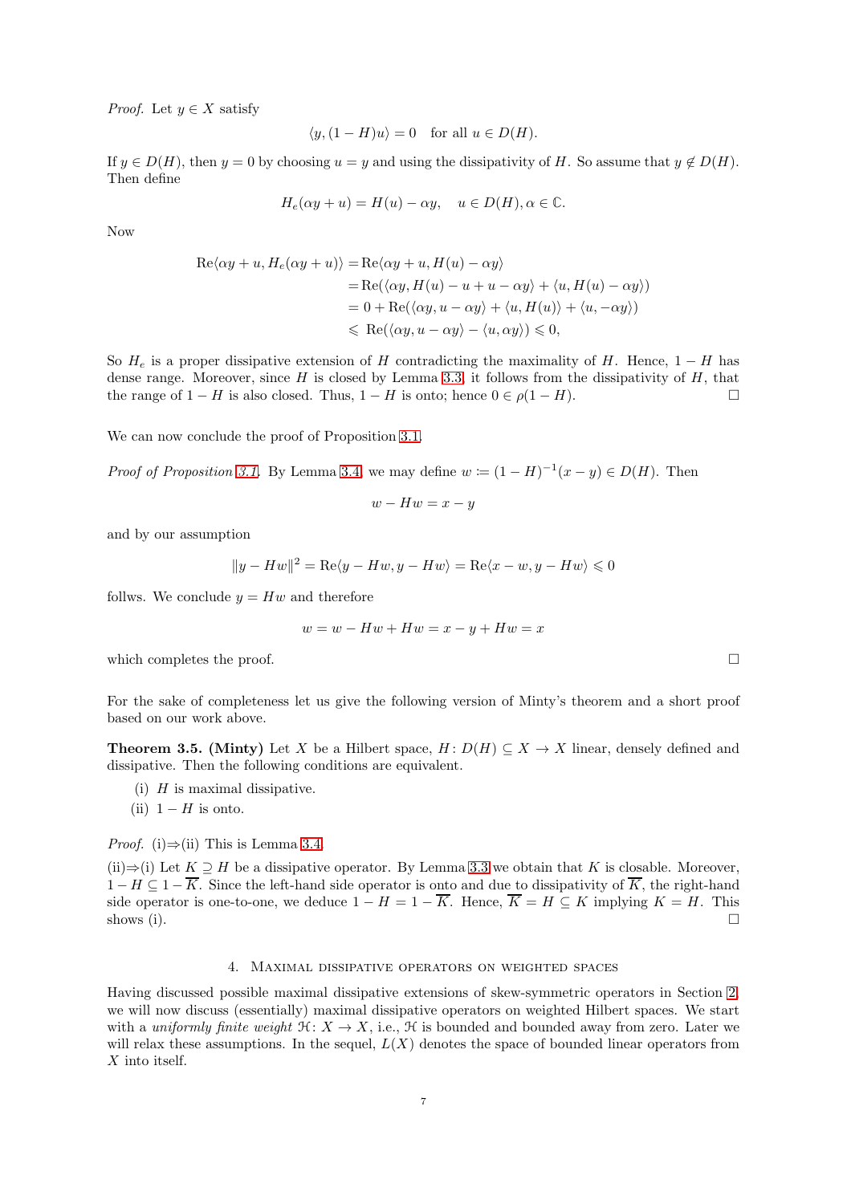*Proof.* Let $y \in X$ satisfy

$$\langle y, (1-H)u \rangle = 0 \quad \text{for all } u \in D(H).$$

If $y \in D(H)$, then $y = 0$ by choosing $u = y$ and using the dissipativity of $H$. So assume that $y \notin D(H)$. Then define

$$H_e(\alpha y + u) = H(u) - \alpha y, \quad u \in D(H), \alpha \in \mathbb{C}.$$

Now

$$\begin{aligned}
\operatorname{Re}\langle \alpha y + u, H_e(\alpha y + u)\rangle &= \operatorname{Re}\langle \alpha y + u, H(u) - \alpha y\rangle \\
&= \operatorname{Re}(\langle \alpha y, H(u) - u + u - \alpha y\rangle + \langle u, H(u) - \alpha y\rangle) \\
&= 0 + \operatorname{Re}(\langle \alpha y, u - \alpha y\rangle + \langle u, H(u)\rangle + \langle u, -\alpha y\rangle) \\
&\leqslant \operatorname{Re}(\langle \alpha y, u - \alpha y\rangle - \langle u, \alpha y\rangle) \leqslant 0,
\end{aligned}$$

So $H_e$ is a proper dissipative extension of $H$ contradicting the maximality of $H$. Hence, $1-H$ has dense range. Moreover, since $H$ is closed by Lemma 3.3, it follows from the dissipativity of $H$, that the range of $1-H$ is also closed. Thus, $1-H$ is onto; hence $0 \in \rho(1-H)$. □

We can now conclude the proof of Proposition 3.1.

*Proof of Proposition 3.1.* By Lemma 3.4 we may define $w := (1-H)^{-1}(x-y) \in D(H)$. Then

$$w - Hw = x - y$$

and by our assumption

$$\|y - Hw\|^2 = \operatorname{Re}\langle y - Hw, y - Hw\rangle = \operatorname{Re}\langle x - w, y - Hw\rangle \leqslant 0$$

follws. We conclude $y = Hw$ and therefore

$$w = w - Hw + Hw = x - y + Hw = x$$

which completes the proof. □

For the sake of completeness let us give the following version of Minty's theorem and a short proof based on our work above.

**Theorem 3.5. (Minty)** Let $X$ be a Hilbert space, $H\colon D(H) \subseteq X \to X$ linear, densely defined and dissipative. Then the following conditions are equivalent.

- (i) $H$ is maximal dissipative.
- (ii) $1-H$ is onto.

*Proof.* (i)⇒(ii) This is Lemma 3.4.

(ii)⇒(i) Let $K \supseteq H$ be a dissipative operator. By Lemma 3.3 we obtain that $K$ is closable. Moreover, $1 - H \subseteq 1 - \overline{K}$. Since the left-hand side operator is onto and due to dissipativity of $\overline{K}$, the right-hand side operator is one-to-one, we deduce $1 - H = 1 - \overline{K}$. Hence, $\overline{K} = H \subseteq K$ implying $K = H$. This shows (i). □

## 4. Maximal dissipative operators on weighted spaces

Having discussed possible maximal dissipative extensions of skew-symmetric operators in Section 2, we will now discuss (essentially) maximal dissipative operators on weighted Hilbert spaces. We start with a *uniformly finite weight* $\mathcal{H}\colon X \to X$, i.e., $\mathcal{H}$ is bounded and bounded away from zero. Later we will relax these assumptions. In the sequel, $L(X)$ denotes the space of bounded linear operators from $X$ into itself.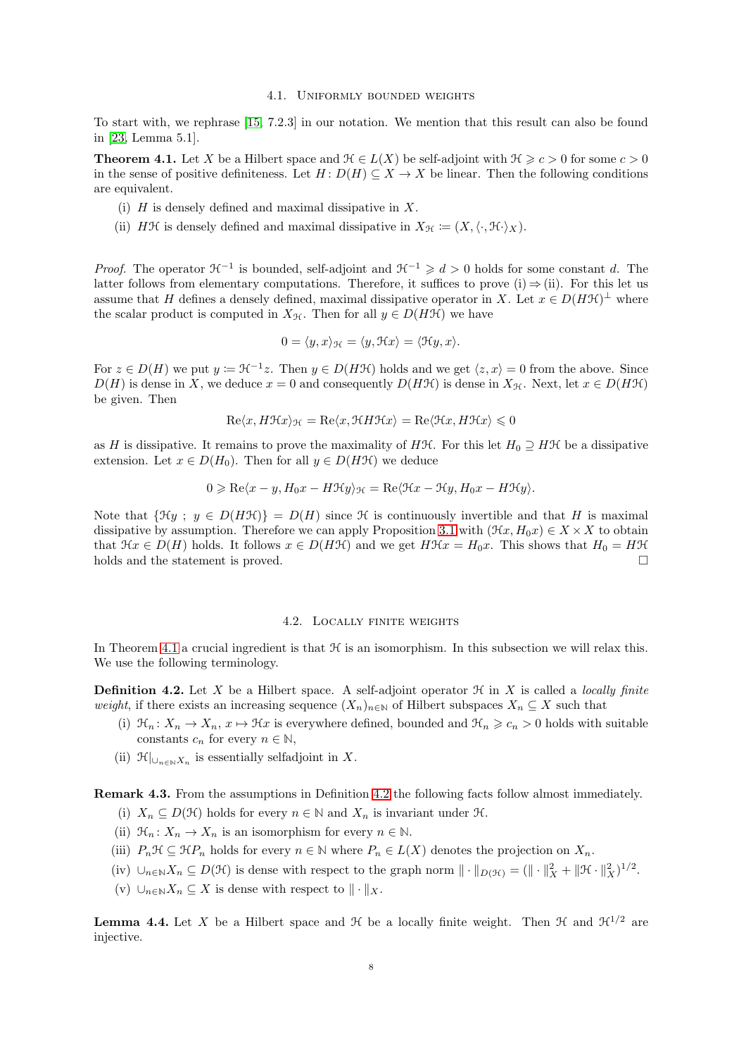### 4.1. Uniformly bounded weights

To start with, we rephrase [15, 7.2.3] in our notation. We mention that this result can also be found in [23, Lemma 5.1].

**Theorem 4.1.** Let $X$ be a Hilbert space and $\mathcal{H} \in L(X)$ be self-adjoint with $\mathcal{H} \geqslant c > 0$ for some $c > 0$ in the sense of positive definiteness. Let $H\colon D(H) \subseteq X \to X$ be linear. Then the following conditions are equivalent.

(i) $H$ is densely defined and maximal dissipative in $X$.

(ii) $H\mathcal{H}$ is densely defined and maximal dissipative in $X_{\mathcal{H}} := (X, \langle\cdot, \mathcal{H}\cdot\rangle_X)$.

*Proof.* The operator $\mathcal{H}^{-1}$ is bounded, self-adjoint and $\mathcal{H}^{-1} \geqslant d > 0$ holds for some constant $d$. The latter follows from elementary computations. Therefore, it suffices to prove (i) $\Rightarrow$ (ii). For this let us assume that $H$ defines a densely defined, maximal dissipative operator in $X$. Let $x \in D(H\mathcal{H})^{\perp}$ where the scalar product is computed in $X_{\mathcal{H}}$. Then for all $y \in D(H\mathcal{H})$ we have

$$0 = \langle y, x\rangle_{\mathcal{H}} = \langle y, \mathcal{H}x\rangle = \langle \mathcal{H}y, x\rangle.$$

For $z \in D(H)$ we put $y := \mathcal{H}^{-1}z$. Then $y \in D(H\mathcal{H})$ holds and we get $\langle z, x\rangle = 0$ from the above. Since $D(H)$ is dense in $X$, we deduce $x = 0$ and consequently $D(H\mathcal{H})$ is dense in $X_{\mathcal{H}}$. Next, let $x \in D(H\mathcal{H})$ be given. Then

$$\operatorname{Re}\langle x, H\mathcal{H}x\rangle_{\mathcal{H}} = \operatorname{Re}\langle x, \mathcal{H}H\mathcal{H}x\rangle = \operatorname{Re}\langle \mathcal{H}x, H\mathcal{H}x\rangle \leqslant 0$$

as $H$ is dissipative. It remains to prove the maximality of $H\mathcal{H}$. For this let $H_0 \supseteq H\mathcal{H}$ be a dissipative extension. Let $x \in D(H_0)$. Then for all $y \in D(H\mathcal{H})$ we deduce

$$0 \geqslant \operatorname{Re}\langle x - y, H_0 x - H\mathcal{H}y\rangle_{\mathcal{H}} = \operatorname{Re}\langle \mathcal{H}x - \mathcal{H}y, H_0 x - H\mathcal{H}y\rangle.$$

Note that $\{\mathcal{H}y \; ; \; y \in D(H\mathcal{H})\} = D(H)$ since $\mathcal{H}$ is continuously invertible and that $H$ is maximal dissipative by assumption. Therefore we can apply Proposition 3.1 with $(\mathcal{H}x, H_0 x) \in X \times X$ to obtain that $\mathcal{H}x \in D(H)$ holds. It follows $x \in D(H\mathcal{H})$ and we get $H\mathcal{H}x = H_0 x$. This shows that $H_0 = H\mathcal{H}$ holds and the statement is proved. $\square$

### 4.2. Locally finite weights

In Theorem 4.1 a crucial ingredient is that $\mathcal{H}$ is an isomorphism. In this subsection we will relax this. We use the following terminology.

**Definition 4.2.** Let $X$ be a Hilbert space. A self-adjoint operator $\mathcal{H}$ in $X$ is called a *locally finite weight*, if there exists an increasing sequence $(X_n)_{n\in\mathbb{N}}$ of Hilbert subspaces $X_n \subseteq X$ such that

(i) $\mathcal{H}_n\colon X_n \to X_n$, $x \mapsto \mathcal{H}x$ is everywhere defined, bounded and $\mathcal{H}_n \geqslant c_n > 0$ holds with suitable constants $c_n$ for every $n \in \mathbb{N}$,

(ii) $\mathcal{H}|_{\cup_{n\in\mathbb{N}}X_n}$ is essentially selfadjoint in $X$.

**Remark 4.3.** From the assumptions in Definition 4.2 the following facts follow almost immediately.

(i) $X_n \subseteq D(\mathcal{H})$ holds for every $n \in \mathbb{N}$ and $X_n$ is invariant under $\mathcal{H}$.

(ii) $\mathcal{H}_n\colon X_n \to X_n$ is an isomorphism for every $n \in \mathbb{N}$.

(iii) $P_n\mathcal{H} \subseteq \mathcal{H}P_n$ holds for every $n \in \mathbb{N}$ where $P_n \in L(X)$ denotes the projection on $X_n$.

(iv) $\cup_{n\in\mathbb{N}}X_n \subseteq D(\mathcal{H})$ is dense with respect to the graph norm $\|\cdot\|_{D(\mathcal{H})} = (\|\cdot\|_X^2 + \|\mathcal{H}\cdot\|_X^2)^{1/2}$.

(v) $\cup_{n\in\mathbb{N}}X_n \subseteq X$ is dense with respect to $\|\cdot\|_X$.

**Lemma 4.4.** Let $X$ be a Hilbert space and $\mathcal{H}$ be a locally finite weight. Then $\mathcal{H}$ and $\mathcal{H}^{1/2}$ are injective.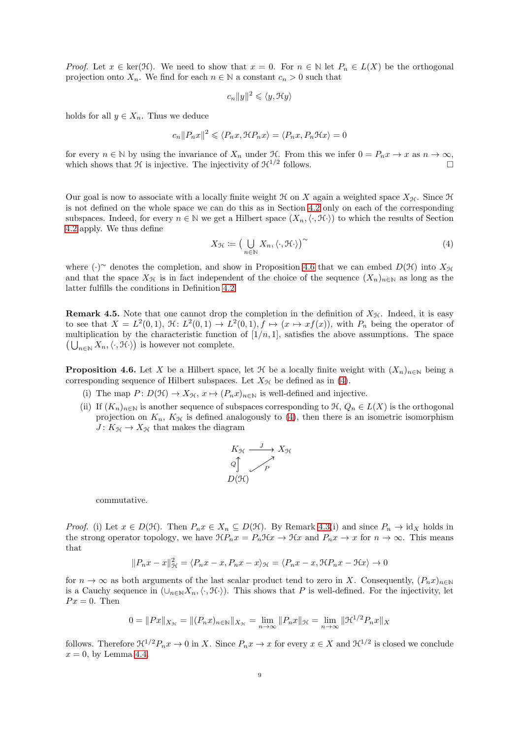*Proof.* Let $x \in \ker(\mathcal{H})$. We need to show that $x = 0$. For $n \in \mathbb{N}$ let $P_n \in L(X)$ be the orthogonal projection onto $X_n$. We find for each $n \in \mathbb{N}$ a constant $c_n > 0$ such that

$$c_n \|y\|^2 \leqslant \langle y, \mathcal{H} y\rangle$$

holds for all $y \in X_n$. Thus we deduce

$$c_n \|P_n x\|^2 \leqslant \langle P_n x, \mathcal{H} P_n x\rangle = \langle P_n x, P_n \mathcal{H} x\rangle = 0$$

for every $n \in \mathbb{N}$ by using the invariance of $X_n$ under $\mathcal{H}$. From this we infer $0 = P_n x \to x$ as $n \to \infty$, which shows that $\mathcal{H}$ is injective. The injectivity of $\mathcal{H}^{1/2}$ follows. $\square$

Our goal is now to associate with a locally finite weight $\mathcal{H}$ on $X$ again a weighted space $X_{\mathcal{H}}$. Since $\mathcal{H}$ is not defined on the whole space we can do this as in Section 4.2 only on each of the corresponding subspaces. Indeed, for every $n \in \mathbb{N}$ we get a Hilbert space $(X_n, \langle \cdot, \mathcal{H} \cdot \rangle)$ to which the results of Section 4.2 apply. We thus define

$$X_{\mathcal{H}} \coloneqq \big( \bigcup_{n\in\mathbb{N}} X_n, \langle \cdot, \mathcal{H} \cdot \rangle \big)^{\sim} \tag{4}$$

where $(\cdot)^{\sim}$ denotes the completion, and show in Proposition 4.6 that we can embed $D(\mathcal{H})$ into $X_{\mathcal{H}}$ and that the space $X_{\mathcal{H}}$ is in fact independent of the choice of the sequence $(X_n)_{n\in\mathbb{N}}$ as long as the latter fulfills the conditions in Definition 4.2.

**Remark 4.5.** Note that one cannot drop the completion in the definition of $X_{\mathcal{H}}$. Indeed, it is easy to see that $X = L^2(0,1)$, $\mathcal{H}\colon L^2(0,1) \to L^2(0,1), f \mapsto (x \mapsto x f(x))$, with $P_n$ being the operator of multiplication by the characteristic function of $[1/n, 1]$, satisfies the above assumptions. The space $\big( \bigcup_{n\in\mathbb{N}} X_n, \langle \cdot, \mathcal{H} \cdot \rangle \big)$ is however not complete.

**Proposition 4.6.** Let $X$ be a Hilbert space, let $\mathcal{H}$ be a locally finite weight with $(X_n)_{n\in\mathbb{N}}$ being a corresponding sequence of Hilbert subspaces. Let $X_{\mathcal{H}}$ be defined as in (4).

(i) The map $P\colon D(\mathcal{H}) \to X_{\mathcal{H}}$, $x \mapsto (P_n x)_{n\in\mathbb{N}}$ is well-defined and injective.

(ii) If $(K_n)_{n\in\mathbb{N}}$ is another sequence of subspaces corresponding to $\mathcal{H}$, $Q_n \in L(X)$ is the orthogonal projection on $K_n$, $K_{\mathcal{H}}$ is defined analogously to (4), then there is an isometric isomorphism $J\colon K_{\mathcal{H}} \to X_{\mathcal{H}}$ that makes the diagram

$$\begin{array}{ccc} K_{\mathcal{H}} & \xrightarrow{\;J\;} & X_{\mathcal{H}} \\ {\scriptstyle Q}\big\uparrow & \nearrow{\scriptstyle P} & \\ D(\mathcal{H}) & & \end{array}$$

commutative.

*Proof.* (i) Let $x \in D(\mathcal{H})$. Then $P_n x \in X_n \subseteq D(\mathcal{H})$. By Remark 4.3(i) and since $P_n \to \mathrm{id}_X$ holds in the strong operator topology, we have $\mathcal{H} P_n x = P_n \mathcal{H} x \to \mathcal{H} x$ and $P_n x \to x$ for $n \to \infty$. This means that

$$\|P_n x - x\|_{\mathcal{H}}^2 = \langle P_n x - x, P_n x - x\rangle_{\mathcal{H}} = \langle P_n x - x, \mathcal{H} P_n x - \mathcal{H} x\rangle \to 0$$

for $n \to \infty$ as both arguments of the last scalar product tend to zero in $X$. Consequently, $(P_n x)_{n\in\mathbb{N}}$ is a Cauchy sequence in $(\cup_{n\in\mathbb{N}} X_n, \langle \cdot, \mathcal{H} \cdot \rangle)$. This shows that $P$ is well-defined. For the injectivity, let $Px = 0$. Then

$$0 = \|Px\|_{X_{\mathcal{H}}} = \|(P_n x)_{n\in\mathbb{N}}\|_{X_{\mathcal{H}}} = \lim_{n\to\infty} \|P_n x\|_{\mathcal{H}} = \lim_{n\to\infty} \|\mathcal{H}^{1/2} P_n x\|_X$$

follows. Therefore $\mathcal{H}^{1/2} P_n x \to 0$ in $X$. Since $P_n x \to x$ for every $x \in X$ and $\mathcal{H}^{1/2}$ is closed we conclude $x = 0$, by Lemma 4.4.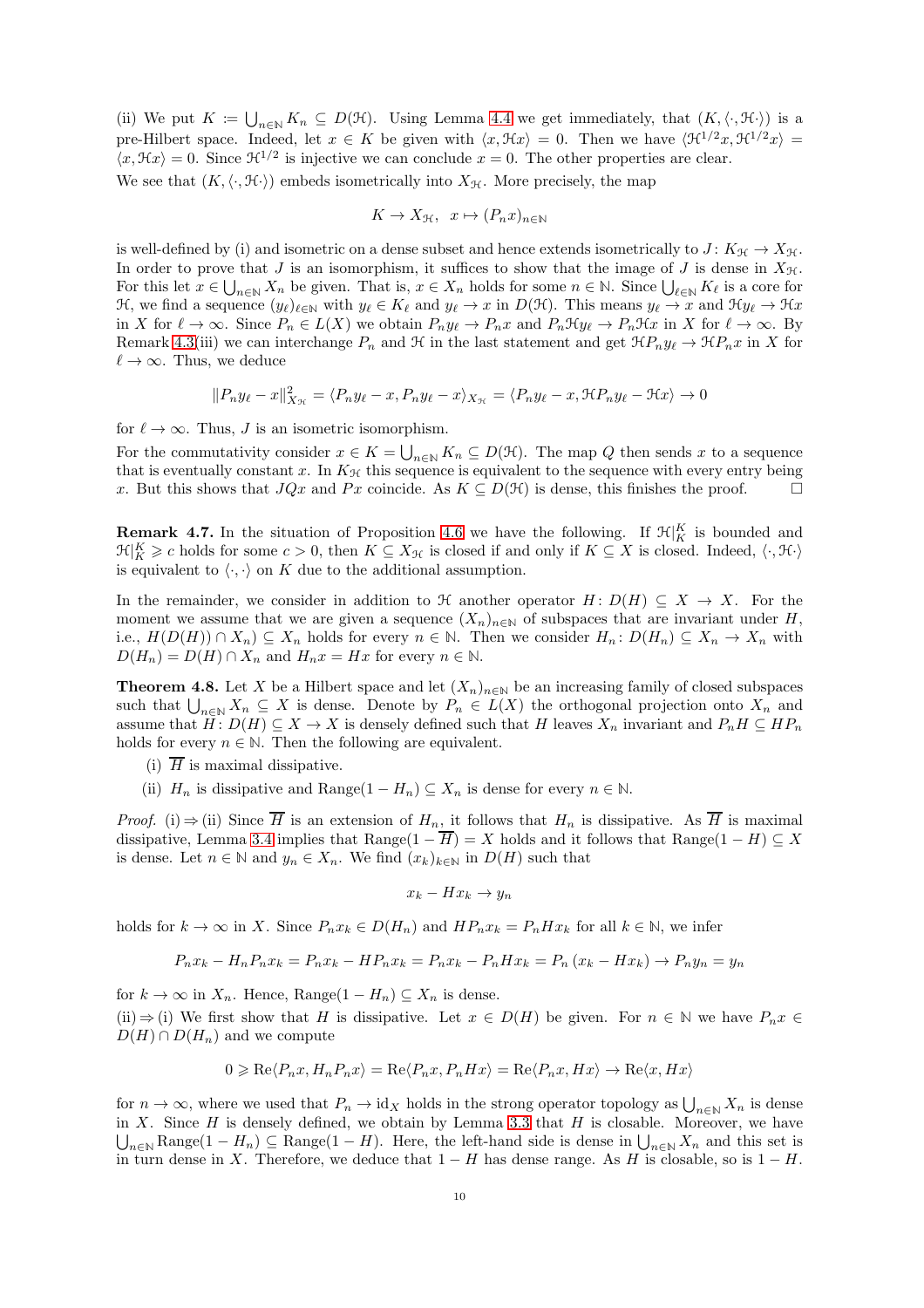(ii) We put $K := \bigcup_{n\in\mathbb{N}} K_n \subseteq D(\mathcal{H})$. Using Lemma 4.4 we get immediately, that $(K, \langle\cdot, \mathcal{H}\cdot\rangle)$ is a pre-Hilbert space. Indeed, let $x \in K$ be given with $\langle x, \mathcal{H}x\rangle = 0$. Then we have $\langle \mathcal{H}^{1/2}x, \mathcal{H}^{1/2}x\rangle = \langle x, \mathcal{H}x\rangle = 0$. Since $\mathcal{H}^{1/2}$ is injective we can conclude $x = 0$. The other properties are clear.

We see that $(K, \langle\cdot, \mathcal{H}\cdot\rangle)$ embeds isometrically into $X_{\mathcal{H}}$. More precisely, the map

$$K \to X_{\mathcal{H}}, \ \ x \mapsto (P_n x)_{n\in\mathbb{N}}$$

is well-defined by (i) and isometric on a dense subset and hence extends isometrically to $J\colon K_{\mathcal{H}} \to X_{\mathcal{H}}$. In order to prove that $J$ is an isomorphism, it suffices to show that the image of $J$ is dense in $X_{\mathcal{H}}$. For this let $x \in \bigcup_{n\in\mathbb{N}} X_n$ be given. That is, $x \in X_n$ holds for some $n \in \mathbb{N}$. Since $\bigcup_{\ell\in\mathbb{N}} K_\ell$ is a core for $\mathcal{H}$, we find a sequence $(y_\ell)_{\ell\in\mathbb{N}}$ with $y_\ell \in K_\ell$ and $y_\ell \to x$ in $D(\mathcal{H})$. This means $y_\ell \to x$ and $\mathcal{H}y_\ell \to \mathcal{H}x$ in $X$ for $\ell \to \infty$. Since $P_n \in L(X)$ we obtain $P_n y_\ell \to P_n x$ and $P_n\mathcal{H}y_\ell \to P_n\mathcal{H}x$ in $X$ for $\ell \to \infty$. By Remark 4.3(iii) we can interchange $P_n$ and $\mathcal{H}$ in the last statement and get $\mathcal{H}P_n y_\ell \to \mathcal{H}P_n x$ in $X$ for $\ell \to \infty$. Thus, we deduce

$$\|P_n y_\ell - x\|^2_{X_{\mathcal{H}}} = \langle P_n y_\ell - x, P_n y_\ell - x\rangle_{X_{\mathcal{H}}} = \langle P_n y_\ell - x, \mathcal{H}P_n y_\ell - \mathcal{H}x\rangle \to 0$$

for $\ell \to \infty$. Thus, $J$ is an isometric isomorphism.

For the commutativity consider $x \in K = \bigcup_{n\in\mathbb{N}} K_n \subseteq D(\mathcal{H})$. The map $Q$ then sends $x$ to a sequence that is eventually constant $x$. In $K_{\mathcal{H}}$ this sequence is equivalent to the sequence with every entry being $x$. But this shows that $JQx$ and $Px$ coincide. As $K \subseteq D(\mathcal{H})$ is dense, this finishes the proof. □

**Remark 4.7.** In the situation of Proposition 4.6 we have the following. If $\mathcal{H}|_K^K$ is bounded and $\mathcal{H}|_K^K \geqslant c$ holds for some $c > 0$, then $K \subseteq X_{\mathcal{H}}$ is closed if and only if $K \subseteq X$ is closed. Indeed, $\langle\cdot, \mathcal{H}\cdot\rangle$ is equivalent to $\langle\cdot,\cdot\rangle$ on $K$ due to the additional assumption.

In the remainder, we consider in addition to $\mathcal{H}$ another operator $H\colon D(H) \subseteq X \to X$. For the moment we assume that we are given a sequence $(X_n)_{n\in\mathbb{N}}$ of subspaces that are invariant under $H$, i.e., $H(D(H)) \cap X_n) \subseteq X_n$ holds for every $n \in \mathbb{N}$. Then we consider $H_n\colon D(H_n) \subseteq X_n \to X_n$ with $D(H_n) = D(H) \cap X_n$ and $H_n x = Hx$ for every $n \in \mathbb{N}$.

**Theorem 4.8.** Let $X$ be a Hilbert space and let $(X_n)_{n\in\mathbb{N}}$ be an increasing family of closed subspaces such that $\bigcup_{n\in\mathbb{N}} X_n \subseteq X$ is dense. Denote by $P_n \in L(X)$ the orthogonal projection onto $X_n$ and assume that $H\colon D(H) \subseteq X \to X$ is densely defined such that $H$ leaves $X_n$ invariant and $P_n H \subseteq HP_n$ holds for every $n \in \mathbb{N}$. Then the following are equivalent.

(i) $\overline{H}$ is maximal dissipative.

(ii) $H_n$ is dissipative and $\operatorname{Range}(1 - H_n) \subseteq X_n$ is dense for every $n \in \mathbb{N}$.

*Proof.* (i) ⇒ (ii) Since $\overline{H}$ is an extension of $H_n$, it follows that $H_n$ is dissipative. As $\overline{H}$ is maximal dissipative, Lemma 3.4 implies that $\operatorname{Range}(1 - \overline{H}) = X$ holds and it follows that $\operatorname{Range}(1 - H) \subseteq X$ is dense. Let $n \in \mathbb{N}$ and $y_n \in X_n$. We find $(x_k)_{k\in\mathbb{N}}$ in $D(H)$ such that

$$x_k - Hx_k \to y_n$$

holds for $k \to \infty$ in $X$. Since $P_n x_k \in D(H_n)$ and $HP_n x_k = P_n H x_k$ for all $k \in \mathbb{N}$, we infer

$$P_n x_k - H_n P_n x_k = P_n x_k - HP_n x_k = P_n x_k - P_n H x_k = P_n(x_k - Hx_k) \to P_n y_n = y_n$$

for $k \to \infty$ in $X_n$. Hence, $\operatorname{Range}(1 - H_n) \subseteq X_n$ is dense.

(ii) ⇒ (i) We first show that $H$ is dissipative. Let $x \in D(H)$ be given. For $n \in \mathbb{N}$ we have $P_n x \in D(H) \cap D(H_n)$ and we compute

$$0 \geqslant \operatorname{Re}\langle P_n x, H_n P_n x\rangle = \operatorname{Re}\langle P_n x, P_n Hx\rangle = \operatorname{Re}\langle P_n x, Hx\rangle \to \operatorname{Re}\langle x, Hx\rangle$$

for $n \to \infty$, where we used that $P_n \to \mathrm{id}_X$ holds in the strong operator topology as $\bigcup_{n\in\mathbb{N}} X_n$ is dense in $X$. Since $H$ is densely defined, we obtain by Lemma 3.3 that $H$ is closable. Moreover, we have $\bigcup_{n\in\mathbb{N}} \operatorname{Range}(1 - H_n) \subseteq \operatorname{Range}(1 - H)$. Here, the left-hand side is dense in $\bigcup_{n\in\mathbb{N}} X_n$ and this set is in turn dense in $X$. Therefore, we deduce that $1 - H$ has dense range. As $H$ is closable, so is $1 - H$.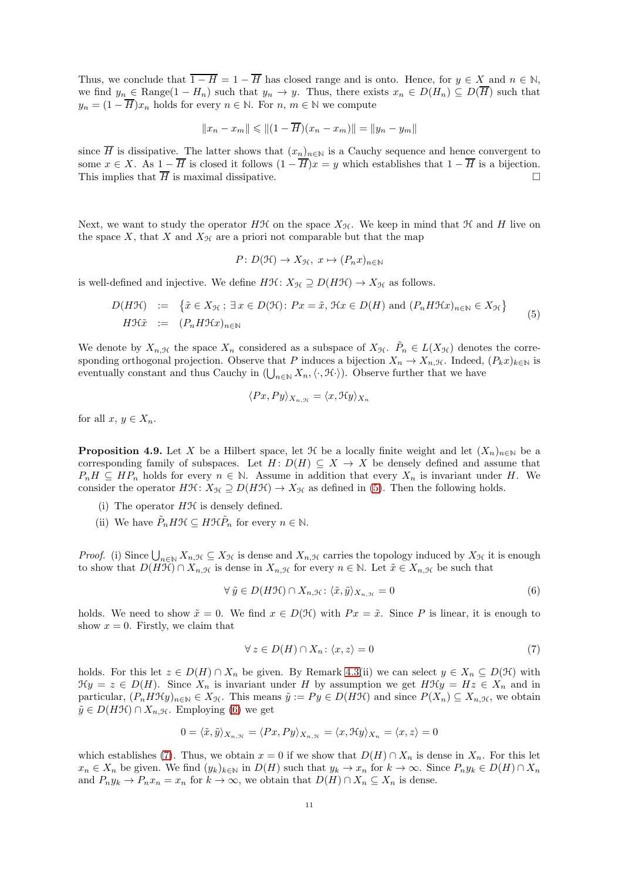Thus, we conclude that $\overline{1-H} = 1-\overline{H}$ has closed range and is onto. Hence, for $y \in X$ and $n \in \mathbb{N}$, we find $y_n \in \operatorname{Range}(1-H_n)$ such that $y_n \to y$. Thus, there exists $x_n \in D(H_n) \subseteq D(\overline{H})$ such that $y_n = (1-\overline{H})x_n$ holds for every $n \in \mathbb{N}$. For $n, m \in \mathbb{N}$ we compute

$$\|x_n - x_m\| \leqslant \|(1-\overline{H})(x_n - x_m)\| = \|y_n - y_m\|$$

since $\overline{H}$ is dissipative. The latter shows that $(x_n)_{n\in\mathbb{N}}$ is a Cauchy sequence and hence convergent to some $x \in X$. As $1-\overline{H}$ is closed it follows $(1-\overline{H})x = y$ which establishes that $1-\overline{H}$ is a bijection. This implies that $\overline{H}$ is maximal dissipative. □

Next, we want to study the operator $H\mathcal{H}$ on the space $X_{\mathcal{H}}$. We keep in mind that $\mathcal{H}$ and $H$ live on the space $X$, that $X$ and $X_{\mathcal{H}}$ are a priori not comparable but that the map

$$P\colon D(\mathcal{H}) \to X_{\mathcal{H}},\ x \mapsto (P_n x)_{n\in\mathbb{N}}$$

is well-defined and injective. We define $H\mathcal{H}\colon X_{\mathcal{H}} \supseteq D(H\mathcal{H}) \to X_{\mathcal{H}}$ as follows.

$$\begin{aligned} D(H\mathcal{H}) &:= \big\{\tilde{x} \in X_{\mathcal{H}}\,;\ \exists\, x \in D(\mathcal{H})\colon Px = \tilde{x},\ \mathcal{H}x \in D(H) \text{ and } (P_n H\mathcal{H}x)_{n\in\mathbb{N}} \in X_{\mathcal{H}}\big\} \\ H\mathcal{H}\tilde{x} &:= (P_n H\mathcal{H}x)_{n\in\mathbb{N}} \end{aligned} \tag{5}$$

We denote by $X_{n,\mathcal{H}}$ the space $X_n$ considered as a subspace of $X_{\mathcal{H}}$. $\tilde{P}_n \in L(X_{\mathcal{H}})$ denotes the corresponding orthogonal projection. Observe that $P$ induces a bijection $X_n \to X_{n,\mathcal{H}}$. Indeed, $(P_k x)_{k\in\mathbb{N}}$ is eventually constant and thus Cauchy in $(\bigcup_{n\in\mathbb{N}} X_n, \langle\cdot, \mathcal{H}\cdot\rangle)$. Observe further that we have

$$\langle Px, Py\rangle_{X_{n,\mathcal{H}}} = \langle x, \mathcal{H}y\rangle_{X_n}$$

for all $x, y \in X_n$.

**Proposition 4.9.** Let $X$ be a Hilbert space, let $\mathcal{H}$ be a locally finite weight and let $(X_n)_{n\in\mathbb{N}}$ be a corresponding family of subspaces. Let $H\colon D(H) \subseteq X \to X$ be densely defined and assume that $P_n H \subseteq H P_n$ holds for every $n \in \mathbb{N}$. Assume in addition that every $X_n$ is invariant under $H$. We consider the operator $H\mathcal{H}\colon X_{\mathcal{H}} \supseteq D(H\mathcal{H}) \to X_{\mathcal{H}}$ as defined in (5). Then the following holds.

(i) The operator $H\mathcal{H}$ is densely defined.

(ii) We have $\tilde{P}_n H\mathcal{H} \subseteq H\mathcal{H}\tilde{P}_n$ for every $n \in \mathbb{N}$.

*Proof.* (i) Since $\bigcup_{n\in\mathbb{N}} X_{n,\mathcal{H}} \subseteq X_{\mathcal{H}}$ is dense and $X_{n,\mathcal{H}}$ carries the topology induced by $X_{\mathcal{H}}$ it is enough to show that $D(H\mathcal{H}) \cap X_{n,\mathcal{H}}$ is dense in $X_{n,\mathcal{H}}$ for every $n \in \mathbb{N}$. Let $\tilde{x} \in X_{n,\mathcal{H}}$ be such that

$$\forall\, \tilde{y} \in D(H\mathcal{H}) \cap X_{n,\mathcal{H}}\colon \langle \tilde{x}, \tilde{y}\rangle_{X_{n,\mathcal{H}}} = 0 \tag{6}$$

holds. We need to show $\tilde{x} = 0$. We find $x \in D(\mathcal{H})$ with $Px = \tilde{x}$. Since $P$ is linear, it is enough to show $x = 0$. Firstly, we claim that

$$\forall\, z \in D(H) \cap X_n\colon \langle x, z\rangle = 0 \tag{7}$$

holds. For this let $z \in D(H) \cap X_n$ be given. By Remark 4.3(ii) we can select $y \in X_n \subseteq D(\mathcal{H})$ with $\mathcal{H}y = z \in D(H)$. Since $X_n$ is invariant under $H$ by assumption we get $H\mathcal{H}y = Hz \in X_n$ and in particular, $(P_n H\mathcal{H}y)_{n\in\mathbb{N}} \in X_{\mathcal{H}}$. This means $\tilde{y} := Py \in D(H\mathcal{H})$ and since $P(X_n) \subseteq X_{n,\mathcal{H}}$, we obtain $\tilde{y} \in D(H\mathcal{H}) \cap X_{n,\mathcal{H}}$. Employing (6) we get

$$0 = \langle \tilde{x}, \tilde{y}\rangle_{X_{n,\mathcal{H}}} = \langle Px, Py\rangle_{X_{n,\mathcal{H}}} = \langle x, \mathcal{H}y\rangle_{X_n} = \langle x, z\rangle = 0$$

which establishes (7). Thus, we obtain $x = 0$ if we show that $D(H) \cap X_n$ is dense in $X_n$. For this let $x_n \in X_n$ be given. We find $(y_k)_{k\in\mathbb{N}}$ in $D(H)$ such that $y_k \to x_n$ for $k \to \infty$. Since $P_n y_k \in D(H) \cap X_n$ and $P_n y_k \to P_n x_n = x_n$ for $k \to \infty$, we obtain that $D(H) \cap X_n \subseteq X_n$ is dense.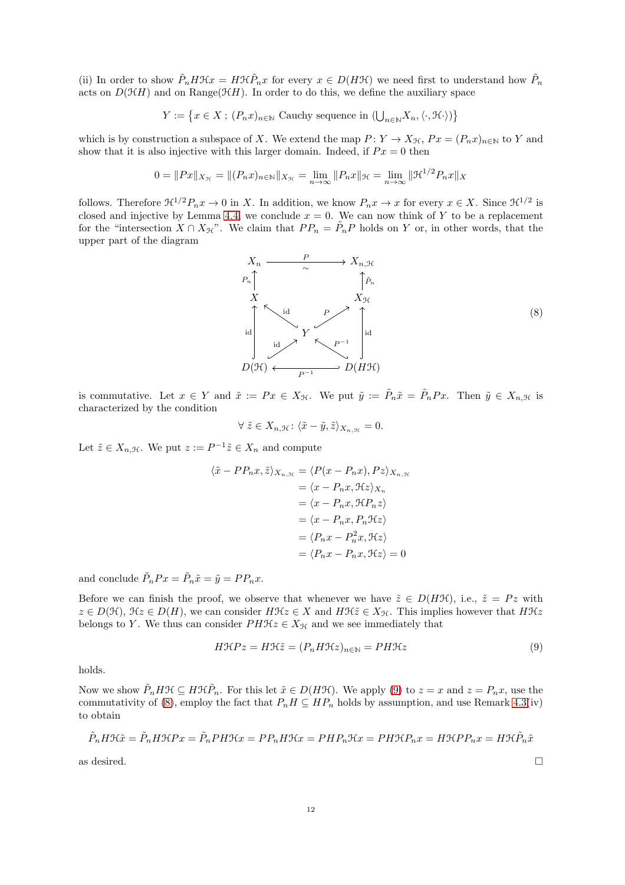(ii) In order to show $\tilde{P}_n H\mathcal{H}x = H\mathcal{H}\tilde{P}_n x$ for every $x \in D(H\mathcal{H})$ we need first to understand how $\tilde{P}_n$ acts on $D(\mathcal{H}H)$ and on $\mathrm{Range}(\mathcal{H}H)$. In order to do this, we define the auxiliary space

$$Y := \big\{x \in X\,;\; (P_n x)_{n\in\mathbb{N}} \text{ Cauchy sequence in } (\textstyle\bigcup_{n\in\mathbb{N}} X_n, \langle\cdot,\mathcal{H}\cdot\rangle)\big\}$$

which is by construction a subspace of $X$. We extend the map $P\colon Y \to X_{\mathcal{H}}$, $Px = (P_n x)_{n\in\mathbb{N}}$ to $Y$ and show that it is also injective with this larger domain. Indeed, if $Px = 0$ then

$$0 = \|Px\|_{X_{\mathcal{H}}} = \|(P_n x)_{n\in\mathbb{N}}\|_{X_{\mathcal{H}}} = \lim_{n\to\infty} \|P_n x\|_{\mathcal{H}} = \lim_{n\to\infty} \|\mathcal{H}^{1/2} P_n x\|_X$$

follows. Therefore $\mathcal{H}^{1/2} P_n x \to 0$ in $X$. In addition, we know $P_n x \to x$ for every $x \in X$. Since $\mathcal{H}^{1/2}$ is closed and injective by Lemma 4.4, we conclude $x = 0$. We can now think of $Y$ to be a replacement for the "intersection $X \cap X_{\mathcal{H}}$". We claim that $PP_n = \tilde{P}_n P$ holds on $Y$ or, in other words, that the upper part of the diagram

$$
\begin{array}{ccccc}
X_n & & \xrightarrow[\sim]{\;\;P\;\;} & & X_{n,\mathcal{H}} \\
{\scriptstyle P_n}\uparrow & & & & \uparrow{\scriptstyle \tilde{P}_n} \\
X & & & & X_{\mathcal{H}} \\
 & \nwarrow^{\mathrm{id}} & & \nearrow^{P} & \\
{\scriptstyle \mathrm{id}}\uparrow & & Y & & \uparrow{\scriptstyle \mathrm{id}} \\
 & \nearrow_{\mathrm{id}} & & \nwarrow_{P^{-1}} & \\
D(\mathcal{H}) & & \xleftarrow[P^{-1}]{\qquad} & & D(H\mathcal{H})
\end{array}
\tag{8}
$$

is commutative. Let $x \in Y$ and $\tilde{x} := Px \in X_{\mathcal{H}}$. We put $\tilde{y} := \tilde{P}_n \tilde{x} = \tilde{P}_n Px$. Then $\tilde{y} \in X_{n,\mathcal{H}}$ is characterized by the condition

$$\forall\, \tilde{z} \in X_{n,\mathcal{H}} \colon \langle \tilde{x} - \tilde{y}, \tilde{z}\rangle_{X_{n,\mathcal{H}}} = 0.$$

Let $\tilde{z} \in X_{n,\mathcal{H}}$. We put $z := P^{-1}\tilde{z} \in X_n$ and compute

$$
\begin{aligned}
\langle \tilde{x} - PP_n x, \tilde{z}\rangle_{X_{n,\mathcal{H}}} &= \langle P(x - P_n x), Pz\rangle_{X_{n,\mathcal{H}}} \\
&= \langle x - P_n x, \mathcal{H}z\rangle_{X_n} \\
&= \langle x - P_n x, \mathcal{H}P_n z\rangle \\
&= \langle x - P_n x, P_n \mathcal{H}z\rangle \\
&= \langle P_n x - P_n^2 x, \mathcal{H}z\rangle \\
&= \langle P_n x - P_n x, \mathcal{H}z\rangle = 0
\end{aligned}
$$

and conclude $\tilde{P}_n Px = \tilde{P}_n \tilde{x} = \tilde{y} = PP_n x$.

Before we can finish the proof, we observe that whenever we have $\tilde{z} \in D(H\mathcal{H})$, i.e., $\tilde{z} = Pz$ with $z \in D(\mathcal{H})$, $\mathcal{H}z \in D(H)$, we can consider $H\mathcal{H}z \in X$ and $H\mathcal{H}\tilde{z} \in X_{\mathcal{H}}$. This implies however that $H\mathcal{H}z$ belongs to $Y$. We thus can consider $PH\mathcal{H}z \in X_{\mathcal{H}}$ and we see immediately that

$$H\mathcal{H}Pz = H\mathcal{H}\tilde{z} = (P_n H\mathcal{H}z)_{n\in\mathbb{N}} = PH\mathcal{H}z \tag{9}$$

holds.

Now we show $\tilde{P}_n H\mathcal{H} \subseteq H\mathcal{H}\tilde{P}_n$. For this let $\tilde{x} \in D(H\mathcal{H})$. We apply (9) to $z = x$ and $z = P_n x$, use the commutativity of (8), employ the fact that $P_n H \subseteq HP_n$ holds by assumption, and use Remark 4.3(iv) to obtain

$$\tilde{P}_n H\mathcal{H}\tilde{x} = \tilde{P}_n H\mathcal{H}Px = \tilde{P}_n PH\mathcal{H}x = PP_n H\mathcal{H}x = PHP_n\mathcal{H}x = PH\mathcal{H}P_n x = H\mathcal{H}PP_n x = H\mathcal{H}\tilde{P}_n\tilde{x}$$

as desired. $\square$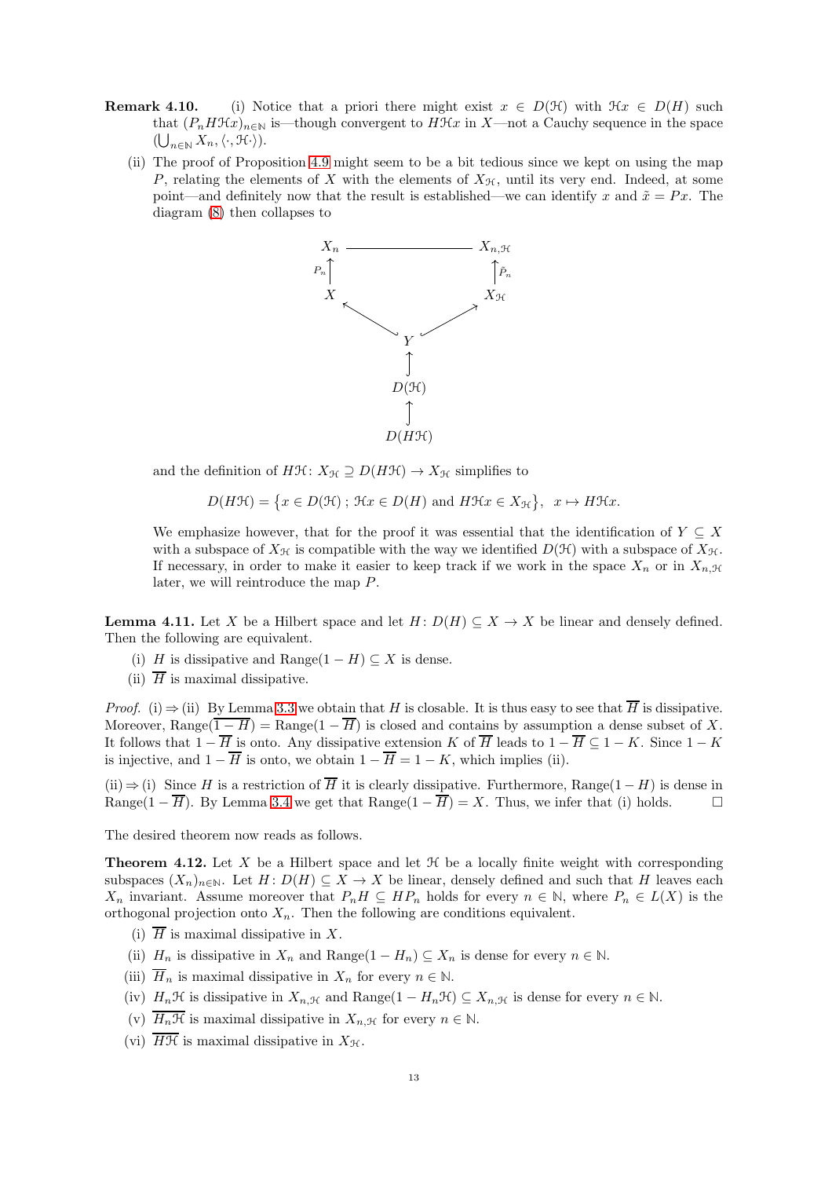**Remark 4.10.** (i) Notice that a priori there might exist $x \in D(\mathcal{H})$ with $\mathcal{H}x \in D(H)$ such that $(P_n H\mathcal{H}x)_{n\in\mathbb{N}}$ is—though convergent to $H\mathcal{H}x$ in $X$—not a Cauchy sequence in the space $(\bigcup_{n\in\mathbb{N}} X_n, \langle\cdot, \mathcal{H}\cdot\rangle)$.

(ii) The proof of Proposition 4.9 might seem to be a bit tedious since we kept on using the map $P$, relating the elements of $X$ with the elements of $X_{\mathcal{H}}$, until its very end. Indeed, at some point—and definitely now that the result is established—we can identify $x$ and $\tilde{x} = Px$. The diagram (8) then collapses to

$$
\begin{array}{ccccc}
X_n & & \text{———————} & & X_{n,\mathcal{H}} \\
{\scriptstyle P_n}\uparrow & & & & \uparrow{\scriptstyle \tilde{P}_n} \\
X & & & & X_{\mathcal{H}} \\
& \nwarrow & & \nearrow & \\
& & Y & & \\
& & \uparrow & & \\
& & D(\mathcal{H}) & & \\
& & \uparrow & & \\
& & D(H\mathcal{H}) & &
\end{array}
$$

and the definition of $H\mathcal{H}\colon X_{\mathcal{H}} \supseteq D(H\mathcal{H}) \to X_{\mathcal{H}}$ simplifies to

$$
D(H\mathcal{H}) = \{x \in D(\mathcal{H})\,;\, \mathcal{H}x \in D(H) \text{ and } H\mathcal{H}x \in X_{\mathcal{H}}\}, \quad x \mapsto H\mathcal{H}x.
$$

We emphasize however, that for the proof it was essential that the identification of $Y \subseteq X$ with a subspace of $X_{\mathcal{H}}$ is compatible with the way we identified $D(\mathcal{H})$ with a subspace of $X_{\mathcal{H}}$. If necessary, in order to make it easier to keep track if we work in the space $X_n$ or in $X_{n,\mathcal{H}}$ later, we will reintroduce the map $P$.

**Lemma 4.11.** *Let $X$ be a Hilbert space and let $H\colon D(H) \subseteq X \to X$ be linear and densely defined. Then the following are equivalent.*

(i) *$H$ is dissipative and $\operatorname{Range}(1-H) \subseteq X$ is dense.*

(ii) *$\overline{H}$ is maximal dissipative.*

*Proof.* (i) $\Rightarrow$ (ii) By Lemma 3.3 we obtain that $H$ is closable. It is thus easy to see that $\overline{H}$ is dissipative. Moreover, $\operatorname{Range}(\overline{1-H}) = \operatorname{Range}(1-\overline{H})$ is closed and contains by assumption a dense subset of $X$. It follows that $1-\overline{H}$ is onto. Any dissipative extension $K$ of $\overline{H}$ leads to $1-\overline{H} \subseteq 1-K$. Since $1-K$ is injective, and $1-\overline{H}$ is onto, we obtain $1-\overline{H} = 1-K$, which implies (ii).

(ii) $\Rightarrow$ (i) Since $H$ is a restriction of $\overline{H}$ it is clearly dissipative. Furthermore, $\operatorname{Range}(1-H)$ is dense in $\operatorname{Range}(1-\overline{H})$. By Lemma 3.4 we get that $\operatorname{Range}(1-\overline{H}) = X$. Thus, we infer that (i) holds. $\square$

The desired theorem now reads as follows.

**Theorem 4.12.** *Let $X$ be a Hilbert space and let $\mathcal{H}$ be a locally finite weight with corresponding subspaces $(X_n)_{n\in\mathbb{N}}$. Let $H\colon D(H) \subseteq X \to X$ be linear, densely defined and such that $H$ leaves each $X_n$ invariant. Assume moreover that $P_nH \subseteq HP_n$ holds for every $n \in \mathbb{N}$, where $P_n \in L(X)$ is the orthogonal projection onto $X_n$. Then the following are conditions equivalent.*

(i) *$\overline{H}$ is maximal dissipative in $X$.*

(ii) *$H_n$ is dissipative in $X_n$ and $\operatorname{Range}(1-H_n) \subseteq X_n$ is dense for every $n \in \mathbb{N}$.*

(iii) *$\overline{H}_n$ is maximal dissipative in $X_n$ for every $n \in \mathbb{N}$.*

(iv) *$H_n\mathcal{H}$ is dissipative in $X_{n,\mathcal{H}}$ and $\operatorname{Range}(1-H_n\mathcal{H}) \subseteq X_{n,\mathcal{H}}$ is dense for every $n \in \mathbb{N}$.*

(v) *$\overline{H_n\mathcal{H}}$ is maximal dissipative in $X_{n,\mathcal{H}}$ for every $n \in \mathbb{N}$.*

(vi) *$\overline{H\mathcal{H}}$ is maximal dissipative in $X_{\mathcal{H}}$.*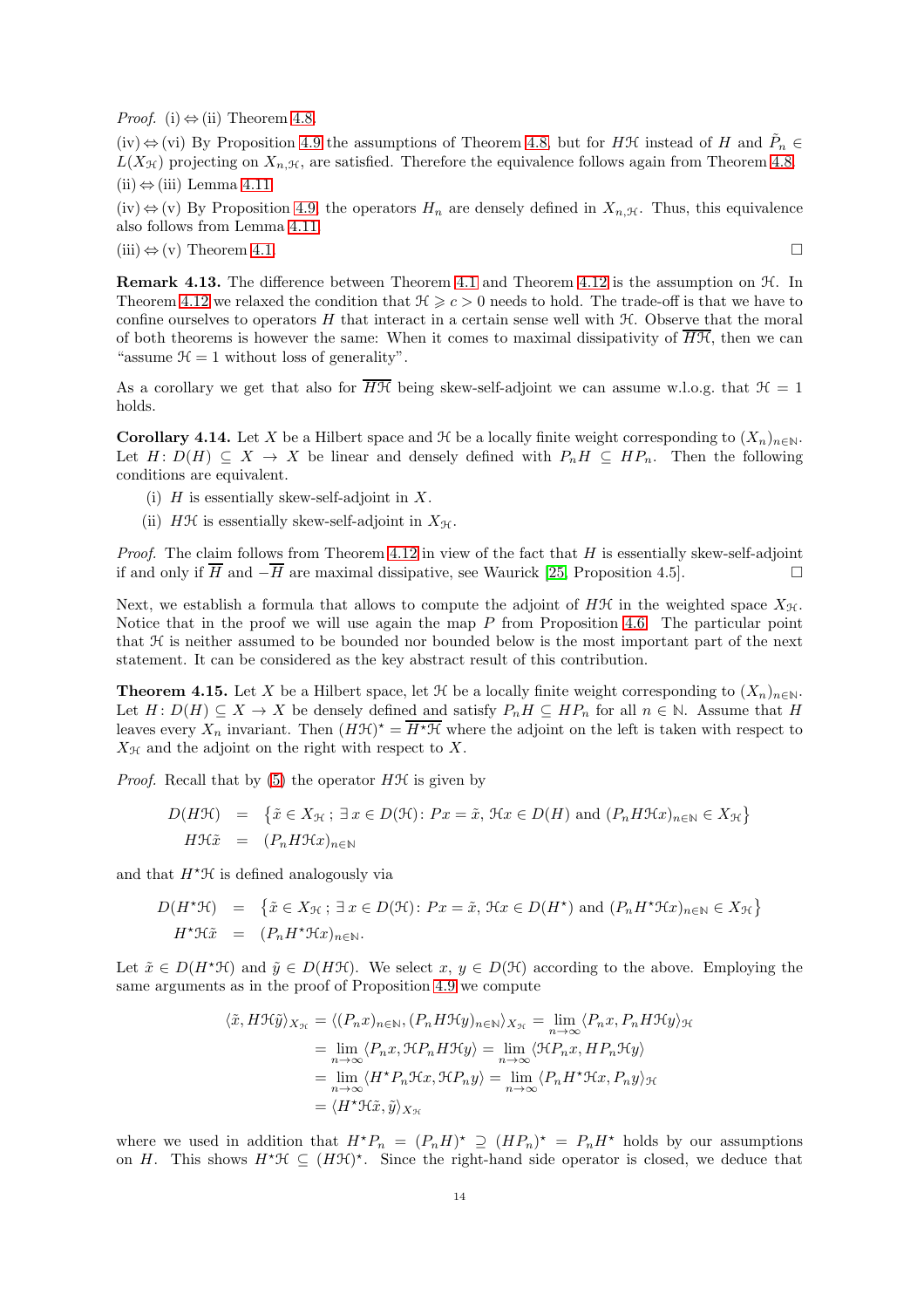*Proof.* (i) ⇔ (ii) Theorem 4.8.

(iv) ⇔ (vi) By Proposition 4.9 the assumptions of Theorem 4.8, but for $H\mathcal{H}$ instead of $H$ and $\tilde{P}_n \in L(X_{\mathcal{H}})$ projecting on $X_{n,\mathcal{H}}$, are satisfied. Therefore the equivalence follows again from Theorem 4.8.

(ii) ⇔ (iii) Lemma 4.11.

(iv) ⇔ (v) By Proposition 4.9, the operators $H_n$ are densely defined in $X_{n,\mathcal{H}}$. Thus, this equivalence also follows from Lemma 4.11.

(iii) ⇔ (v) Theorem 4.1. □

**Remark 4.13.** The difference between Theorem 4.1 and Theorem 4.12 is the assumption on $\mathcal{H}$. In Theorem 4.12 we relaxed the condition that $\mathcal{H} \geqslant c > 0$ needs to hold. The trade-off is that we have to confine ourselves to operators $H$ that interact in a certain sense well with $\mathcal{H}$. Observe that the moral of both theorems is however the same: When it comes to maximal dissipativity of $\overline{H\mathcal{H}}$, then we can "assume $\mathcal{H} = 1$ without loss of generality".

As a corollary we get that also for $\overline{H\mathcal{H}}$ being skew-self-adjoint we can assume w.l.o.g. that $\mathcal{H} = 1$ holds.

**Corollary 4.14.** Let $X$ be a Hilbert space and $\mathcal{H}$ be a locally finite weight corresponding to $(X_n)_{n\in\mathbb{N}}$. Let $H\colon D(H) \subseteq X \to X$ be linear and densely defined with $P_n H \subseteq H P_n$. Then the following conditions are equivalent.

(i) $H$ is essentially skew-self-adjoint in $X$.

(ii) $H\mathcal{H}$ is essentially skew-self-adjoint in $X_{\mathcal{H}}$.

*Proof.* The claim follows from Theorem 4.12 in view of the fact that $H$ is essentially skew-self-adjoint if and only if $\overline{H}$ and $-\overline{H}$ are maximal dissipative, see Waurick [25, Proposition 4.5]. □

Next, we establish a formula that allows to compute the adjoint of $H\mathcal{H}$ in the weighted space $X_{\mathcal{H}}$. Notice that in the proof we will use again the map $P$ from Proposition 4.6. The particular point that $\mathcal{H}$ is neither assumed to be bounded nor bounded below is the most important part of the next statement. It can be considered as the key abstract result of this contribution.

**Theorem 4.15.** Let $X$ be a Hilbert space, let $\mathcal{H}$ be a locally finite weight corresponding to $(X_n)_{n\in\mathbb{N}}$. Let $H\colon D(H) \subseteq X \to X$ be densely defined and satisfy $P_n H \subseteq H P_n$ for all $n \in \mathbb{N}$. Assume that $H$ leaves every $X_n$ invariant. Then $(H\mathcal{H})^\star = \overline{H^\star\mathcal{H}}$ where the adjoint on the left is taken with respect to $X_{\mathcal{H}}$ and the adjoint on the right with respect to $X$.

*Proof.* Recall that by (5) the operator $H\mathcal{H}$ is given by

$$
\begin{aligned}
D(H\mathcal{H}) &= \big\{\tilde{x} \in X_{\mathcal{H}}\,;\, \exists\, x \in D(\mathcal{H})\colon Px = \tilde{x},\, \mathcal{H}x \in D(H) \text{ and } (P_n H\mathcal{H}x)_{n\in\mathbb{N}} \in X_{\mathcal{H}}\big\}\\
H\mathcal{H}\tilde{x} &= (P_n H\mathcal{H}x)_{n\in\mathbb{N}}
\end{aligned}
$$

and that $H^\star\mathcal{H}$ is defined analogously via

$$
\begin{aligned}
D(H^\star\mathcal{H}) &= \big\{\tilde{x} \in X_{\mathcal{H}}\,;\, \exists\, x \in D(\mathcal{H})\colon Px = \tilde{x},\, \mathcal{H}x \in D(H^\star) \text{ and } (P_n H^\star\mathcal{H}x)_{n\in\mathbb{N}} \in X_{\mathcal{H}}\big\}\\
H^\star\mathcal{H}\tilde{x} &= (P_n H^\star\mathcal{H}x)_{n\in\mathbb{N}}.
\end{aligned}
$$

Let $\tilde{x} \in D(H^\star\mathcal{H})$ and $\tilde{y} \in D(H\mathcal{H})$. We select $x,\, y \in D(\mathcal{H})$ according to the above. Employing the same arguments as in the proof of Proposition 4.9 we compute

$$
\begin{aligned}
\langle \tilde{x}, H\mathcal{H}\tilde{y}\rangle_{X_{\mathcal{H}}} &= \langle (P_n x)_{n\in\mathbb{N}}, (P_n H\mathcal{H}y)_{n\in\mathbb{N}}\rangle_{X_{\mathcal{H}}} = \lim_{n\to\infty} \langle P_n x, P_n H\mathcal{H}y\rangle_{\mathcal{H}}\\
&= \lim_{n\to\infty} \langle P_n x, \mathcal{H}P_n H\mathcal{H}y\rangle = \lim_{n\to\infty} \langle \mathcal{H}P_n x, HP_n\mathcal{H}y\rangle\\
&= \lim_{n\to\infty} \langle H^\star P_n\mathcal{H}x, \mathcal{H}P_n y\rangle = \lim_{n\to\infty} \langle P_n H^\star\mathcal{H}x, P_n y\rangle_{\mathcal{H}}\\
&= \langle H^\star\mathcal{H}\tilde{x}, \tilde{y}\rangle_{X_{\mathcal{H}}}
\end{aligned}
$$

where we used in addition that $H^\star P_n = (P_n H)^\star \supseteq (HP_n)^\star = P_n H^\star$ holds by our assumptions on $H$. This shows $H^\star\mathcal{H} \subseteq (H\mathcal{H})^\star$. Since the right-hand side operator is closed, we deduce that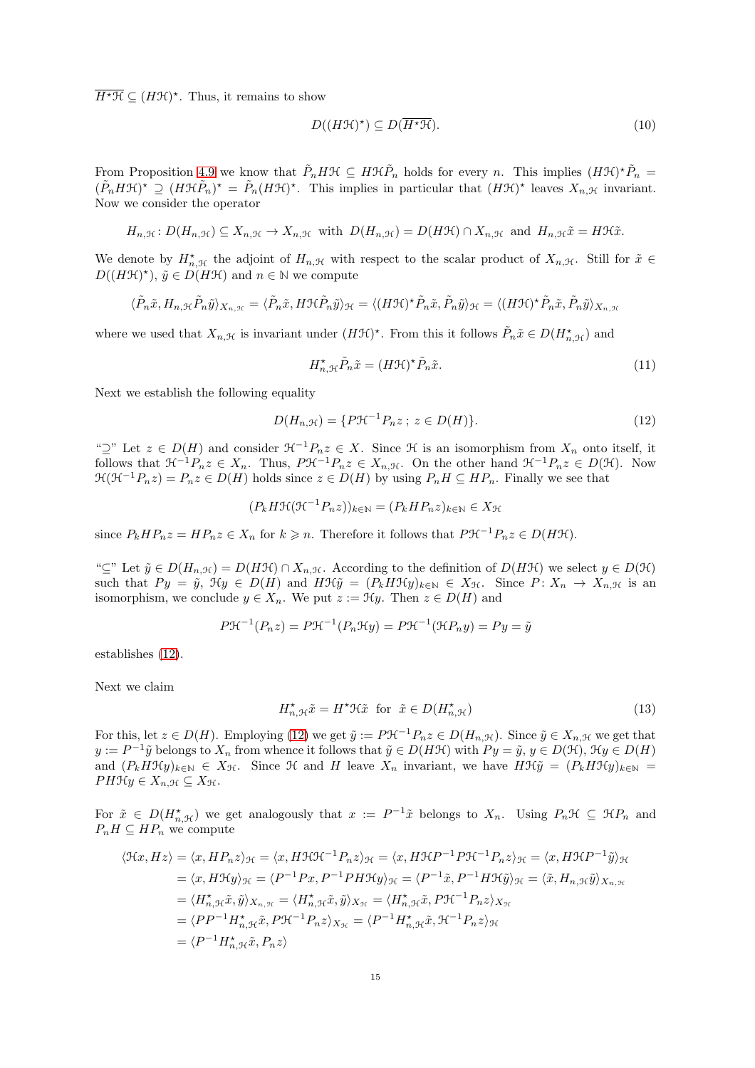$\overline{H^\star \mathcal{H}} \subseteq (H\mathcal{H})^\star$. Thus, it remains to show

$$D((H\mathcal{H})^\star) \subseteq D(\overline{H^\star \mathcal{H}}). \tag{10}$$

From Proposition 4.9 we know that $\tilde{P}_n H\mathcal{H} \subseteq H\mathcal{H}\tilde{P}_n$ holds for every $n$. This implies $(H\mathcal{H})^\star \tilde{P}_n = (\tilde{P}_n H\mathcal{H})^\star \supseteq (H\mathcal{H}\tilde{P}_n)^\star = \tilde{P}_n (H\mathcal{H})^\star$. This implies in particular that $(H\mathcal{H})^\star$ leaves $X_{n,\mathcal{H}}$ invariant. Now we consider the operator

$$H_{n,\mathcal{H}} \colon D(H_{n,\mathcal{H}}) \subseteq X_{n,\mathcal{H}} \to X_{n,\mathcal{H}} \text{ with } D(H_{n,\mathcal{H}}) = D(H\mathcal{H}) \cap X_{n,\mathcal{H}} \text{ and } H_{n,\mathcal{H}}\tilde{x} = H\mathcal{H}\tilde{x}.$$

We denote by $H^\star_{n,\mathcal{H}}$ the adjoint of $H_{n,\mathcal{H}}$ with respect to the scalar product of $X_{n,\mathcal{H}}$. Still for $\tilde{x} \in D((H\mathcal{H})^\star)$, $\tilde{y} \in D(H\mathcal{H})$ and $n \in \mathbb{N}$ we compute

$$\langle \tilde{P}_n\tilde{x}, H_{n,\mathcal{H}}\tilde{P}_n\tilde{y}\rangle_{X_{n,\mathcal{H}}} = \langle \tilde{P}_n\tilde{x}, H\mathcal{H}\tilde{P}_n\tilde{y}\rangle_{\mathcal{H}} = \langle (H\mathcal{H})^\star\tilde{P}_n\tilde{x}, \tilde{P}_n\tilde{y}\rangle_{\mathcal{H}} = \langle (H\mathcal{H})^\star\tilde{P}_n\tilde{x}, \tilde{P}_n\tilde{y}\rangle_{X_{n,\mathcal{H}}}$$

where we used that $X_{n,\mathcal{H}}$ is invariant under $(H\mathcal{H})^\star$. From this it follows $\tilde{P}_n\tilde{x} \in D(H^\star_{n,\mathcal{H}})$ and

$$H^\star_{n,\mathcal{H}}\tilde{P}_n\tilde{x} = (H\mathcal{H})^\star\tilde{P}_n\tilde{x}. \tag{11}$$

Next we establish the following equality

$$D(H_{n,\mathcal{H}}) = \{P\mathcal{H}^{-1}P_n z\,;\, z \in D(H)\}. \tag{12}$$

"$\supseteq$" Let $z \in D(H)$ and consider $\mathcal{H}^{-1}P_n z \in X$. Since $\mathcal{H}$ is an isomorphism from $X_n$ onto itself, it follows that $\mathcal{H}^{-1}P_n z \in X_n$. Thus, $P\mathcal{H}^{-1}P_n z \in X_{n,\mathcal{H}}$. On the other hand $\mathcal{H}^{-1}P_n z \in D(\mathcal{H})$. Now $\mathcal{H}(\mathcal{H}^{-1}P_n z) = P_n z \in D(H)$ holds since $z \in D(H)$ by using $P_n H \subseteq HP_n$. Finally we see that

$$(P_k H\mathcal{H}(\mathcal{H}^{-1}P_n z))_{k\in\mathbb{N}} = (P_k HP_n z)_{k\in\mathbb{N}} \in X_{\mathcal{H}}$$

since $P_k HP_n z = HP_n z \in X_n$ for $k \geqslant n$. Therefore it follows that $P\mathcal{H}^{-1}P_n z \in D(H\mathcal{H})$.

"$\subseteq$" Let $\tilde{y} \in D(H_{n,\mathcal{H}}) = D(H\mathcal{H}) \cap X_{n,\mathcal{H}}$. According to the definition of $D(H\mathcal{H})$ we select $y \in D(\mathcal{H})$ such that $Py = \tilde{y}$, $\mathcal{H}y \in D(H)$ and $H\mathcal{H}\tilde{y} = (P_k H\mathcal{H}y)_{k\in\mathbb{N}} \in X_{\mathcal{H}}$. Since $P\colon X_n \to X_{n,\mathcal{H}}$ is an isomorphism, we conclude $y \in X_n$. We put $z := \mathcal{H}y$. Then $z \in D(H)$ and

$$P\mathcal{H}^{-1}(P_n z) = P\mathcal{H}^{-1}(P_n\mathcal{H}y) = P\mathcal{H}^{-1}(\mathcal{H}P_n y) = Py = \tilde{y}$$

establishes (12).

Next we claim

$$H^\star_{n,\mathcal{H}}\tilde{x} = H^\star\mathcal{H}\tilde{x} \text{ for } \tilde{x} \in D(H^\star_{n,\mathcal{H}}) \tag{13}$$

For this, let $z \in D(H)$. Employing (12) we get $\tilde{y} := P\mathcal{H}^{-1}P_n z \in D(H_{n,\mathcal{H}})$. Since $\tilde{y} \in X_{n,\mathcal{H}}$ we get that $y := P^{-1}\tilde{y}$ belongs to $X_n$ from whence it follows that $\tilde{y} \in D(H\mathcal{H})$ with $Py = \tilde{y}$, $y \in D(\mathcal{H})$, $\mathcal{H}y \in D(H)$ and $(P_k H\mathcal{H}y)_{k\in\mathbb{N}} \in X_{\mathcal{H}}$. Since $\mathcal{H}$ and $H$ leave $X_n$ invariant, we have $H\mathcal{H}\tilde{y} = (P_k H\mathcal{H}y)_{k\in\mathbb{N}} = PH\mathcal{H}y \in X_{n,\mathcal{H}} \subseteq X_{\mathcal{H}}$.

For $\tilde{x} \in D(H^\star_{n,\mathcal{H}})$ we get analogously that $x := P^{-1}\tilde{x}$ belongs to $X_n$. Using $P_n\mathcal{H} \subseteq \mathcal{H}P_n$ and $P_n H \subseteq HP_n$ we compute

$$\begin{aligned}
\langle \mathcal{H}x, Hz\rangle &= \langle x, HP_n z\rangle_{\mathcal{H}} = \langle x, H\mathcal{H}\mathcal{H}^{-1}P_n z\rangle_{\mathcal{H}} = \langle x, H\mathcal{H}P^{-1}P\mathcal{H}^{-1}P_n z\rangle_{\mathcal{H}} = \langle x, H\mathcal{H}P^{-1}\tilde{y}\rangle_{\mathcal{H}} \\
&= \langle x, H\mathcal{H}y\rangle_{\mathcal{H}} = \langle P^{-1}Px, P^{-1}PH\mathcal{H}y\rangle_{\mathcal{H}} = \langle P^{-1}\tilde{x}, P^{-1}H\mathcal{H}\tilde{y}\rangle_{\mathcal{H}} = \langle \tilde{x}, H_{n,\mathcal{H}}\tilde{y}\rangle_{X_{n,\mathcal{H}}} \\
&= \langle H^\star_{n,\mathcal{H}}\tilde{x}, \tilde{y}\rangle_{X_{n,\mathcal{H}}} = \langle H^\star_{n,\mathcal{H}}\tilde{x}, \tilde{y}\rangle_{X_{\mathcal{H}}} = \langle H^\star_{n,\mathcal{H}}\tilde{x}, P\mathcal{H}^{-1}P_n z\rangle_{X_{\mathcal{H}}} \\
&= \langle PP^{-1}H^\star_{n,\mathcal{H}}\tilde{x}, P\mathcal{H}^{-1}P_n z\rangle_{X_{\mathcal{H}}} = \langle P^{-1}H^\star_{n,\mathcal{H}}\tilde{x}, \mathcal{H}^{-1}P_n z\rangle_{\mathcal{H}} \\
&= \langle P^{-1}H^\star_{n,\mathcal{H}}\tilde{x}, P_n z\rangle
\end{aligned}$$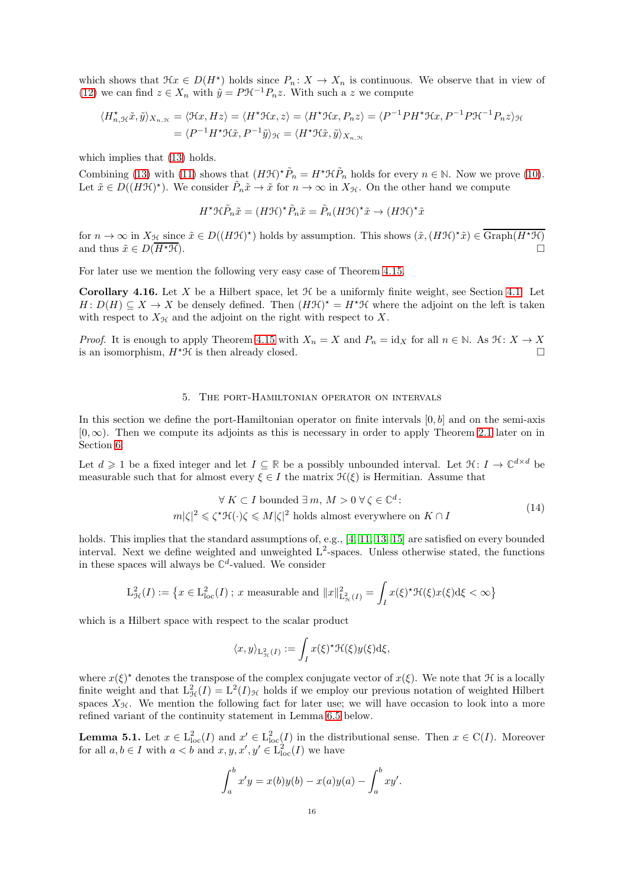which shows that $\mathcal{H}x \in D(H^\star)$ holds since $P_n\colon X \to X_n$ is continuous. We observe that in view of (12) we can find $z \in X_n$ with $\tilde{y} = P\mathcal{H}^{-1}P_n z$. With such a $z$ we compute

$$\begin{aligned}\langle H^\star_{n,\mathcal{H}}\tilde{x}, \tilde{y}\rangle_{X_{n,\mathcal{H}}} &= \langle \mathcal{H}x, Hz\rangle = \langle H^\star\mathcal{H}x, z\rangle = \langle H^\star\mathcal{H}x, P_n z\rangle = \langle P^{-1}PH^\star\mathcal{H}x, P^{-1}P\mathcal{H}^{-1}P_n z\rangle_{\mathcal{H}}\\ &= \langle P^{-1}H^\star\mathcal{H}\tilde{x}, P^{-1}\tilde{y}\rangle_{\mathcal{H}} = \langle H^\star\mathcal{H}\tilde{x}, \tilde{y}\rangle_{X_{n,\mathcal{H}}}\end{aligned}$$

which implies that (13) holds.

Combining (13) with (11) shows that $(H\mathcal{H})^\star\tilde{P}_n = H^\star\mathcal{H}\tilde{P}_n$ holds for every $n \in \mathbb{N}$. Now we prove (10). Let $\tilde{x} \in D((H\mathcal{H})^\star)$. We consider $\tilde{P}_n\tilde{x} \to \tilde{x}$ for $n \to \infty$ in $X_{\mathcal{H}}$. On the other hand we compute

$$H^\star\mathcal{H}\tilde{P}_n\tilde{x} = (H\mathcal{H})^\star\tilde{P}_n\tilde{x} = \tilde{P}_n(H\mathcal{H})^\star\tilde{x} \to (H\mathcal{H})^\star\tilde{x}$$

for $n \to \infty$ in $X_{\mathcal{H}}$ since $\tilde{x} \in D((H\mathcal{H})^\star)$ holds by assumption. This shows $(\tilde{x}, (H\mathcal{H})^\star\tilde{x}) \in \overline{\operatorname{Graph}(H^\star\mathcal{H})}$ and thus $\tilde{x} \in D(\overline{H^\star\mathcal{H}})$. □

For later use we mention the following very easy case of Theorem 4.15.

**Corollary 4.16.** Let $X$ be a Hilbert space, let $\mathcal{H}$ be a uniformly finite weight, see Section 4.1. Let $H\colon D(H) \subseteq X \to X$ be densely defined. Then $(H\mathcal{H})^\star = H^\star\mathcal{H}$ where the adjoint on the left is taken with respect to $X_{\mathcal{H}}$ and the adjoint on the right with respect to $X$.

*Proof.* It is enough to apply Theorem 4.15 with $X_n = X$ and $P_n = \mathrm{id}_X$ for all $n \in \mathbb{N}$. As $\mathcal{H}\colon X \to X$ is an isomorphism, $H^\star\mathcal{H}$ is then already closed. □

## 5. The port-Hamiltonian operator on intervals

In this section we define the port-Hamiltonian operator on finite intervals $[0, b]$ and on the semi-axis $[0, \infty)$. Then we compute its adjoints as this is necessary in order to apply Theorem 2.1 later on in Section 6.

Let $d \geqslant 1$ be a fixed integer and let $I \subseteq \mathbb{R}$ be a possibly unbounded interval. Let $\mathcal{H}\colon I \to \mathbb{C}^{d\times d}$ be measurable such that for almost every $\xi \in I$ the matrix $\mathcal{H}(\xi)$ is Hermitian. Assume that

$$\begin{gathered}\forall\, K \subset I \text{ bounded } \exists\, m,\, M > 0\; \forall\, \zeta \in \mathbb{C}^d\colon\\ m|\zeta|^2 \leqslant \zeta^\star\mathcal{H}(\cdot)\zeta \leqslant M|\zeta|^2 \text{ holds almost everywhere on } K \cap I\end{gathered} \tag{14}$$

holds. This implies that the standard assumptions of, e.g., [4, 11, 13, 15] are satisfied on every bounded interval. Next we define weighted and unweighted $\mathrm{L}^2$-spaces. Unless otherwise stated, the functions in these spaces will always be $\mathbb{C}^d$-valued. We consider

$$\mathrm{L}^2_{\mathcal{H}}(I) := \big\{x \in \mathrm{L}^2_{\mathrm{loc}}(I)\,;\, x \text{ measurable and } \|x\|^2_{\mathrm{L}^2_{\mathcal{H}}(I)} = \int_I x(\xi)^\star\mathcal{H}(\xi)x(\xi)\mathrm{d}\xi < \infty\big\}$$

which is a Hilbert space with respect to the scalar product

$$\langle x, y\rangle_{\mathrm{L}^2_{\mathcal{H}}(I)} := \int_I x(\xi)^\star\mathcal{H}(\xi)y(\xi)\mathrm{d}\xi,$$

where $x(\xi)^\star$ denotes the transpose of the complex conjugate vector of $x(\xi)$. We note that $\mathcal{H}$ is a locally finite weight and that $\mathrm{L}^2_{\mathcal{H}}(I) = \mathrm{L}^2(I)_{\mathcal{H}}$ holds if we employ our previous notation of weighted Hilbert spaces $X_{\mathcal{H}}$. We mention the following fact for later use; we will have occasion to look into a more refined variant of the continuity statement in Lemma 6.5 below.

**Lemma 5.1.** Let $x \in \mathrm{L}^2_{\mathrm{loc}}(I)$ and $x' \in \mathrm{L}^2_{\mathrm{loc}}(I)$ in the distributional sense. Then $x \in \mathrm{C}(I)$. Moreover for all $a, b \in I$ with $a < b$ and $x, y, x', y' \in \mathrm{L}^2_{\mathrm{loc}}(I)$ we have

$$\int_a^b x'y = x(b)y(b) - x(a)y(a) - \int_a^b xy'.$$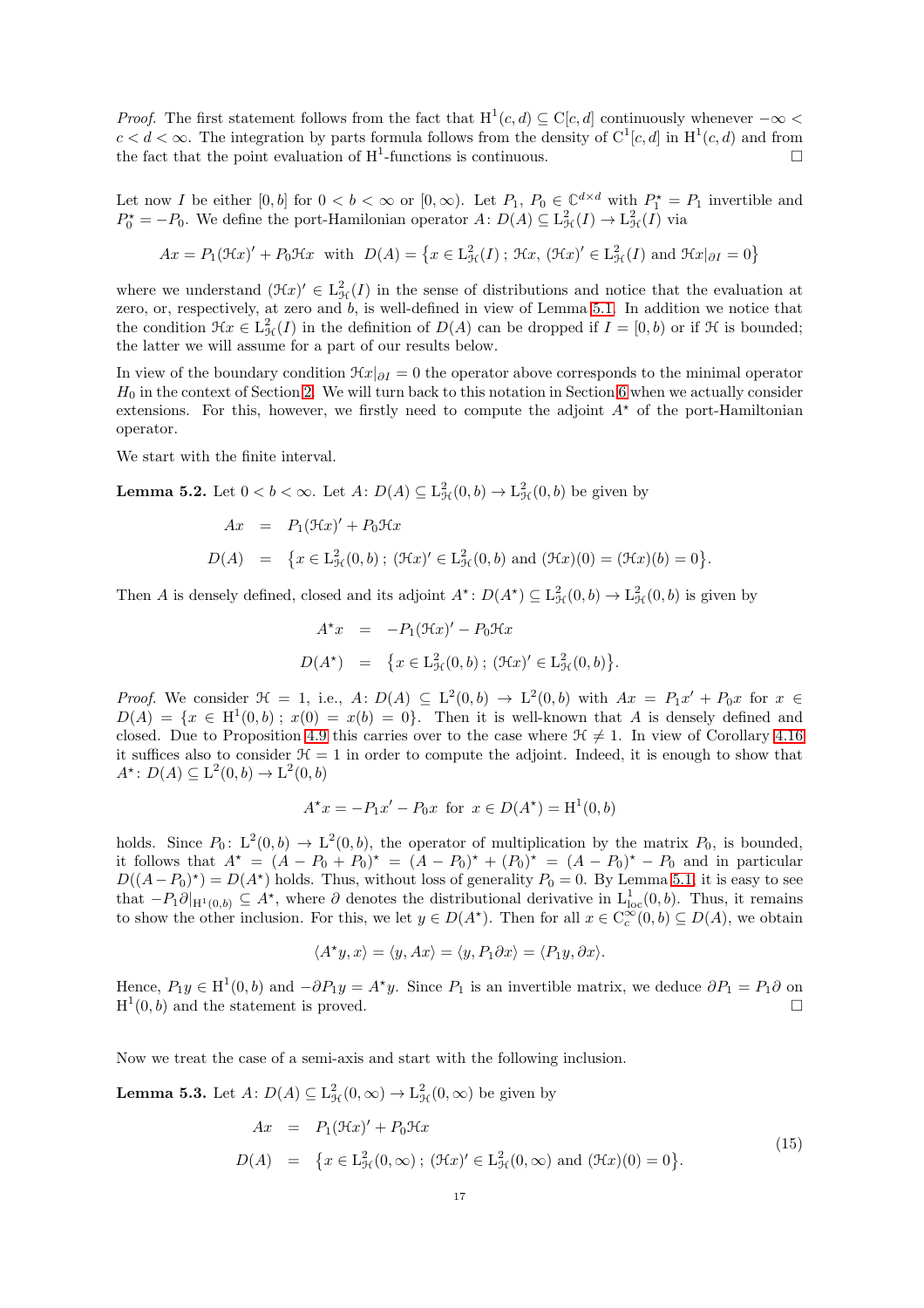*Proof.* The first statement follows from the fact that $\mathrm{H}^1(c,d) \subseteq \mathrm{C}[c,d]$ continuously whenever $-\infty < c < d < \infty$. The integration by parts formula follows from the density of $\mathrm{C}^1[c,d]$ in $\mathrm{H}^1(c,d)$ and from the fact that the point evaluation of $\mathrm{H}^1$-functions is continuous. □

Let now $I$ be either $[0,b]$ for $0 < b < \infty$ or $[0,\infty)$. Let $P_1, P_0 \in \mathbb{C}^{d\times d}$ with $P_1^\star = P_1$ invertible and $P_0^\star = -P_0$. We define the port-Hamilonian operator $A\colon D(A) \subseteq \mathrm{L}^2_{\mathcal{H}}(I) \to \mathrm{L}^2_{\mathcal{H}}(I)$ via

$$Ax = P_1(\mathcal{H}x)' + P_0\mathcal{H}x \;\text{ with }\; D(A) = \big\{x \in \mathrm{L}^2_{\mathcal{H}}(I)\,;\, \mathcal{H}x,\, (\mathcal{H}x)' \in \mathrm{L}^2_{\mathcal{H}}(I) \text{ and } \mathcal{H}x|_{\partial I} = 0\big\}$$

where we understand $(\mathcal{H}x)' \in \mathrm{L}^2_{\mathcal{H}}(I)$ in the sense of distributions and notice that the evaluation at zero, or, respectively, at zero and $b$, is well-defined in view of Lemma 5.1. In addition we notice that the condition $\mathcal{H}x \in \mathrm{L}^2_{\mathcal{H}}(I)$ in the definition of $D(A)$ can be dropped if $I = [0,b)$ or if $\mathcal{H}$ is bounded; the latter we will assume for a part of our results below.

In view of the boundary condition $\mathcal{H}x|_{\partial I} = 0$ the operator above corresponds to the minimal operator $H_0$ in the context of Section 2. We will turn back to this notation in Section 6 when we actually consider extensions. For this, however, we firstly need to compute the adjoint $A^\star$ of the port-Hamiltonian operator.

We start with the finite interval.

**Lemma 5.2.** Let $0 < b < \infty$. Let $A\colon D(A) \subseteq \mathrm{L}^2_{\mathcal{H}}(0,b) \to \mathrm{L}^2_{\mathcal{H}}(0,b)$ be given by

$$\begin{aligned} Ax &= P_1(\mathcal{H}x)' + P_0\mathcal{H}x \\ D(A) &= \big\{x \in \mathrm{L}^2_{\mathcal{H}}(0,b)\,;\, (\mathcal{H}x)' \in \mathrm{L}^2_{\mathcal{H}}(0,b) \text{ and } (\mathcal{H}x)(0) = (\mathcal{H}x)(b) = 0\big\}. \end{aligned}$$

Then $A$ is densely defined, closed and its adjoint $A^\star\colon D(A^\star) \subseteq \mathrm{L}^2_{\mathcal{H}}(0,b) \to \mathrm{L}^2_{\mathcal{H}}(0,b)$ is given by

$$\begin{aligned} A^\star x &= -P_1(\mathcal{H}x)' - P_0\mathcal{H}x \\ D(A^\star) &= \big\{x \in \mathrm{L}^2_{\mathcal{H}}(0,b)\,;\, (\mathcal{H}x)' \in \mathrm{L}^2_{\mathcal{H}}(0,b)\big\}. \end{aligned}$$

*Proof.* We consider $\mathcal{H} = 1$, i.e., $A\colon D(A) \subseteq \mathrm{L}^2(0,b) \to \mathrm{L}^2(0,b)$ with $Ax = P_1x' + P_0x$ for $x \in D(A) = \{x \in \mathrm{H}^1(0,b)\,;\, x(0) = x(b) = 0\}$. Then it is well-known that $A$ is densely defined and closed. Due to Proposition 4.9 this carries over to the case where $\mathcal{H} \neq 1$. In view of Corollary 4.16 it suffices also to consider $\mathcal{H} = 1$ in order to compute the adjoint. Indeed, it is enough to show that $A^\star\colon D(A) \subseteq \mathrm{L}^2(0,b) \to \mathrm{L}^2(0,b)$

$$A^\star x = -P_1x' - P_0x \;\text{ for }\; x \in D(A^\star) = \mathrm{H}^1(0,b)$$

holds. Since $P_0\colon \mathrm{L}^2(0,b) \to \mathrm{L}^2(0,b)$, the operator of multiplication by the matrix $P_0$, is bounded, it follows that $A^\star = (A - P_0 + P_0)^\star = (A-P_0)^\star + (P_0)^\star = (A-P_0)^\star - P_0$ and in particular $D((A-P_0)^\star) = D(A^\star)$ holds. Thus, without loss of generality $P_0 = 0$. By Lemma 5.1, it is easy to see that $-P_1\partial|_{\mathrm{H}^1(0,b)} \subseteq A^\star$, where $\partial$ denotes the distributional derivative in $\mathrm{L}^1_{\mathrm{loc}}(0,b)$. Thus, it remains to show the other inclusion. For this, we let $y \in D(A^\star)$. Then for all $x \in \mathrm{C}_c^\infty(0,b) \subseteq D(A)$, we obtain

$$\langle A^\star y, x\rangle = \langle y, Ax\rangle = \langle y, P_1\partial x\rangle = \langle P_1 y, \partial x\rangle.$$

Hence, $P_1y \in \mathrm{H}^1(0,b)$ and $-\partial P_1 y = A^\star y$. Since $P_1$ is an invertible matrix, we deduce $\partial P_1 = P_1\partial$ on $\mathrm{H}^1(0,b)$ and the statement is proved. □

Now we treat the case of a semi-axis and start with the following inclusion.

**Lemma 5.3.** Let $A\colon D(A) \subseteq \mathrm{L}^2_{\mathcal{H}}(0,\infty) \to \mathrm{L}^2_{\mathcal{H}}(0,\infty)$ be given by

$$\begin{aligned} Ax &= P_1(\mathcal{H}x)' + P_0\mathcal{H}x \\ D(A) &= \big\{x \in \mathrm{L}^2_{\mathcal{H}}(0,\infty)\,;\, (\mathcal{H}x)' \in \mathrm{L}^2_{\mathcal{H}}(0,\infty) \text{ and } (\mathcal{H}x)(0) = 0\big\}. \end{aligned} \tag{15}$$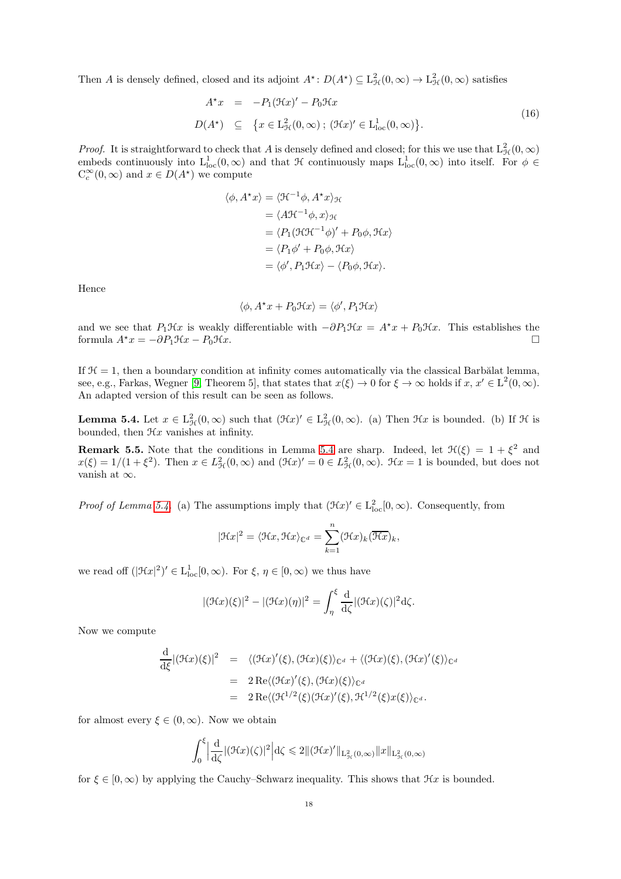Then $A$ is densely defined, closed and its adjoint $A^\star\colon D(A^\star) \subseteq \mathrm{L}^2_{\mathcal{H}}(0,\infty) \to \mathrm{L}^2_{\mathcal{H}}(0,\infty)$ satisfies

$$
\begin{aligned}
A^\star x &= -P_1(\mathcal{H}x)' - P_0\mathcal{H}x \\
D(A^\star) &\subseteq \big\{x \in \mathrm{L}^2_{\mathcal{H}}(0,\infty)\,;\,(\mathcal{H}x)' \in \mathrm{L}^1_{\mathrm{loc}}(0,\infty)\big\}.
\end{aligned}
\tag{16}
$$

*Proof.* It is straightforward to check that $A$ is densely defined and closed; for this we use that $\mathrm{L}^2_{\mathcal{H}}(0,\infty)$ embeds continuously into $\mathrm{L}^1_{\mathrm{loc}}(0,\infty)$ and that $\mathcal{H}$ continuously maps $\mathrm{L}^1_{\mathrm{loc}}(0,\infty)$ into itself. For $\phi \in \mathrm{C}^\infty_c(0,\infty)$ and $x \in D(A^\star)$ we compute

$$
\begin{aligned}
\langle \phi, A^\star x\rangle &= \langle \mathcal{H}^{-1}\phi, A^\star x\rangle_{\mathcal{H}} \\
&= \langle A\mathcal{H}^{-1}\phi, x\rangle_{\mathcal{H}} \\
&= \langle P_1(\mathcal{H}\mathcal{H}^{-1}\phi)' + P_0\phi, \mathcal{H}x\rangle \\
&= \langle P_1\phi' + P_0\phi, \mathcal{H}x\rangle \\
&= \langle \phi', P_1\mathcal{H}x\rangle - \langle P_0\phi, \mathcal{H}x\rangle.
\end{aligned}
$$

Hence

$$
\langle \phi, A^\star x + P_0\mathcal{H}x\rangle = \langle \phi', P_1\mathcal{H}x\rangle
$$

and we see that $P_1\mathcal{H}x$ is weakly differentiable with $-\partial P_1\mathcal{H}x = A^\star x + P_0\mathcal{H}x$. This establishes the formula $A^\star x = -\partial P_1\mathcal{H}x - P_0\mathcal{H}x$. $\square$

If $\mathcal{H} = 1$, then a boundary condition at infinity comes automatically via the classical Barbălat lemma, see, e.g., Farkas, Wegner [9, Theorem 5], that states that $x(\xi) \to 0$ for $\xi \to \infty$ holds if $x$, $x' \in \mathrm{L}^2(0,\infty)$. An adapted version of this result can be seen as follows.

**Lemma 5.4.** Let $x \in \mathrm{L}^2_{\mathcal{H}}(0,\infty)$ such that $(\mathcal{H}x)' \in \mathrm{L}^2_{\mathcal{H}}(0,\infty)$. (a) Then $\mathcal{H}x$ is bounded. (b) If $\mathcal{H}$ is bounded, then $\mathcal{H}x$ vanishes at infinity.

**Remark 5.5.** Note that the conditions in Lemma 5.4 are sharp. Indeed, let $\mathcal{H}(\xi) = 1 + \xi^2$ and $x(\xi) = 1/(1+\xi^2)$. Then $x \in L^2_{\mathcal{H}}(0,\infty)$ and $(\mathcal{H}x)' = 0 \in L^2_{\mathcal{H}}(0,\infty)$. $\mathcal{H}x = 1$ is bounded, but does not vanish at $\infty$.

*Proof of Lemma 5.4.* (a) The assumptions imply that $(\mathcal{H}x)' \in \mathrm{L}^2_{\mathrm{loc}}[0,\infty)$. Consequently, from

$$
|\mathcal{H}x|^2 = \langle \mathcal{H}x, \mathcal{H}x\rangle_{\mathbb{C}^d} = \sum_{k=1}^{n} (\mathcal{H}x)_k(\overline{\mathcal{H}x})_k,
$$

we read off $(|\mathcal{H}x|^2)' \in \mathrm{L}^1_{\mathrm{loc}}[0,\infty)$. For $\xi$, $\eta \in [0,\infty)$ we thus have

$$
|(\mathcal{H}x)(\xi)|^2 - |(\mathcal{H}x)(\eta)|^2 = \int_\eta^\xi \frac{\mathrm{d}}{\mathrm{d}\zeta}|(\mathcal{H}x)(\zeta)|^2 \mathrm{d}\zeta.
$$

Now we compute

$$
\begin{aligned}
\frac{\mathrm{d}}{\mathrm{d}\xi}|(\mathcal{H}x)(\xi)|^2 &= \langle(\mathcal{H}x)'(\xi), (\mathcal{H}x)(\xi)\rangle_{\mathbb{C}^d} + \langle(\mathcal{H}x)(\xi), (\mathcal{H}x)'(\xi)\rangle_{\mathbb{C}^d} \\
&= 2\,\mathrm{Re}\langle(\mathcal{H}x)'(\xi), (\mathcal{H}x)(\xi)\rangle_{\mathbb{C}^d} \\
&= 2\,\mathrm{Re}\langle(\mathcal{H}^{1/2}(\xi)(\mathcal{H}x)'(\xi), \mathcal{H}^{1/2}(\xi)x(\xi)\rangle_{\mathbb{C}^d}.
\end{aligned}
$$

for almost every $\xi \in (0,\infty)$. Now we obtain

$$
\int_0^\xi \Big|\frac{\mathrm{d}}{\mathrm{d}\zeta}|(\mathcal{H}x)(\zeta)|^2\Big|\mathrm{d}\zeta \leqslant 2\|(\mathcal{H}x)'\|_{\mathrm{L}^2_{\mathcal{H}}(0,\infty)}\|x\|_{\mathrm{L}^2_{\mathcal{H}}(0,\infty)}
$$

for $\xi \in [0,\infty)$ by applying the Cauchy–Schwarz inequality. This shows that $\mathcal{H}x$ is bounded.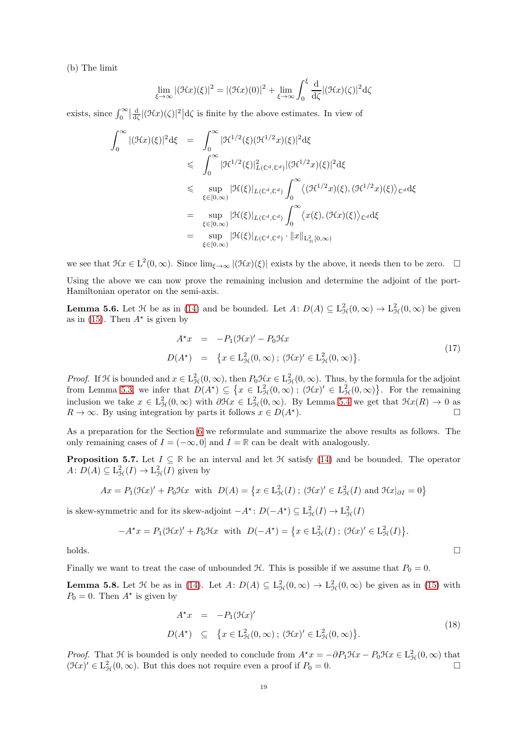(b) The limit

$$\lim_{\xi\to\infty} |(\mathcal{H}x)(\xi)|^2 = |(\mathcal{H}x)(0)|^2 + \lim_{\xi\to\infty}\int_0^\xi \frac{\mathrm{d}}{\mathrm{d}\zeta}|(\mathcal{H}x)(\zeta)|^2 \mathrm{d}\zeta$$

exists, since $\int_0^\infty \big|\frac{\mathrm{d}}{\mathrm{d}\zeta}|(\mathcal{H}x)(\zeta)|^2\big|\mathrm{d}\zeta$ is finite by the above estimates. In view of

$$\begin{aligned}
\int_0^\infty |(\mathcal{H}x)(\xi)|^2 \mathrm{d}\xi &= \int_0^\infty |\mathcal{H}^{1/2}(\xi)(\mathcal{H}^{1/2}x)(\xi)|^2 \mathrm{d}\xi \\
&\leqslant \int_0^\infty |\mathcal{H}^{1/2}(\xi)|^2_{L(\mathbb{C}^d,\mathbb{C}^d)} |(\mathcal{H}^{1/2}x)(\xi)|^2 \mathrm{d}\xi \\
&\leqslant \sup_{\xi\in[0,\infty)} |\mathcal{H}(\xi)|_{L(\mathbb{C}^d,\mathbb{C}^d)} \int_0^\infty \big\langle (\mathcal{H}^{1/2}x)(\xi), (\mathcal{H}^{1/2}x)(\xi)\big\rangle_{\mathbb{C}^d} \mathrm{d}\xi \\
&= \sup_{\xi\in[0,\infty)} |\mathcal{H}(\xi)|_{L(\mathbb{C}^d,\mathbb{C}^d)} \int_0^\infty \big\langle x(\xi), (\mathcal{H}x)(\xi)\big\rangle_{\mathbb{C}^d} \mathrm{d}\xi \\
&= \sup_{\xi\in[0,\infty)} |\mathcal{H}(\xi)|_{L(\mathbb{C}^d,\mathbb{C}^d)} \cdot \|x\|_{\mathrm{L}^2_{\mathcal{H}}[0,\infty)}
\end{aligned}$$

we see that $\mathcal{H}x \in \mathrm{L}^2(0,\infty)$. Since $\lim_{\xi\to\infty} |(\mathcal{H}x)(\xi)|$ exists by the above, it needs then to be zero. □

Using the above we can now prove the remaining inclusion and determine the adjoint of the port-Hamiltonian operator on the semi-axis.

**Lemma 5.6.** *Let $\mathcal{H}$ be as in (14) and be bounded. Let $A\colon D(A) \subseteq \mathrm{L}^2_{\mathcal{H}}(0,\infty) \to \mathrm{L}^2_{\mathcal{H}}(0,\infty)$ be given as in (15). Then $A^\star$ is given by*

$$\begin{aligned}
A^\star x &= -P_1(\mathcal{H}x)' - P_0\mathcal{H}x \\
D(A^\star) &= \big\{x \in \mathrm{L}^2_{\mathcal{H}}(0,\infty)\,;\, (\mathcal{H}x)' \in \mathrm{L}^2_{\mathcal{H}}(0,\infty)\big\}.
\end{aligned} \tag{17}$$

*Proof.* If $\mathcal{H}$ is bounded and $x \in \mathrm{L}^2_{\mathcal{H}}(0,\infty)$, then $P_0\mathcal{H}x \in \mathrm{L}^2_{\mathcal{H}}(0,\infty)$. Thus, by the formula for the adjoint from Lemma 5.3, we infer that $D(A^\star) \subseteq \big\{x \in \mathrm{L}^2_{\mathcal{H}}(0,\infty)\,;\, (\mathcal{H}x)' \in \mathrm{L}^2_{\mathcal{H}}(0,\infty)\big\}$. For the remaining inclusion we take $x \in \mathrm{L}^2_{\mathcal{H}}(0,\infty)$ with $\partial\mathcal{H}x \in \mathrm{L}^2_{\mathcal{H}}(0,\infty)$. By Lemma 5.4 we get that $\mathcal{H}x(R) \to 0$ as $R \to \infty$. By using integration by parts it follows $x \in D(A^\star)$. □

As a preparation for the Section 6 we reformulate and summarize the above results as follows. The only remaining cases of $I = (-\infty, 0]$ and $I = \mathbb{R}$ can be dealt with analogously.

**Proposition 5.7.** *Let $I \subseteq \mathbb{R}$ be an interval and let $\mathcal{H}$ satisfy (14) and be bounded. The operator $A\colon D(A) \subseteq \mathrm{L}^2_{\mathcal{H}}(I) \to \mathrm{L}^2_{\mathcal{H}}(I)$ given by*

$$Ax = P_1(\mathcal{H}x)' + P_0\mathcal{H}x \;\text{ with }\; D(A) = \big\{x \in \mathrm{L}^2_{\mathcal{H}}(I)\,;\, (\mathcal{H}x)' \in L^2_{\mathcal{H}}(I) \text{ and } \mathcal{H}|_{\partial I} = 0\big\}$$

*is skew-symmetric and for its skew-adjoint $-A^\star\colon D(-A^\star) \subseteq \mathrm{L}^2_{\mathcal{H}}(I) \to \mathrm{L}^2_{\mathcal{H}}(I)$*

$$-A^\star x = P_1(\mathcal{H}x)' + P_0\mathcal{H}x \;\text{ with }\; D(-A^\star) = \big\{x \in \mathrm{L}^2_{\mathcal{H}}(I)\,;\, (\mathcal{H}x)' \in \mathrm{L}^2_{\mathcal{H}}(I)\big\}.$$

*holds.* □

Finally we want to treat the case of unbounded $\mathcal{H}$. This is possible if we assume that $P_0 = 0$.

**Lemma 5.8.** *Let $\mathcal{H}$ be as in (14). Let $A\colon D(A) \subseteq \mathrm{L}^2_{\mathcal{H}}(0,\infty) \to \mathrm{L}^2_{\mathcal{H}}(0,\infty)$ be given as in (15) with $P_0 = 0$. Then $A^\star$ is given by*

$$\begin{aligned}
A^\star x &= -P_1(\mathcal{H}x)' \\
D(A^\star) &\subseteq \big\{x \in \mathrm{L}^2_{\mathcal{H}}(0,\infty)\,;\, (\mathcal{H}x)' \in \mathrm{L}^2_{\mathcal{H}}(0,\infty)\big\}.
\end{aligned} \tag{18}$$

*Proof.* That $\mathcal{H}$ is bounded is only needed to conclude from $A^\star x = -\partial P_1\mathcal{H}x - P_0\mathcal{H}x \in \mathrm{L}^2_{\mathcal{H}}(0,\infty)$ that $(\mathcal{H}x)' \in \mathrm{L}^2_{\mathcal{H}}(0,\infty)$. But this does not require even a proof if $P_0 = 0$. □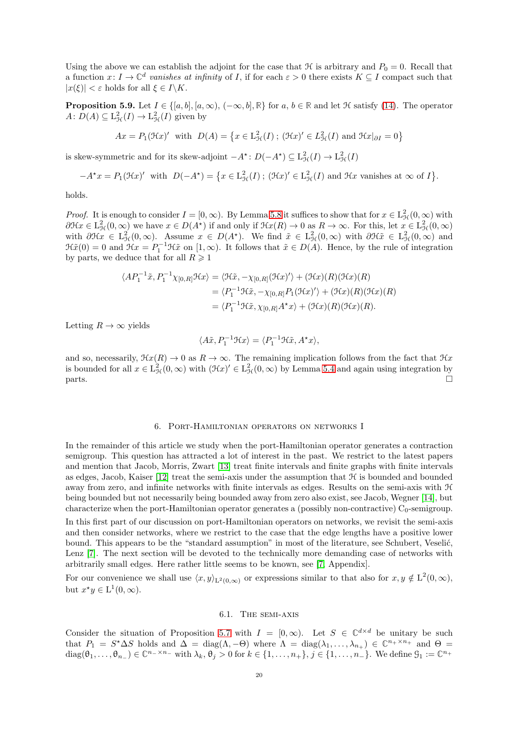Using the above we can establish the adjoint for the case that $\mathcal{H}$ is arbitrary and $P_0 = 0$. Recall that a function $x\colon I \to \mathbb{C}^d$ *vanishes at infinity* of $I$, if for each $\varepsilon > 0$ there exists $K \subseteq I$ compact such that $|x(\xi)| < \varepsilon$ holds for all $\xi \in I\backslash K$.

**Proposition 5.9.** Let $I \in \{[a,b], [a,\infty), (-\infty, b], \mathbb{R}\}$ for $a$, $b \in \mathbb{R}$ and let $\mathcal{H}$ satisfy (14). The operator $A\colon D(A) \subseteq \mathrm{L}^2_{\mathcal{H}}(I) \to \mathrm{L}^2_{\mathcal{H}}(I)$ given by

$$Ax = P_1(\mathcal{H}x)' \;\text{ with }\; D(A) = \left\{x \in \mathrm{L}^2_{\mathcal{H}}(I)\,;\, (\mathcal{H}x)' \in L^2_{\mathcal{H}}(I) \text{ and } \mathcal{H}x|_{\partial I} = 0\right\}$$

is skew-symmetric and for its skew-adjoint $-A^\star\colon D(-A^\star) \subseteq \mathrm{L}^2_{\mathcal{H}}(I) \to \mathrm{L}^2_{\mathcal{H}}(I)$

$$-A^\star x = P_1(\mathcal{H}x)' \;\text{ with }\; D(-A^\star) = \left\{x \in \mathrm{L}^2_{\mathcal{H}}(I)\,;\, (\mathcal{H}x)' \in \mathrm{L}^2_{\mathcal{H}}(I) \text{ and } \mathcal{H}x \text{ vanishes at } \infty \text{ of } I\right\}.$$

holds.

*Proof.* It is enough to consider $I = [0,\infty)$. By Lemma 5.8 it suffices to show that for $x \in \mathrm{L}^2_{\mathcal{H}}(0,\infty)$ with $\partial\mathcal{H}x \in \mathrm{L}^2_{\mathcal{H}}(0,\infty)$ we have $x \in D(A^\star)$ if and only if $\mathcal{H}x(R) \to 0$ as $R \to \infty$. For this, let $x \in \mathrm{L}^2_{\mathcal{H}}(0,\infty)$ with $\partial\mathcal{H}x \in \mathrm{L}^2_{\mathcal{H}}(0,\infty)$. Assume $x \in D(A^\star)$. We find $\tilde{x} \in \mathrm{L}^2_{\mathcal{H}}(0,\infty)$ with $\partial\mathcal{H}\tilde{x} \in \mathrm{L}^2_{\mathcal{H}}(0,\infty)$ and $\mathcal{H}\tilde{x}(0) = 0$ and $\mathcal{H}x = P_1^{-1}\mathcal{H}\tilde{x}$ on $[1,\infty)$. It follows that $\tilde{x} \in D(A)$. Hence, by the rule of integration by parts, we deduce that for all $R \geqslant 1$

$$\begin{aligned}
\langle AP_1^{-1}\tilde{x}, P_1^{-1}\chi_{[0,R]}\mathcal{H}x\rangle &= \langle \mathcal{H}\tilde{x}, -\chi_{[0,R]}(\mathcal{H}x)'\rangle + (\mathcal{H}x)(R)(\mathcal{H}x)(R) \\
&= \langle P_1^{-1}\mathcal{H}\tilde{x}, -\chi_{[0,R]}P_1(\mathcal{H}x)'\rangle + (\mathcal{H}x)(R)(\mathcal{H}x)(R) \\
&= \langle P_1^{-1}\mathcal{H}\tilde{x}, \chi_{[0,R]}A^\star x\rangle + (\mathcal{H}x)(R)(\mathcal{H}x)(R).
\end{aligned}$$

Letting $R \to \infty$ yields

$$\langle A\tilde{x}, P_1^{-1}\mathcal{H}x\rangle = \langle P_1^{-1}\mathcal{H}\tilde{x}, A^\star x\rangle,$$

and so, necessarily, $\mathcal{H}x(R) \to 0$ as $R \to \infty$. The remaining implication follows from the fact that $\mathcal{H}x$ is bounded for all $x \in \mathrm{L}^2_{\mathcal{H}}(0,\infty)$ with $(\mathcal{H}x)' \in \mathrm{L}^2_{\mathcal{H}}(0,\infty)$ by Lemma 5.4 and again using integration by parts. $\square$

## 6. Port-Hamiltonian operators on networks I

In the remainder of this article we study when the port-Hamiltonian operator generates a contraction semigroup. This question has attracted a lot of interest in the past. We restrict to the latest papers and mention that Jacob, Morris, Zwart [13] treat finite intervals and finite graphs with finite intervals as edges, Jacob, Kaiser [12] treat the semi-axis under the assumption that $\mathcal{H}$ is bounded and bounded away from zero, and infinite networks with finite intervals as edges. Results on the semi-axis with $\mathcal{H}$ being bounded but not necessarily being bounded away from zero also exist, see Jacob, Wegner [14], but characterize when the port-Hamiltonian operator generates a (possibly non-contractive) $\mathrm{C}_0$-semigroup.

In this first part of our discussion on port-Hamiltonian operators on networks, we revisit the semi-axis and then consider networks, where we restrict to the case that the edge lengths have a positive lower bound. This appears to be the "standard assumption" in most of the literature, see Schubert, Veselić, Lenz [7]. The next section will be devoted to the technically more demanding case of networks with arbitrarily small edges. Here rather little seems to be known, see [7, Appendix].

For our convenience we shall use $\langle x, y\rangle_{\mathrm{L}^2(0,\infty)}$ or expressions similar to that also for $x, y \notin \mathrm{L}^2(0,\infty)$, but $x^\star y \in \mathrm{L}^1(0,\infty)$.

### 6.1. The semi-axis

Consider the situation of Proposition 5.7 with $I = [0,\infty)$. Let $S \in \mathbb{C}^{d\times d}$ be unitary be such that $P_1 = S^\star \Delta S$ holds and $\Delta = \operatorname{diag}(\Lambda, -\Theta)$ where $\Lambda = \operatorname{diag}(\lambda_1, \ldots, \lambda_{n_+}) \in \mathbb{C}^{n_+\times n_+}$ and $\Theta = \operatorname{diag}(\theta_1, \ldots, \theta_{n_-}) \in \mathbb{C}^{n_-\times n_-}$ with $\lambda_k, \theta_j > 0$ for $k \in \{1,\ldots,n_+\}$, $j \in \{1,\ldots,n_-\}$. We define $\mathcal{G}_1 := \mathbb{C}^{n_+}$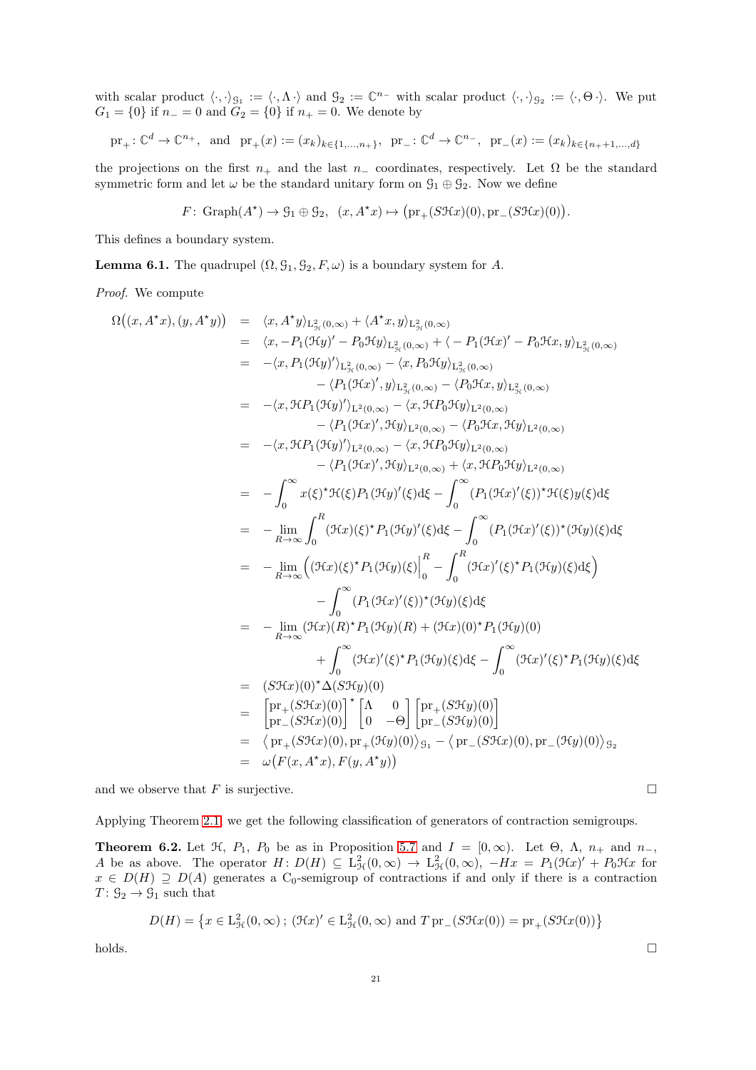with scalar product $\langle\cdot,\cdot\rangle_{\mathcal{G}_1} := \langle\cdot,\Lambda\,\cdot\rangle$ and $\mathcal{G}_2 := \mathbb{C}^{n_-}$ with scalar product $\langle\cdot,\cdot\rangle_{\mathcal{G}_2} := \langle\cdot,\Theta\,\cdot\rangle$. We put $G_1 = \{0\}$ if $n_- = 0$ and $G_2 = \{0\}$ if $n_+ = 0$. We denote by

$$\mathrm{pr}_+\colon \mathbb{C}^d \to \mathbb{C}^{n_+}, \text{ and } \mathrm{pr}_+(x) := (x_k)_{k\in\{1,\dots,n_+\}}, \ \ \mathrm{pr}_-\colon \mathbb{C}^d \to \mathbb{C}^{n_-}, \ \ \mathrm{pr}_-(x) := (x_k)_{k\in\{n_++1,\dots,d\}}$$

the projections on the first $n_+$ and the last $n_-$ coordinates, respectively. Let $\Omega$ be the standard symmetric form and let $\omega$ be the standard unitary form on $\mathcal{G}_1 \oplus \mathcal{G}_2$. Now we define

$$F\colon \operatorname{Graph}(A^\star) \to \mathcal{G}_1 \oplus \mathcal{G}_2, \ \ (x, A^\star x) \mapsto \big(\mathrm{pr}_+(S\mathcal{H}x)(0), \mathrm{pr}_-(S\mathcal{H}x)(0)\big).$$

This defines a boundary system.

**Lemma 6.1.** The quadrupel $(\Omega, \mathcal{G}_1, \mathcal{G}_2, F, \omega)$ is a boundary system for $A$.

*Proof.* We compute

$$\begin{aligned}
\Omega\big((x, A^\star x),(y, A^\star y)\big) &= \langle x, A^\star y\rangle_{\mathrm{L}^2_{\mathcal{H}}(0,\infty)} + \langle A^\star x, y\rangle_{\mathrm{L}^2_{\mathcal{H}}(0,\infty)} \\
&= \langle x, -P_1(\mathcal{H}y)' - P_0\mathcal{H}y\rangle_{\mathrm{L}^2_{\mathcal{H}}(0,\infty)} + \langle -P_1(\mathcal{H}x)' - P_0\mathcal{H}x, y\rangle_{\mathrm{L}^2_{\mathcal{H}}(0,\infty)} \\
&= -\langle x, P_1(\mathcal{H}y)'\rangle_{\mathrm{L}^2_{\mathcal{H}}(0,\infty)} - \langle x, P_0\mathcal{H}y\rangle_{\mathrm{L}^2_{\mathcal{H}}(0,\infty)} \\
&\quad - \langle P_1(\mathcal{H}x)', y\rangle_{\mathrm{L}^2_{\mathcal{H}}(0,\infty)} - \langle P_0\mathcal{H}x, y\rangle_{\mathrm{L}^2_{\mathcal{H}}(0,\infty)} \\
&= -\langle x, \mathcal{H}P_1(\mathcal{H}y)'\rangle_{\mathrm{L}^2(0,\infty)} - \langle x, \mathcal{H}P_0\mathcal{H}y\rangle_{\mathrm{L}^2(0,\infty)} \\
&\quad - \langle P_1(\mathcal{H}x)', \mathcal{H}y\rangle_{\mathrm{L}^2(0,\infty)} - \langle P_0\mathcal{H}x, \mathcal{H}y\rangle_{\mathrm{L}^2(0,\infty)} \\
&= -\langle x, \mathcal{H}P_1(\mathcal{H}y)'\rangle_{\mathrm{L}^2(0,\infty)} - \langle x, \mathcal{H}P_0\mathcal{H}y\rangle_{\mathrm{L}^2(0,\infty)} \\
&\quad - \langle P_1(\mathcal{H}x)', \mathcal{H}y\rangle_{\mathrm{L}^2(0,\infty)} + \langle x, \mathcal{H}P_0\mathcal{H}y\rangle_{\mathrm{L}^2(0,\infty)} \\
&= -\int_0^\infty x(\xi)^\star\mathcal{H}(\xi)P_1(\mathcal{H}y)'(\xi)\mathrm{d}\xi - \int_0^\infty (P_1(\mathcal{H}x)'(\xi))^\star\mathcal{H}(\xi)y(\xi)\mathrm{d}\xi \\
&= -\lim_{R\to\infty}\int_0^R (\mathcal{H}x)(\xi)^\star P_1(\mathcal{H}y)'(\xi)\mathrm{d}\xi - \int_0^\infty (P_1(\mathcal{H}x)'(\xi))^\star(\mathcal{H}y)(\xi)\mathrm{d}\xi \\
&= -\lim_{R\to\infty}\Big((\mathcal{H}x)(\xi)^\star P_1(\mathcal{H}y)(\xi)\Big|_0^R - \int_0^R (\mathcal{H}x)'(\xi)^\star P_1(\mathcal{H}y)(\xi)\mathrm{d}\xi\Big) \\
&\quad - \int_0^\infty (P_1(\mathcal{H}x)'(\xi))^\star(\mathcal{H}y)(\xi)\mathrm{d}\xi \\
&= -\lim_{R\to\infty}(\mathcal{H}x)(R)^\star P_1(\mathcal{H}y)(R) + (\mathcal{H}x)(0)^\star P_1(\mathcal{H}y)(0) \\
&\quad + \int_0^\infty (\mathcal{H}x)'(\xi)^\star P_1(\mathcal{H}y)(\xi)\mathrm{d}\xi - \int_0^\infty (\mathcal{H}x)'(\xi)^\star P_1(\mathcal{H}y)(\xi)\mathrm{d}\xi \\
&= (S\mathcal{H}x)(0)^\star\Delta(S\mathcal{H}y)(0) \\
&= \begin{bmatrix}\mathrm{pr}_+(S\mathcal{H}x)(0)\\ \mathrm{pr}_-(S\mathcal{H}x)(0)\end{bmatrix}^\star \begin{bmatrix}\Lambda & 0\\ 0 & -\Theta\end{bmatrix}\begin{bmatrix}\mathrm{pr}_+(S\mathcal{H}y)(0)\\ \mathrm{pr}_-(S\mathcal{H}y)(0)\end{bmatrix} \\
&= \big\langle\, \mathrm{pr}_+(S\mathcal{H}x)(0), \mathrm{pr}_+(\mathcal{H}y)(0)\big\rangle_{\mathcal{G}_1} - \big\langle\, \mathrm{pr}_-(S\mathcal{H}x)(0), \mathrm{pr}_-(\mathcal{H}y)(0)\big\rangle_{\mathcal{G}_2} \\
&= \omega\big(F(x, A^\star x), F(y, A^\star y)\big)
\end{aligned}$$

and we observe that $F$ is surjective. □

Applying Theorem 2.1 we get the following classification of generators of contraction semigroups.

**Theorem 6.2.** Let $\mathcal{H}$, $P_1$, $P_0$ be as in Proposition 5.7 and $I = [0,\infty)$. Let $\Theta$, $\Lambda$, $n_+$ and $n_-$, $A$ be as above. The operator $H\colon D(H) \subseteq \mathrm{L}^2_{\mathcal{H}}(0,\infty) \to \mathrm{L}^2_{\mathcal{H}}(0,\infty)$, $-Hx = P_1(\mathcal{H}x)' + P_0\mathcal{H}x$ for $x \in D(H) \supseteq D(A)$ generates a $\mathrm{C}_0$-semigroup of contractions if and only if there is a contraction $T\colon \mathcal{G}_2 \to \mathcal{G}_1$ such that

$$D(H) = \big\{x \in \mathrm{L}^2_{\mathcal{H}}(0,\infty)\,;\, (\mathcal{H}x)' \in \mathrm{L}^2_{\mathcal{H}}(0,\infty) \text{ and } T\,\mathrm{pr}_-(S\mathcal{H}x(0)) = \mathrm{pr}_+(S\mathcal{H}x(0))\big\}$$

holds. □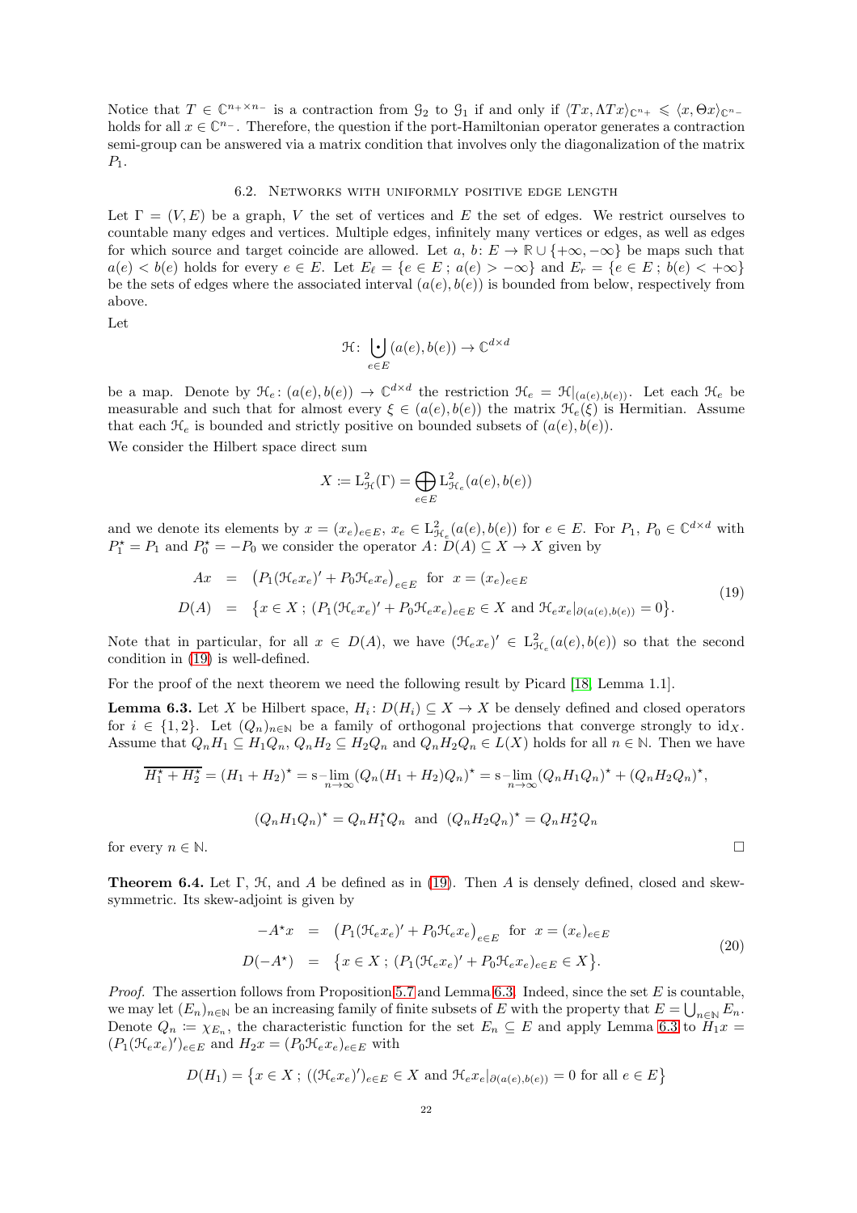Notice that $T \in \mathbb{C}^{n_+ \times n_-}$ is a contraction from $\mathcal{G}_2$ to $\mathcal{G}_1$ if and only if $\langle Tx, \Lambda Tx\rangle_{\mathbb{C}^{n_+}} \leqslant \langle x, \Theta x\rangle_{\mathbb{C}^{n_-}}$ holds for all $x \in \mathbb{C}^{n_-}$. Therefore, the question if the port-Hamiltonian operator generates a contraction semi-group can be answered via a matrix condition that involves only the diagonalization of the matrix $P_1$.

## 6.2. Networks with uniformly positive edge length

Let $\Gamma = (V, E)$ be a graph, $V$ the set of vertices and $E$ the set of edges. We restrict ourselves to countable many edges and vertices. Multiple edges, infinitely many vertices or edges, as well as edges for which source and target coincide are allowed. Let $a$, $b\colon E \to \mathbb{R} \cup \{+\infty, -\infty\}$ be maps such that $a(e) < b(e)$ holds for every $e \in E$. Let $E_\ell = \{e \in E\,;\, a(e) > -\infty\}$ and $E_r = \{e \in E\,;\, b(e) < +\infty\}$ be the sets of edges where the associated interval $(a(e), b(e))$ is bounded from below, respectively from above.

Let

$$\mathcal{H}\colon \dot{\bigcup_{e\in E}} (a(e), b(e)) \to \mathbb{C}^{d\times d}$$

be a map. Denote by $\mathcal{H}_e\colon (a(e), b(e)) \to \mathbb{C}^{d\times d}$ the restriction $\mathcal{H}_e = \mathcal{H}|_{(a(e),b(e))}$. Let each $\mathcal{H}_e$ be measurable and such that for almost every $\xi \in (a(e), b(e))$ the matrix $\mathcal{H}_e(\xi)$ is Hermitian. Assume that each $\mathcal{H}_e$ is bounded and strictly positive on bounded subsets of $(a(e), b(e))$.

We consider the Hilbert space direct sum

$$X := \mathrm{L}^2_{\mathcal{H}}(\Gamma) = \bigoplus_{e\in E} \mathrm{L}^2_{\mathcal{H}_e}(a(e), b(e))$$

and we denote its elements by $x = (x_e)_{e\in E}$, $x_e \in \mathrm{L}^2_{\mathcal{H}_e}(a(e), b(e))$ for $e \in E$. For $P_1$, $P_0 \in \mathbb{C}^{d\times d}$ with $P_1^\star = P_1$ and $P_0^\star = -P_0$ we consider the operator $A\colon D(A) \subseteq X \to X$ given by

$$\begin{aligned} Ax &= \big(P_1(\mathcal{H}_e x_e)' + P_0\mathcal{H}_e x_e\big)_{e\in E} \ \text{ for } \ x = (x_e)_{e\in E} \\ D(A) &= \big\{x \in X\,;\, (P_1(\mathcal{H}_e x_e)' + P_0\mathcal{H}_e x_e)_{e\in E} \in X \text{ and } \mathcal{H}_e x_e|_{\partial(a(e),b(e))} = 0\big\}. \end{aligned} \tag{19}$$

Note that in particular, for all $x \in D(A)$, we have $(\mathcal{H}_e x_e)' \in \mathrm{L}^2_{\mathcal{H}_e}(a(e), b(e))$ so that the second condition in (19) is well-defined.

For the proof of the next theorem we need the following result by Picard [18, Lemma 1.1].

**Lemma 6.3.** Let $X$ be Hilbert space, $H_i\colon D(H_i) \subseteq X \to X$ be densely defined and closed operators for $i \in \{1, 2\}$. Let $(Q_n)_{n\in\mathbb{N}}$ be a family of orthogonal projections that converge strongly to $\mathrm{id}_X$. Assume that $Q_nH_1 \subseteq H_1Q_n$, $Q_nH_2 \subseteq H_2Q_n$ and $Q_nH_2Q_n \in L(X)$ holds for all $n \in \mathbb{N}$. Then we have

$$\overline{H_1^\star + H_2^\star} = (H_1 + H_2)^\star = \operatorname*{s-lim}_{n\to\infty}(Q_n(H_1 + H_2)Q_n)^\star = \operatorname*{s-lim}_{n\to\infty}(Q_nH_1Q_n)^\star + (Q_nH_2Q_n)^\star,$$

$$(Q_nH_1Q_n)^\star = Q_nH_1^\star Q_n \ \text{ and } \ (Q_nH_2Q_n)^\star = Q_nH_2^\star Q_n$$

for every $n \in \mathbb{N}$. $\square$

**Theorem 6.4.** Let $\Gamma$, $\mathcal{H}$, and $A$ be defined as in (19). Then $A$ is densely defined, closed and skew-symmetric. Its skew-adjoint is given by

$$\begin{aligned} -A^\star x &= \big(P_1(\mathcal{H}_e x_e)' + P_0\mathcal{H}_e x_e\big)_{e\in E} \ \text{ for } \ x = (x_e)_{e\in E} \\ D(-A^\star) &= \big\{x \in X\,;\, (P_1(\mathcal{H}_e x_e)' + P_0\mathcal{H}_e x_e)_{e\in E} \in X\big\}. \end{aligned} \tag{20}$$

*Proof.* The assertion follows from Proposition 5.7 and Lemma 6.3. Indeed, since the set $E$ is countable, we may let $(E_n)_{n\in\mathbb{N}}$ be an increasing family of finite subsets of $E$ with the property that $E = \bigcup_{n\in\mathbb{N}} E_n$. Denote $Q_n := \chi_{E_n}$, the characteristic function for the set $E_n \subseteq E$ and apply Lemma 6.3 to $H_1x = (P_1(\mathcal{H}_e x_e)')_{e\in E}$ and $H_2x = (P_0\mathcal{H}_e x_e)_{e\in E}$ with

$$D(H_1) = \big\{x \in X\,;\, ((\mathcal{H}_e x_e)')_{e\in E} \in X \text{ and } \mathcal{H}_e x_e|_{\partial(a(e),b(e))} = 0 \text{ for all } e \in E\big\}$$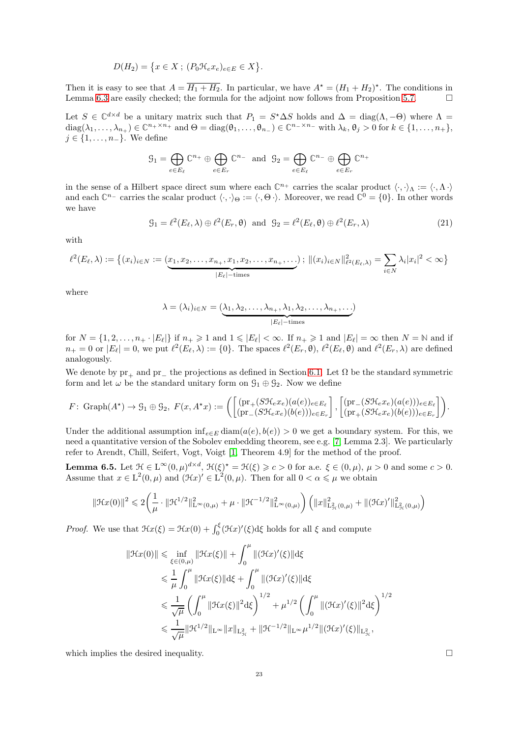$$D(H_2) = \{x \in X \,;\, (P_0 \mathcal{H}_e x_e)_{e\in E} \in X\}.$$

Then it is easy to see that $A = \overline{H_1 + H_2}$. In particular, we have $A^\star = (H_1 + H_2)^\star$. The conditions in Lemma 6.3 are easily checked; the formula for the adjoint now follows from Proposition 5.7. $\square$

Let $S \in \mathbb{C}^{d\times d}$ be a unitary matrix such that $P_1 = S^\star \Delta S$ holds and $\Delta = \operatorname{diag}(\Lambda, -\Theta)$ where $\Lambda = \operatorname{diag}(\lambda_1, \dots, \lambda_{n_+}) \in \mathbb{C}^{n_+\times n_+}$ and $\Theta = \operatorname{diag}(\theta_1, \dots, \theta_{n_-}) \in \mathbb{C}^{n_-\times n_-}$ with $\lambda_k, \theta_j > 0$ for $k \in \{1, \dots, n_+\}$, $j \in \{1, \dots, n_-\}$. We define

$$\mathcal{G}_1 = \bigoplus_{e\in E_\ell} \mathbb{C}^{n_+} \oplus \bigoplus_{e\in E_r} \mathbb{C}^{n_-} \quad\text{and}\quad \mathcal{G}_2 = \bigoplus_{e\in E_\ell} \mathbb{C}^{n_-} \oplus \bigoplus_{e\in E_r} \mathbb{C}^{n_+}$$

in the sense of a Hilbert space direct sum where each $\mathbb{C}^{n_+}$ carries the scalar product $\langle\cdot,\cdot\rangle_\Lambda := \langle\cdot, \Lambda\,\cdot\rangle$ and each $\mathbb{C}^{n_-}$ carries the scalar product $\langle\cdot,\cdot\rangle_\Theta := \langle\cdot, \Theta\,\cdot\rangle$. Moreover, we read $\mathbb{C}^0 = \{0\}$. In other words we have

$$\mathcal{G}_1 = \ell^2(E_\ell, \lambda) \oplus \ell^2(E_r, \theta) \quad\text{and}\quad \mathcal{G}_2 = \ell^2(E_\ell, \theta) \oplus \ell^2(E_r, \lambda) \tag{21}$$

with

$$\ell^2(E_\ell, \lambda) := \Big\{(x_i)_{i\in N} := (\underbrace{x_1, x_2, \dots, x_{n_+}, x_1, x_2, \dots, x_{n_+}, \dots}_{|E_\ell|-\text{times}}) \,;\, \|(x_i)_{i\in N}\|^2_{\ell^2(E_\ell,\lambda)} = \sum_{i\in N} \lambda_i |x_i|^2 < \infty\Big\}$$

where

$$\lambda = (\lambda_i)_{i\in N} = (\underbrace{\lambda_1, \lambda_2, \dots, \lambda_{n_+}, \lambda_1, \lambda_2, \dots, \lambda_{n_+}, \dots}_{|E_\ell|-\text{times}})$$

for $N = \{1, 2, \dots, n_+ \cdot |E_\ell|\}$ if $n_+ \geqslant 1$ and $1 \leqslant |E_\ell| < \infty$. If $n_+ \geqslant 1$ and $|E_\ell| = \infty$ then $N = \mathbb{N}$ and if $n_+ = 0$ or $|E_\ell| = 0$, we put $\ell^2(E_\ell, \lambda) := \{0\}$. The spaces $\ell^2(E_r, \theta)$, $\ell^2(E_\ell, \theta)$ and $\ell^2(E_r, \lambda)$ are defined analogously.

We denote by $\mathrm{pr}_+$ and $\mathrm{pr}_-$ the projections as defined in Section 6.1. Let $\Omega$ be the standard symmetric form and let $\omega$ be the standard unitary form on $\mathcal{G}_1 \oplus \mathcal{G}_2$. Now we define

$$F\colon \operatorname{Graph}(A^\star) \to \mathcal{G}_1 \oplus \mathcal{G}_2,\ F(x, A^\star x) := \left( \begin{bmatrix} (\mathrm{pr}_+(S\mathcal{H}_e x_e)(a(e))_{e\in E_\ell} \\ (\mathrm{pr}_-(S\mathcal{H}_e x_e)(b(e)))_{e\in E_r} \end{bmatrix}, \begin{bmatrix} (\mathrm{pr}_-(S\mathcal{H}_e x_e)(a(e)))_{e\in E_\ell} \\ (\mathrm{pr}_+(S\mathcal{H}_e x_e)(b(e)))_{e\in E_r} \end{bmatrix} \right).$$

Under the additional assumption $\inf_{e\in E} \operatorname{diam}(a(e), b(e)) > 0$ we get a boundary system. For this, we need a quantitative version of the Sobolev embedding theorem, see e.g. [7, Lemma 2.3]. We particularly refer to Arendt, Chill, Seifert, Vogt, Voigt [1, Theorem 4.9] for the method of the proof.

**Lemma 6.5.** Let $\mathcal{H} \in \mathrm{L}^\infty(0,\mu)^{d\times d}$, $\mathcal{H}(\xi)^\star = \mathcal{H}(\xi) \geqslant c > 0$ for a.e. $\xi \in (0,\mu)$, $\mu > 0$ and some $c > 0$. Assume that $x \in \mathrm{L}^2(0,\mu)$ and $(\mathcal{H}x)' \in \mathrm{L}^2(0,\mu)$. Then for all $0 < \alpha \leqslant \mu$ we obtain

$$\|\mathcal{H}x(0)\|^2 \leqslant 2\Big(\frac{1}{\mu} \cdot \|\mathcal{H}^{1/2}\|^2_{\mathrm{L}^\infty(0,\mu)} + \mu \cdot \|\mathcal{H}^{-1/2}\|^2_{\mathrm{L}^\infty(0,\mu)}\Big) \Big(\|x\|^2_{\mathrm{L}^2_{\mathcal{H}}(0,\mu)} + \|(\mathcal{H}x)'\|^2_{\mathrm{L}^2_{\mathcal{H}}(0,\mu)}\Big)$$

*Proof.* We use that $\mathcal{H}x(\xi) = \mathcal{H}x(0) + \int_0^\xi (\mathcal{H}x)'(\xi)\mathrm{d}\xi$ holds for all $\xi$ and compute

$$\begin{aligned}
\|\mathcal{H}x(0)\| &\leqslant \inf_{\xi\in(0,\mu)} \|\mathcal{H}x(\xi)\| + \int_0^\mu \|(\mathcal{H}x)'(\xi)\|\mathrm{d}\xi \\
&\leqslant \frac{1}{\mu}\int_0^\mu \|\mathcal{H}x(\xi)\|\mathrm{d}\xi + \int_0^\mu \|(\mathcal{H}x)'(\xi)\|\mathrm{d}\xi \\
&\leqslant \frac{1}{\sqrt{\mu}} \left(\int_0^\mu \|\mathcal{H}x(\xi)\|^2\mathrm{d}\xi\right)^{1/2} + \mu^{1/2}\left(\int_0^\mu \|(\mathcal{H}x)'(\xi)\|^2\mathrm{d}\xi\right)^{1/2} \\
&\leqslant \frac{1}{\sqrt{\mu}} \|\mathcal{H}^{1/2}\|_{\mathrm{L}^\infty} \|x\|_{\mathrm{L}^2_{\mathcal{H}}} + \|\mathcal{H}^{-1/2}\|_{\mathrm{L}^\infty} \mu^{1/2} \|(\mathcal{H}x)'(\xi)\|_{\mathrm{L}^2_{\mathcal{H}}},
\end{aligned}$$

which implies the desired inequality. $\square$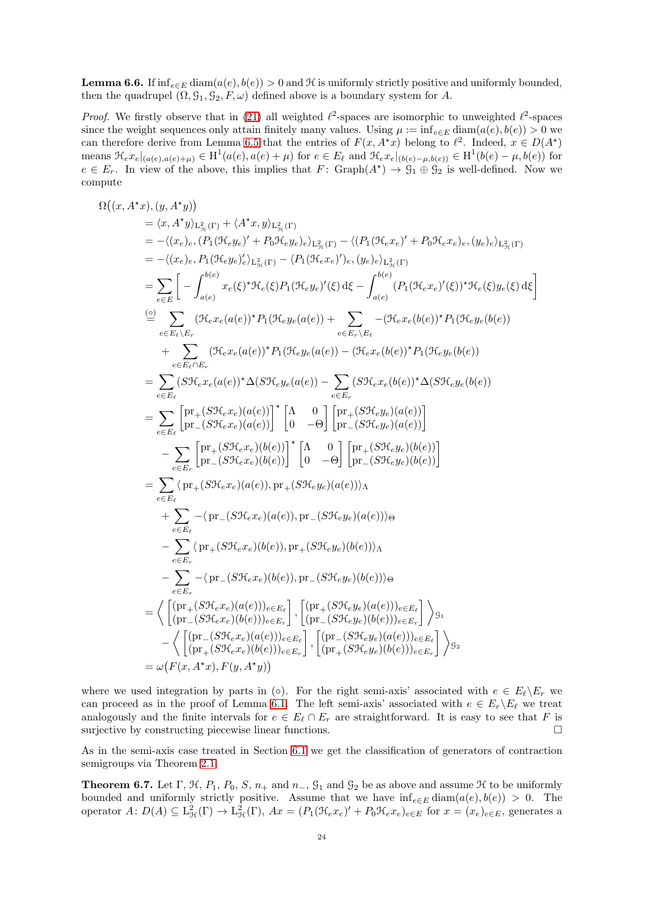**Lemma 6.6.** If $\inf_{e\in E}\operatorname{diam}(a(e),b(e))>0$ and $\mathcal{H}$ is uniformly strictly positive and uniformly bounded, then the quadrupel $(\Omega,\mathcal{G}_1,\mathcal{G}_2,F,\omega)$ defined above is a boundary system for $A$.

*Proof.* We firstly observe that in (21) all weighted $\ell^2$-spaces are isomorphic to unweighted $\ell^2$-spaces since the weight sequences only attain finitely many values. Using $\mu:=\inf_{e\in E}\operatorname{diam}(a(e),b(e))>0$ we can therefore derive from Lemma 6.5 that the entries of $F(x,A^\star x)$ belong to $\ell^2$. Indeed, $x\in D(A^\star)$ means $\mathcal{H}_e x_e|_{(a(e),a(e)+\mu)}\in \mathrm{H}^1(a(e),a(e)+\mu)$ for $e\in E_\ell$ and $\mathcal{H}_e x_e|_{(b(e)-\mu,b(e))}\in \mathrm{H}^1(b(e)-\mu,b(e))$ for $e\in E_r$. In view of the above, this implies that $F\colon \operatorname{Graph}(A^\star)\to\mathcal{G}_1\oplus\mathcal{G}_2$ is well-defined. Now we compute

$$
\begin{aligned}
\Omega&\big((x,A^\star x),(y,A^\star y)\big)\\
&=\langle x,A^\star y\rangle_{\mathrm{L}^2_{\mathcal{H}}(\Gamma)}+\langle A^\star x,y\rangle_{\mathrm{L}^2_{\mathcal{H}}(\Gamma)}\\
&=-\langle (x_e)_e,(P_1(\mathcal{H}_e y_e)'+P_0\mathcal{H}_e y_e)_e\rangle_{\mathrm{L}^2_{\mathcal{H}}(\Gamma)}-\langle (P_1(\mathcal{H}_e x_e)'+P_0\mathcal{H}_e x_e)_e,(y_e)_e\rangle_{\mathrm{L}^2_{\mathcal{H}}(\Gamma)}\\
&=-\langle (x_e)_e,P_1(\mathcal{H}_e y_e)'_e\rangle_{\mathrm{L}^2_{\mathcal{H}}(\Gamma)}-\langle P_1(\mathcal{H}_e x_e)')_e,(y_e)_e\rangle_{\mathrm{L}^2_{\mathcal{H}}(\Gamma)}\\
&=\sum_{e\in E}\Big[-\int_{a(e)}^{b(e)}x_e(\xi)^\star\mathcal{H}_e(\xi)P_1(\mathcal{H}_e y_e)'(\xi)\,\mathrm{d}\xi-\int_{a(e)}^{b(e)}(P_1(\mathcal{H}_e x_e)'(\xi))^\star\mathcal{H}_e(\xi)y_e(\xi)\,\mathrm{d}\xi\Big]\\
&\overset{(\circ)}{=}\sum_{e\in E_\ell\setminus E_r}(\mathcal{H}_e x_e(a(e))^\star P_1(\mathcal{H}_e y_e(a(e))+\sum_{e\in E_r\setminus E_\ell}-(\mathcal{H}_e x_e(b(e))^\star P_1(\mathcal{H}_e y_e(b(e))\\
&\quad+\sum_{e\in E_\ell\cap E_r}(\mathcal{H}_e x_e(a(e))^\star P_1(\mathcal{H}_e y_e(a(e))-(\mathcal{H}_e x_e(b(e))^\star P_1(\mathcal{H}_e y_e(b(e))\\
&=\sum_{e\in E_\ell}(S\mathcal{H}_e x_e(a(e))^\star\Delta(S\mathcal{H}_e y_e(a(e))-\sum_{e\in E_r}(S\mathcal{H}_e x_e(b(e))^\star\Delta(S\mathcal{H}_e y_e(b(e))\\
&=\sum_{e\in E_\ell}\begin{bmatrix}\mathrm{pr}_+(S\mathcal{H}_e x_e)(a(e))\\ \mathrm{pr}_-(S\mathcal{H}_e x_e)(a(e))\end{bmatrix}^\star\begin{bmatrix}\Lambda&0\\0&-\Theta\end{bmatrix}\begin{bmatrix}\mathrm{pr}_+(S\mathcal{H}_e y_e)(a(e))\\ \mathrm{pr}_-(S\mathcal{H}_e y_e)(a(e))\end{bmatrix}\\
&\quad-\sum_{e\in E_r}\begin{bmatrix}\mathrm{pr}_+(S\mathcal{H}_e x_e)(b(e))\\ \mathrm{pr}_-(S\mathcal{H}_e x_e)(b(e))\end{bmatrix}^\star\begin{bmatrix}\Lambda&0\\0&-\Theta\end{bmatrix}\begin{bmatrix}\mathrm{pr}_+(S\mathcal{H}_e y_e)(b(e))\\ \mathrm{pr}_-(S\mathcal{H}_e y_e)(b(e))\end{bmatrix}\\
&=\sum_{e\in E_\ell}\langle\,\mathrm{pr}_+(S\mathcal{H}_e x_e)(a(e)),\mathrm{pr}_+(S\mathcal{H}_e y_e)(a(e))\rangle_\Lambda\\
&\quad+\sum_{e\in E_\ell}-\langle\,\mathrm{pr}_-(S\mathcal{H}_e x_e)(a(e)),\mathrm{pr}_-(S\mathcal{H}_e y_e)(a(e))\rangle_\Theta\\
&\quad-\sum_{e\in E_r}\langle\,\mathrm{pr}_+(S\mathcal{H}_e x_e)(b(e)),\mathrm{pr}_+(S\mathcal{H}_e y_e)(b(e))\rangle_\Lambda\\
&\quad-\sum_{e\in E_r}-\langle\,\mathrm{pr}_-(S\mathcal{H}_e x_e)(b(e)),\mathrm{pr}_-(S\mathcal{H}_e y_e)(b(e))\rangle_\Theta\\
&=\Big\langle\begin{bmatrix}(\mathrm{pr}_+(S\mathcal{H}_e x_e)(a(e)))_{e\in E_\ell}\\(\mathrm{pr}_-(S\mathcal{H}_e x_e)(b(e)))_{e\in E_r}\end{bmatrix},\begin{bmatrix}(\mathrm{pr}_+(S\mathcal{H}_e y_e)(a(e)))_{e\in E_\ell}\\(\mathrm{pr}_-(S\mathcal{H}_e y_e)(b(e)))_{e\in E_r}\end{bmatrix}\Big\rangle_{\mathcal{G}_1}\\
&\quad-\Big\langle\begin{bmatrix}(\mathrm{pr}_-(S\mathcal{H}_e x_e)(a(e)))_{e\in E_\ell}\\(\mathrm{pr}_+(S\mathcal{H}_e x_e)(b(e)))_{e\in E_r}\end{bmatrix},\begin{bmatrix}(\mathrm{pr}_-(S\mathcal{H}_e y_e)(a(e)))_{e\in E_\ell}\\(\mathrm{pr}_+(S\mathcal{H}_e y_e)(b(e)))_{e\in E_r}\end{bmatrix}\Big\rangle_{\mathcal{G}_2}\\
&=\omega\big(F(x,A^\star x),F(y,A^\star y)\big)
\end{aligned}
$$

where we used integration by parts in $(\circ)$. For the right semi-axis' associated with $e\in E_\ell\setminus E_r$ we can proceed as in the proof of Lemma 6.1. The left semi-axis' associated with $e\in E_r\setminus E_\ell$ we treat analogously and the finite intervals for $e\in E_\ell\cap E_r$ are straightforward. It is easy to see that $F$ is surjective by constructing piecewise linear functions. $\square$

As in the semi-axis case treated in Section 6.1 we get the classification of generators of contraction semigroups via Theorem 2.1.

**Theorem 6.7.** Let $\Gamma$, $\mathcal{H}$, $P_1$, $P_0$, $S$, $n_+$ and $n_-$, $\mathcal{G}_1$ and $\mathcal{G}_2$ be as above and assume $\mathcal{H}$ to be uniformly bounded and uniformly strictly positive. Assume that we have $\inf_{e\in E}\operatorname{diam}(a(e),b(e))>0$. The operator $A\colon D(A)\subseteq \mathrm{L}^2_{\mathcal{H}}(\Gamma)\to\mathrm{L}^2_{\mathcal{H}}(\Gamma)$, $Ax=(P_1(\mathcal{H}_e x_e)'+P_0\mathcal{H}_e x_e)_{e\in E}$ for $x=(x_e)_{e\in E}$, generates a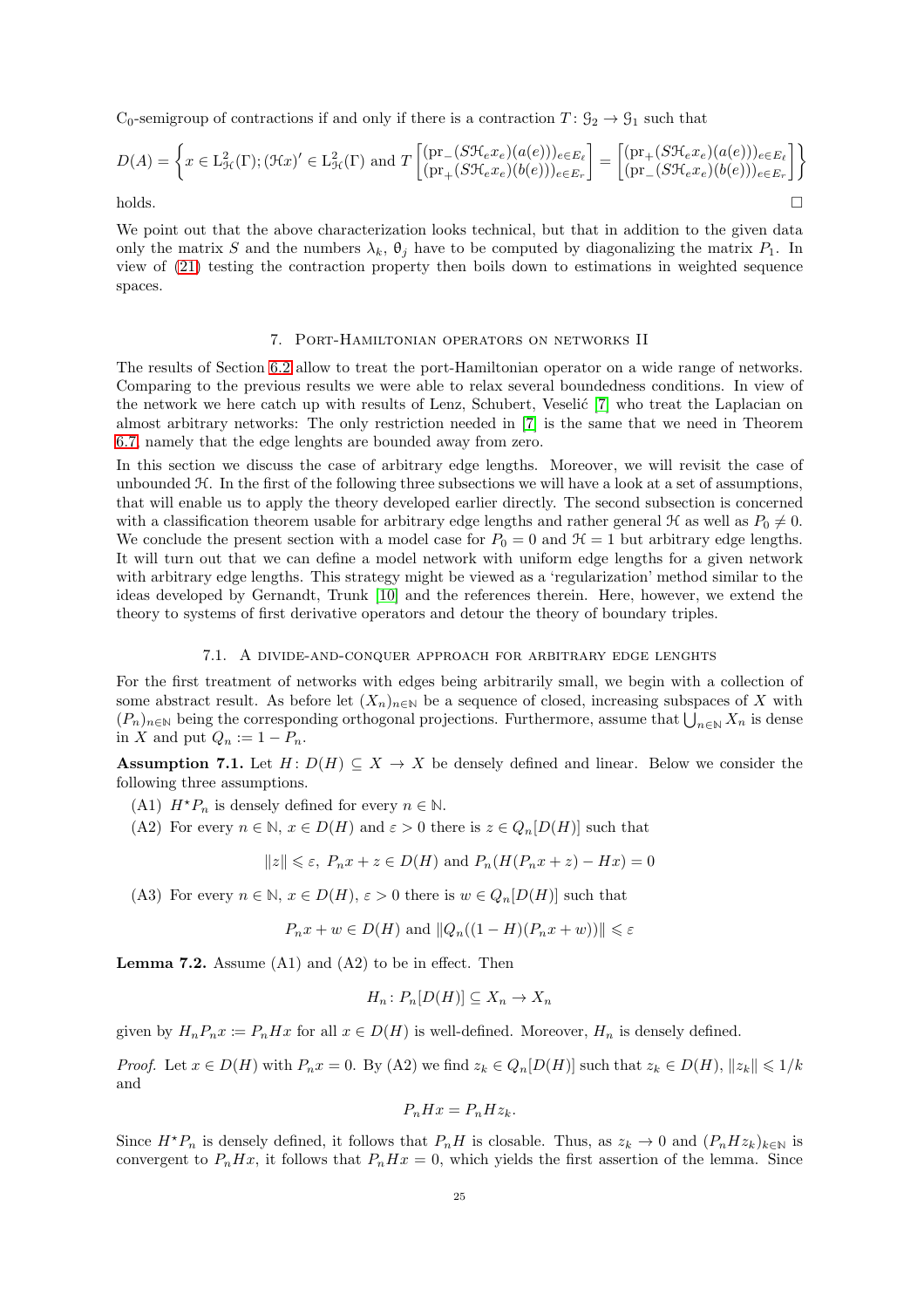$C_0$-semigroup of contractions if and only if there is a contraction $T\colon \mathcal{G}_2 \to \mathcal{G}_1$ such that

$$D(A) = \left\{ x \in \mathrm{L}^2_{\mathcal{H}}(\Gamma); (\mathcal{H}x)' \in \mathrm{L}^2_{\mathcal{H}}(\Gamma) \text{ and } T\begin{bmatrix} (\mathrm{pr}_-(S\mathcal{H}_e x_e)(a(e)))_{e\in E_\ell} \\ (\mathrm{pr}_+(S\mathcal{H}_e x_e)(b(e)))_{e\in E_r} \end{bmatrix} = \begin{bmatrix} (\mathrm{pr}_+(S\mathcal{H}_e x_e)(a(e)))_{e\in E_\ell} \\ (\mathrm{pr}_-(S\mathcal{H}_e x_e)(b(e)))_{e\in E_r} \end{bmatrix} \right\}$$

holds. □

We point out that the above characterization looks technical, but that in addition to the given data only the matrix $S$ and the numbers $\lambda_k$, $\theta_j$ have to be computed by diagonalizing the matrix $P_1$. In view of (21) testing the contraction property then boils down to estimations in weighted sequence spaces.

## 7. Port-Hamiltonian operators on networks II

The results of Section 6.2 allow to treat the port-Hamiltonian operator on a wide range of networks. Comparing to the previous results we were able to relax several boundedness conditions. In view of the network we here catch up with results of Lenz, Schubert, Veselić [7] who treat the Laplacian on almost arbitrary networks: The only restriction needed in [7] is the same that we need in Theorem 6.7, namely that the edge lenghts are bounded away from zero.

In this section we discuss the case of arbitrary edge lengths. Moreover, we will revisit the case of unbounded $\mathcal{H}$. In the first of the following three subsections we will have a look at a set of assumptions, that will enable us to apply the theory developed earlier directly. The second subsection is concerned with a classification theorem usable for arbitrary edge lengths and rather general $\mathcal{H}$ as well as $P_0 \neq 0$. We conclude the present section with a model case for $P_0 = 0$ and $\mathcal{H} = 1$ but arbitrary edge lengths. It will turn out that we can define a model network with uniform edge lengths for a given network with arbitrary edge lengths. This strategy might be viewed as a 'regularization' method similar to the ideas developed by Gernandt, Trunk [10] and the references therein. Here, however, we extend the theory to systems of first derivative operators and detour the theory of boundary triples.

### 7.1. A divide-and-conquer approach for arbitrary edge lenghts

For the first treatment of networks with edges being arbitrarily small, we begin with a collection of some abstract result. As before let $(X_n)_{n\in\mathbb{N}}$ be a sequence of closed, increasing subspaces of $X$ with $(P_n)_{n\in\mathbb{N}}$ being the corresponding orthogonal projections. Furthermore, assume that $\bigcup_{n\in\mathbb{N}} X_n$ is dense in $X$ and put $Q_n := 1 - P_n$.

**Assumption 7.1.** Let $H\colon D(H) \subseteq X \to X$ be densely defined and linear. Below we consider the following three assumptions.

(A1) $H^\star P_n$ is densely defined for every $n \in \mathbb{N}$.

(A2) For every $n \in \mathbb{N}$, $x \in D(H)$ and $\varepsilon > 0$ there is $z \in Q_n[D(H)]$ such that

$$\|z\| \leqslant \varepsilon,\ P_n x + z \in D(H) \text{ and } P_n(H(P_n x + z) - Hx) = 0$$

(A3) For every $n \in \mathbb{N}$, $x \in D(H)$, $\varepsilon > 0$ there is $w \in Q_n[D(H)]$ such that

$$P_n x + w \in D(H) \text{ and } \|Q_n((1 - H)(P_n x + w))\| \leqslant \varepsilon$$

**Lemma 7.2.** Assume (A1) and (A2) to be in effect. Then

$$H_n\colon P_n[D(H)] \subseteq X_n \to X_n$$

given by $H_n P_n x := P_n H x$ for all $x \in D(H)$ is well-defined. Moreover, $H_n$ is densely defined.

*Proof.* Let $x \in D(H)$ with $P_n x = 0$. By (A2) we find $z_k \in Q_n[D(H)]$ such that $z_k \in D(H)$, $\|z_k\| \leqslant 1/k$ and

$$P_n H x = P_n H z_k.$$

Since $H^\star P_n$ is densely defined, it follows that $P_n H$ is closable. Thus, as $z_k \to 0$ and $(P_n H z_k)_{k\in\mathbb{N}}$ is convergent to $P_n H x$, it follows that $P_n H x = 0$, which yields the first assertion of the lemma. Since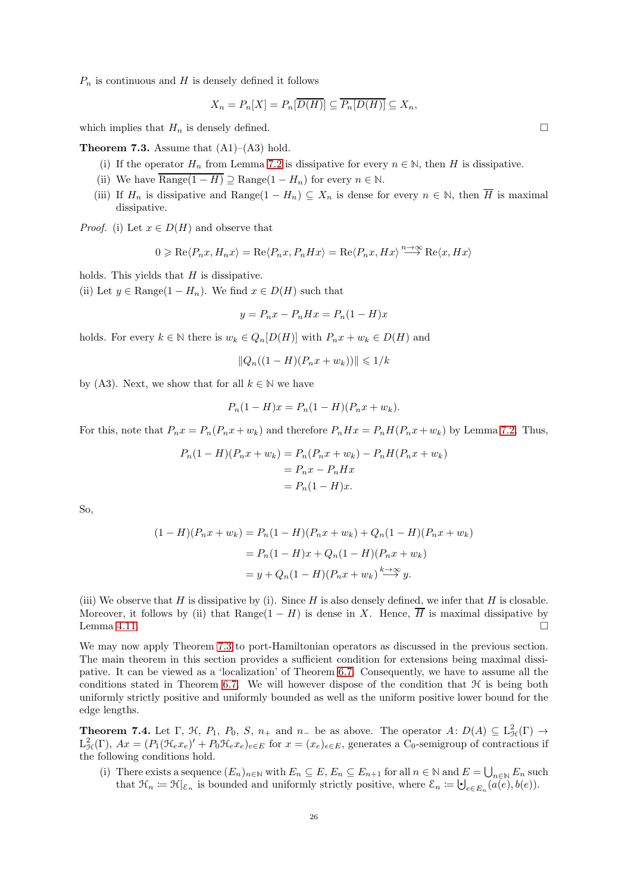$P_n$ is continuous and $H$ is densely defined it follows

$$X_n = P_n[X] = P_n[\overline{D(H)}] \subseteq \overline{P_n[D(H)]} \subseteq X_n,$$

which implies that $H_n$ is densely defined. □

**Theorem 7.3.** Assume that (A1)–(A3) hold.

(i) If the operator $H_n$ from Lemma 7.2 is dissipative for every $n \in \mathbb{N}$, then $H$ is dissipative.
(ii) We have $\overline{\mathrm{Range}(1-H)} \supseteq \mathrm{Range}(1-H_n)$ for every $n \in \mathbb{N}$.
(iii) If $H_n$ is dissipative and $\mathrm{Range}(1-H_n) \subseteq X_n$ is dense for every $n \in \mathbb{N}$, then $\overline{H}$ is maximal dissipative.

*Proof.* (i) Let $x \in D(H)$ and observe that

$$0 \geqslant \mathrm{Re}\langle P_n x, H_n x\rangle = \mathrm{Re}\langle P_n x, P_n H x\rangle = \mathrm{Re}\langle P_n x, Hx\rangle \overset{n\to\infty}{\longrightarrow} \mathrm{Re}\langle x, Hx\rangle$$

holds. This yields that $H$ is dissipative.
(ii) Let $y \in \mathrm{Range}(1-H_n)$. We find $x \in D(H)$ such that

$$y = P_n x - P_n H x = P_n(1-H)x$$

holds. For every $k \in \mathbb{N}$ there is $w_k \in Q_n[D(H)]$ with $P_n x + w_k \in D(H)$ and

$$\|Q_n((1-H)(P_n x + w_k))\| \leqslant 1/k$$

by (A3). Next, we show that for all $k \in \mathbb{N}$ we have

$$P_n(1-H)x = P_n(1-H)(P_n x + w_k).$$

For this, note that $P_n x = P_n(P_n x + w_k)$ and therefore $P_n H x = P_n H(P_n x + w_k)$ by Lemma 7.2. Thus,

$$\begin{aligned} P_n(1-H)(P_n x + w_k) &= P_n(P_n x + w_k) - P_n H(P_n x + w_k) \\ &= P_n x - P_n H x \\ &= P_n(1-H)x. \end{aligned}$$

So,

$$\begin{aligned} (1-H)(P_n x + w_k) &= P_n(1-H)(P_n x + w_k) + Q_n(1-H)(P_n x + w_k) \\ &= P_n(1-H)x + Q_n(1-H)(P_n x + w_k) \\ &= y + Q_n(1-H)(P_n x + w_k) \overset{k\to\infty}{\longrightarrow} y. \end{aligned}$$

(iii) We observe that $H$ is dissipative by (i). Since $H$ is also densely defined, we infer that $H$ is closable. Moreover, it follows by (ii) that $\mathrm{Range}(1-H)$ is dense in $X$. Hence, $\overline{H}$ is maximal dissipative by Lemma 4.11. □

We may now apply Theorem 7.3 to port-Hamiltonian operators as discussed in the previous section. The main theorem in this section provides a sufficient condition for extensions being maximal dissipative. It can be viewed as a 'localization' of Theorem 6.7. Consequently, we have to assume all the conditions stated in Theorem 6.7. We will however dispose of the condition that $\mathcal{H}$ is being both uniformly strictly positive and uniformly bounded as well as the uniform positive lower bound for the edge lengths.

**Theorem 7.4.** Let $\Gamma$, $\mathcal{H}$, $P_1$, $P_0$, $S$, $n_+$ and $n_-$ be as above. The operator $A\colon D(A) \subseteq \mathrm{L}^2_{\mathcal{H}}(\Gamma) \to \mathrm{L}^2_{\mathcal{H}}(\Gamma)$, $Ax = (P_1(\mathcal{H}_e x_e)' + P_0 \mathcal{H}_e x_e)_{e\in E}$ for $x = (x_e)_{e\in E}$, generates a $\mathrm{C}_0$-semigroup of contractions if the following conditions hold.

(i) There exists a sequence $(E_n)_{n\in\mathbb{N}}$ with $E_n \subseteq E$, $E_n \subseteq E_{n+1}$ for all $n \in \mathbb{N}$ and $E = \bigcup_{n\in\mathbb{N}} E_n$ such that $\mathcal{H}_n \coloneqq \mathcal{H}|_{\mathcal{E}_n}$ is bounded and uniformly strictly positive, where $\mathcal{E}_n \coloneqq \dot{\bigcup}_{e\in E_n}(a(e), b(e))$.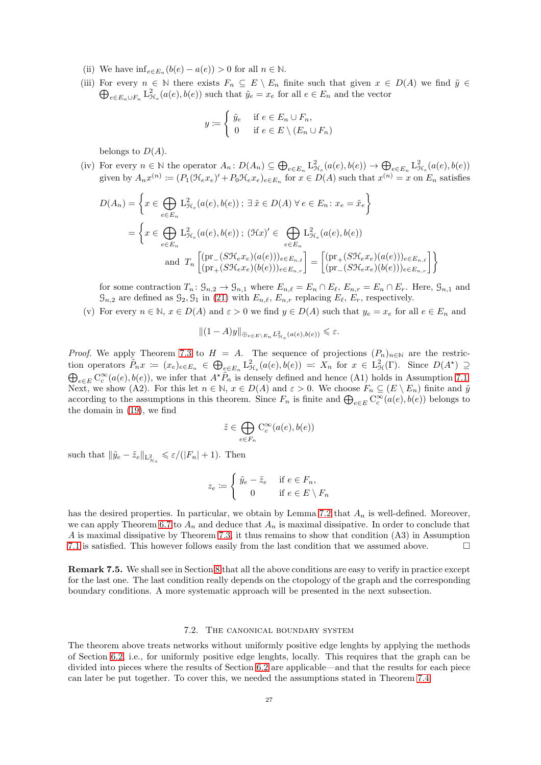(ii) We have $\inf_{e\in E_n}(b(e)-a(e)) > 0$ for all $n\in\mathbb{N}$.

(iii) For every $n\in\mathbb{N}$ there exists $F_n \subseteq E\setminus E_n$ finite such that given $x\in D(A)$ we find $\tilde{y}\in \bigoplus_{e\in E_n\cup F_n} \mathrm{L}^2_{\mathcal{H}_e}(a(e),b(e))$ such that $\tilde{y}_e = x_e$ for all $e\in E_n$ and the vector

$$y := \begin{cases} \tilde{y}_e & \text{if } e\in E_n\cup F_n,\\ 0 & \text{if } e\in E\setminus(E_n\cup F_n)\end{cases}$$

belongs to $D(A)$.

(iv) For every $n\in\mathbb{N}$ the operator $A_n\colon D(A_n)\subseteq \bigoplus_{e\in E_n}\mathrm{L}^2_{\mathcal{H}_e}(a(e),b(e)) \to \bigoplus_{e\in E_n}\mathrm{L}^2_{\mathcal{H}_e}(a(e),b(e))$ given by $A_n x^{(n)} := (P_1(\mathcal{H}_e x_e)' + P_0\mathcal{H}_e x_e)_{e\in E_n}$ for $x\in D(A)$ such that $x^{(n)} = x$ on $E_n$ satisfies

$$\begin{aligned} D(A_n) &= \Big\{x\in \bigoplus_{e\in E_n}\mathrm{L}^2_{\mathcal{H}_e}(a(e),b(e))\,;\,\exists\,\tilde{x}\in D(A)\;\forall\, e\in E_n\colon x_e = \tilde{x}_e\Big\}\\ &= \Big\{x\in \bigoplus_{e\in E_n}\mathrm{L}^2_{\mathcal{H}_e}(a(e),b(e))\,;\,(\mathcal{H}x)'\in \bigoplus_{e\in E_n}\mathrm{L}^2_{\mathcal{H}_e}(a(e),b(e))\\ &\qquad\text{and } T_n\begin{bmatrix}(\mathrm{pr}_-(S\mathcal{H}_e x_e)(a(e)))_{e\in E_{n,\ell}}\\ (\mathrm{pr}_+(S\mathcal{H}_e x_e)(b(e)))_{e\in E_{n,r}}\end{bmatrix} = \begin{bmatrix}(\mathrm{pr}_+(S\mathcal{H}_e x_e)(a(e)))_{e\in E_{n,\ell}}\\ (\mathrm{pr}_-(S\mathcal{H}_e x_e)(b(e)))_{e\in E_{n,r}}\end{bmatrix}\Big\}\end{aligned}$$

for some contraction $T_n\colon \mathcal{G}_{n,2}\to\mathcal{G}_{n,1}$ where $E_{n,\ell} = E_n\cap E_\ell$, $E_{n,r} = E_n\cap E_r$. Here, $\mathcal{G}_{n,1}$ and $\mathcal{G}_{n,2}$ are defined as $\mathcal{G}_2, \mathcal{G}_1$ in (21) with $E_{n,\ell}$, $E_{n,r}$ replacing $E_\ell$, $E_r$, respectively.

(v) For every $n\in\mathbb{N}$, $x\in D(A)$ and $\varepsilon>0$ we find $y\in D(A)$ such that $y_e = x_e$ for all $e\in E_n$ and

$$\|(1-A)y\|_{\bigoplus_{e\in E\setminus E_n}\mathrm{L}^2_{\mathcal{H}_e}(a(e),b(e))} \leqslant \varepsilon.$$

*Proof.* We apply Theorem 7.3 to $H = A$. The sequence of projections $(P_n)_{n\in\mathbb{N}}$ are the restriction operators $\tilde{P}_n x := (x_e)_{e\in E_n} \in \bigoplus_{e\in E_n}\mathrm{L}^2_{\mathcal{H}_e}(a(e),b(e)) =: X_n$ for $x\in \mathrm{L}^2_{\mathcal{H}}(\Gamma)$. Since $D(A^\star)\supseteq \bigoplus_{e\in E}\mathrm{C}^\infty_c(a(e),b(e))$, we infer that $A^\star\tilde{P}_n$ is densely defined and hence (A1) holds in Assumption 7.1. Next, we show (A2). For this let $n\in\mathbb{N}$, $x\in D(A)$ and $\varepsilon>0$. We choose $F_n\subseteq(E\setminus E_n)$ finite and $\tilde{y}$ according to the assumptions in this theorem. Since $F_n$ is finite and $\bigoplus_{e\in E}\mathrm{C}^\infty_c(a(e),b(e))$ belongs to the domain in (19), we find

$$\tilde{z}\in\bigoplus_{e\in F_n}\mathrm{C}^\infty_c(a(e),b(e))$$

such that $\|\tilde{y}_e - \tilde{z}_e\|_{\mathrm{L}^2_{\mathcal{H}_e}} \leqslant \varepsilon/(|F_n|+1)$. Then

$$z_e := \begin{cases}\tilde{y}_e - \tilde{z}_e & \text{if } e\in F_n,\\ 0 & \text{if } e\in E\setminus F_n\end{cases}$$

has the desired properties. In particular, we obtain by Lemma 7.2 that $A_n$ is well-defined. Moreover, we can apply Theorem 6.7 to $A_n$ and deduce that $A_n$ is maximal dissipative. In order to conclude that $A$ is maximal dissipative by Theorem 7.3, it thus remains to show that condition (A3) in Assumption 7.1 is satisfied. This however follows easily from the last condition that we assumed above. $\square$

**Remark 7.5.** We shall see in Section 8 that all the above conditions are easy to verify in practice except for the last one. The last condition really depends on the ctopology of the graph and the corresponding boundary conditions. A more systematic approach will be presented in the next subsection.

## 7.2. The canonical boundary system

The theorem above treats networks without uniformly positive edge lenghts by applying the methods of Section 6.2, i.e., for uniformly positive edge lenghts, locally. This requires that the graph can be divided into pieces where the results of Section 6.2 are applicable—and that the results for each piece can later be put together. To cover this, we needed the assumptions stated in Theorem 7.4.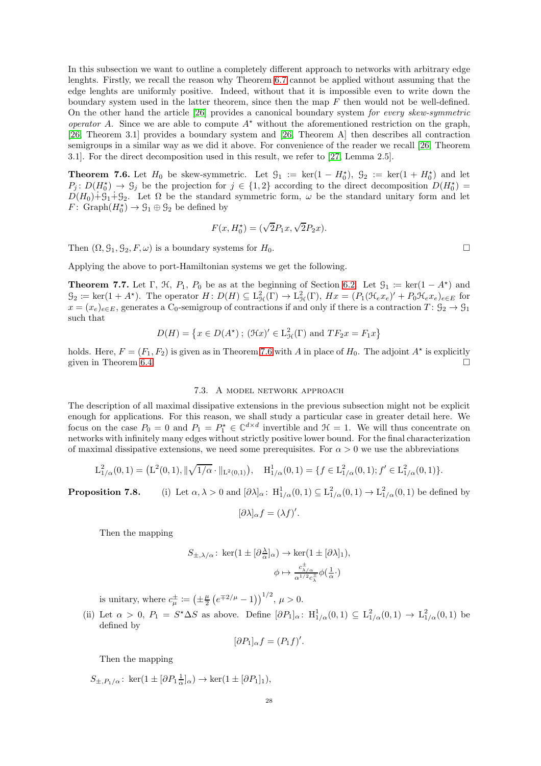In this subsection we want to outline a completely different approach to networks with arbitrary edge lenghts. Firstly, we recall the reason why Theorem 6.7 cannot be applied without assuming that the edge lenghts are uniformly positive. Indeed, without that it is impossible even to write down the boundary system used in the latter theorem, since then the map $F$ then would not be well-defined. On the other hand the article [26] provides a canonical boundary system *for every skew-symmetric operator* $A$. Since we are able to compute $A^\star$ without the aforementioned restriction on the graph, [26, Theorem 3.1] provides a boundary system and [26, Theorem A] then describes all contraction semigroups in a similar way as we did it above. For convenience of the reader we recall [26, Theorem 3.1]. For the direct decomposition used in this result, we refer to [27, Lemma 2.5].

**Theorem 7.6.** Let $H_0$ be skew-symmetric. Let $\mathcal{G}_1 := \ker(1 - H_0^\star)$, $\mathcal{G}_2 := \ker(1 + H_0^\star)$ and let $P_j \colon D(H_0^\star) \to \mathcal{G}_j$ be the projection for $j \in \{1, 2\}$ according to the direct decomposition $D(H_0^\star) = D(H_0) \dot{+} \mathcal{G}_1 \dot{+} \mathcal{G}_2$. Let $\Omega$ be the standard symmetric form, $\omega$ be the standard unitary form and let $F \colon \operatorname{Graph}(H_0^\star) \to \mathcal{G}_1 \oplus \mathcal{G}_2$ be defined by

$$F(x, H_0^\star) = (\sqrt{2}P_1 x, \sqrt{2}P_2 x).$$

Then $(\Omega, \mathcal{G}_1, \mathcal{G}_2, F, \omega)$ is a boundary systems for $H_0$. $\square$

Applying the above to port-Hamiltonian systems we get the following.

**Theorem 7.7.** Let $\Gamma$, $\mathcal{H}$, $P_1$, $P_0$ be as at the beginning of Section 6.2. Let $\mathcal{G}_1 := \ker(1 - A^\star)$ and $\mathcal{G}_2 := \ker(1 + A^\star)$. The operator $H \colon D(H) \subseteq \mathrm{L}^2_{\mathcal{H}}(\Gamma) \to \mathrm{L}^2_{\mathcal{H}}(\Gamma)$, $Hx = (P_1(\mathcal{H}_e x_e)' + P_0 \mathcal{H}_e x_e)_{e \in E}$ for $x = (x_e)_{e\in E}$, generates a $\mathrm{C}_0$-semigroup of contractions if and only if there is a contraction $T \colon \mathcal{G}_2 \to \mathcal{G}_1$ such that

$$D(H) = \big\{x \in D(A^\star)\,;\, (\mathcal{H}x)' \in \mathrm{L}^2_{\mathcal{H}}(\Gamma) \text{ and } TF_2 x = F_1 x\big\}$$

holds. Here, $F = (F_1, F_2)$ is given as in Theorem 7.6 with $A$ in place of $H_0$. The adjoint $A^\star$ is explicitly given in Theorem 6.4. $\square$

### 7.3. A model network approach

The description of all maximal dissipative extensions in the previous subsection might not be explicit enough for applications. For this reason, we shall study a particular case in greater detail here. We focus on the case $P_0 = 0$ and $P_1 = P_1^\star \in \mathbb{C}^{d\times d}$ invertible and $\mathcal{H} = 1$. We will thus concentrate on networks with infinitely many edges without strictly positive lower bound. For the final characterization of maximal dissipative extensions, we need some prerequisites. For $\alpha > 0$ we use the abbreviations

$$\mathrm{L}^2_{1/\alpha}(0,1) = \big(\mathrm{L}^2(0,1), \|\sqrt{1/\alpha}\cdot\|_{\mathrm{L}^2(0,1)}\big), \quad \mathrm{H}^1_{1/\alpha}(0,1) = \{f \in \mathrm{L}^2_{1/\alpha}(0,1); f' \in \mathrm{L}^2_{1/\alpha}(0,1)\}.$$

**Proposition 7.8.** (i) Let $\alpha, \lambda > 0$ and $[\partial\lambda]_\alpha \colon \mathrm{H}^1_{1/\alpha}(0,1) \subseteq \mathrm{L}^2_{1/\alpha}(0,1) \to \mathrm{L}^2_{1/\alpha}(0,1)$ be defined by

$$[\partial\lambda]_\alpha f = (\lambda f)'.$$

Then the mapping

$$S_{\pm,\lambda/\alpha} \colon \ker(1 \pm [\partial\tfrac{\lambda}{\alpha}]_\alpha) \to \ker(1 \pm [\partial\lambda]_1),$$
$$\phi \mapsto \tfrac{c^\pm_{\lambda/\alpha}}{\alpha^{1/2} c^\pm_\lambda}\phi(\tfrac{1}{\alpha}\cdot)$$

is unitary, where $c^\pm_\mu := \big(\pm\frac{\mu}{2}\big(e^{\mp 2/\mu} - 1\big)\big)^{1/2}$, $\mu > 0$.

(ii) Let $\alpha > 0$, $P_1 = S^\star \Delta S$ as above. Define $[\partial P_1]_\alpha \colon \mathrm{H}^1_{1/\alpha}(0,1) \subseteq \mathrm{L}^2_{1/\alpha}(0,1) \to \mathrm{L}^2_{1/\alpha}(0,1)$ be defined by

$$[\partial P_1]_\alpha f = (P_1 f)'.$$

Then the mapping

$$S_{\pm,P_1/\alpha} \colon \ker(1 \pm [\partial P_1 \tfrac{1}{\alpha}]_\alpha) \to \ker(1 \pm [\partial P_1]_1),$$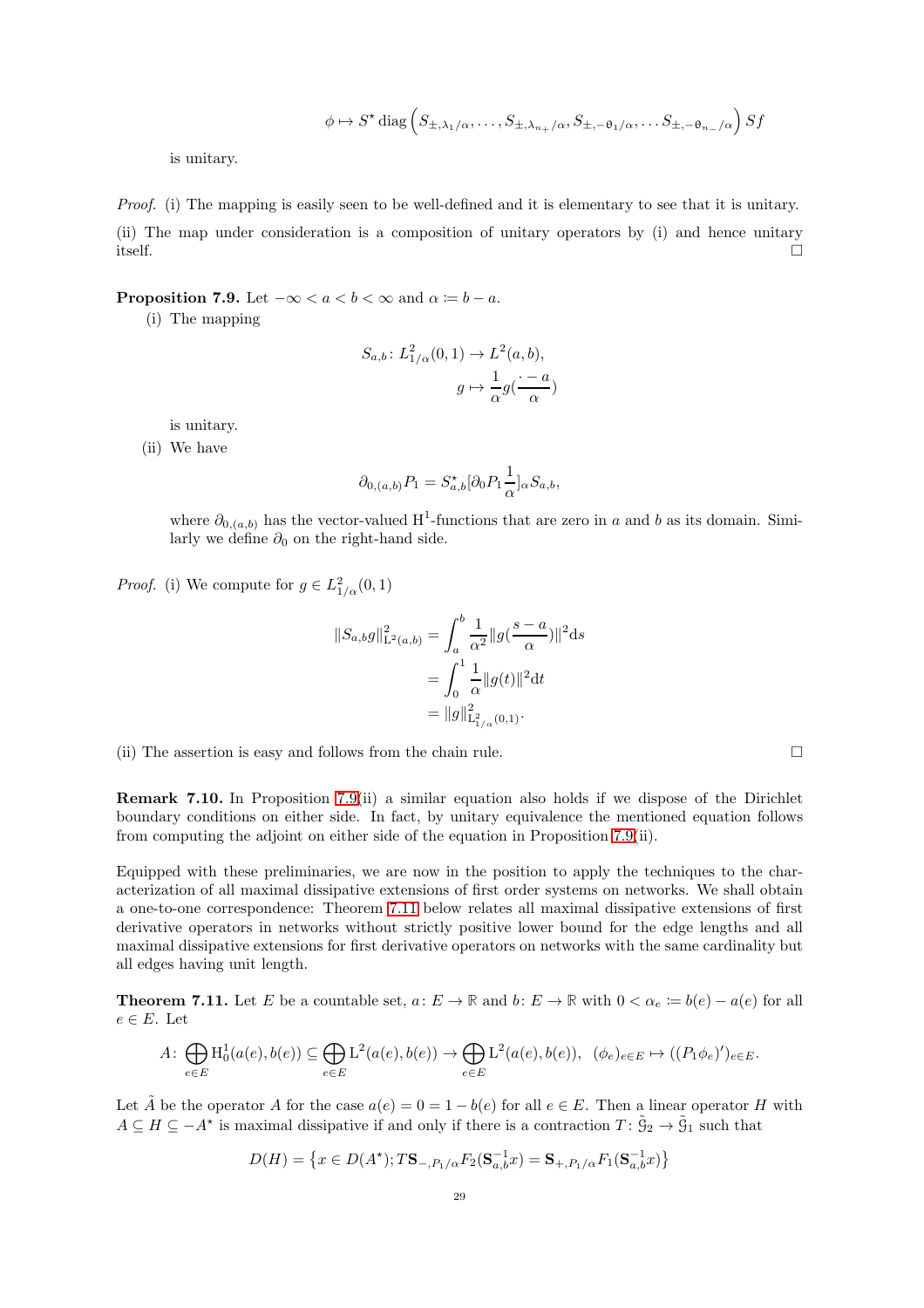$$\phi \mapsto S^\star \operatorname{diag}\left(S_{\pm,\lambda_1/\alpha}, \ldots, S_{\pm,\lambda_{n_+}/\alpha}, S_{\pm,-\mathfrak{d}_1/\alpha}, \ldots S_{\pm,-\mathfrak{d}_{n_-}/\alpha}\right) Sf$$

is unitary.

*Proof.* (i) The mapping is easily seen to be well-defined and it is elementary to see that it is unitary.

(ii) The map under consideration is a composition of unitary operators by (i) and hence unitary itself. □

**Proposition 7.9.** Let $-\infty < a < b < \infty$ and $\alpha \coloneqq b - a$.

(i) The mapping

$$S_{a,b} \colon L^2_{1/\alpha}(0,1) \to L^2(a,b),$$
$$g \mapsto \frac{1}{\alpha} g(\frac{\cdot - a}{\alpha})$$

is unitary.

(ii) We have

$$\partial_{0,(a,b)} P_1 = S^\star_{a,b} [\partial_0 P_1 \frac{1}{\alpha}]_\alpha S_{a,b},$$

where $\partial_{0,(a,b)}$ has the vector-valued $\mathrm{H}^1$-functions that are zero in $a$ and $b$ as its domain. Similarly we define $\partial_0$ on the right-hand side.

*Proof.* (i) We compute for $g \in L^2_{1/\alpha}(0,1)$

$$\begin{aligned}
\|S_{a,b} g\|^2_{\mathrm{L}^2(a,b)} &= \int_a^b \frac{1}{\alpha^2} \|g(\frac{s-a}{\alpha})\|^2 \mathrm{d}s \\
&= \int_0^1 \frac{1}{\alpha} \|g(t)\|^2 \mathrm{d}t \\
&= \|g\|^2_{\mathrm{L}^2_{1/\alpha}(0,1)}.
\end{aligned}$$

(ii) The assertion is easy and follows from the chain rule. □

**Remark 7.10.** In Proposition 7.9(ii) a similar equation also holds if we dispose of the Dirichlet boundary conditions on either side. In fact, by unitary equivalence the mentioned equation follows from computing the adjoint on either side of the equation in Proposition 7.9(ii).

Equipped with these preliminaries, we are now in the position to apply the techniques to the characterization of all maximal dissipative extensions of first order systems on networks. We shall obtain a one-to-one correspondence: Theorem 7.11 below relates all maximal dissipative extensions of first derivative operators in networks without strictly positive lower bound for the edge lengths and all maximal dissipative extensions for first derivative operators on networks with the same cardinality but all edges having unit length.

**Theorem 7.11.** Let $E$ be a countable set, $a \colon E \to \mathbb{R}$ and $b \colon E \to \mathbb{R}$ with $0 < \alpha_e \coloneqq b(e) - a(e)$ for all $e \in E$. Let

$$A \colon \bigoplus_{e \in E} \mathrm{H}^1_0(a(e), b(e)) \subseteq \bigoplus_{e \in E} \mathrm{L}^2(a(e), b(e)) \to \bigoplus_{e \in E} \mathrm{L}^2(a(e), b(e)), \;\; (\phi_e)_{e \in E} \mapsto ((P_1 \phi_e)')_{e \in E}.$$

Let $\tilde{A}$ be the operator $A$ for the case $a(e) = 0 = 1 - b(e)$ for all $e \in E$. Then a linear operator $H$ with $A \subseteq H \subseteq -A^\star$ is maximal dissipative if and only if there is a contraction $T \colon \tilde{\mathfrak{G}}_2 \to \tilde{\mathfrak{G}}_1$ such that

$$D(H) = \left\{ x \in D(A^\star); T\mathbf{S}_{-,P_1/\alpha} F_2(\mathbf{S}^{-1}_{a,b} x) = \mathbf{S}_{+,P_1/\alpha} F_1(\mathbf{S}^{-1}_{a,b} x) \right\}$$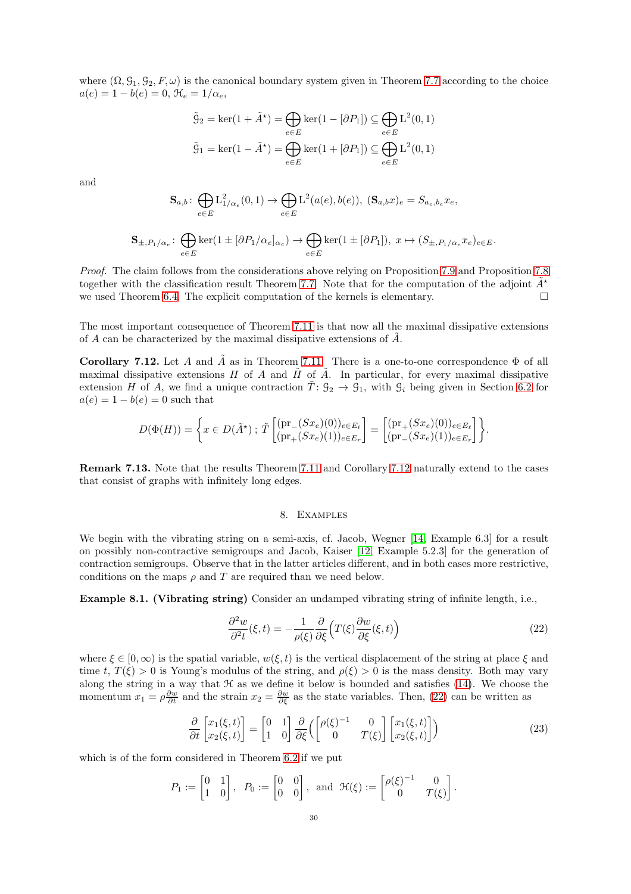where $(\Omega, \mathcal{G}_1, \mathcal{G}_2, F, \omega)$ is the canonical boundary system given in Theorem 7.7 according to the choice $a(e) = 1 - b(e) = 0$, $\mathcal{H}_e = 1/\alpha_e$,

$$\tilde{\mathcal{G}}_2 = \ker(1 + \tilde{A}^\star) = \bigoplus_{e\in E} \ker(1 - [\partial P_1]) \subseteq \bigoplus_{e\in E} \mathrm{L}^2(0,1)$$

$$\tilde{\mathcal{G}}_1 = \ker(1 - \tilde{A}^\star) = \bigoplus_{e\in E} \ker(1 + [\partial P_1]) \subseteq \bigoplus_{e\in E} \mathrm{L}^2(0,1)$$

and

$$\mathbf{S}_{a,b} \colon \bigoplus_{e\in E} \mathrm{L}^2_{1/\alpha_e}(0,1) \to \bigoplus_{e\in E} \mathrm{L}^2(a(e), b(e)),\ (\mathbf{S}_{a,b}x)_e = S_{a_e,b_e}x_e,$$

$$\mathbf{S}_{\pm,P_1/\alpha_e} \colon \bigoplus_{e\in E} \ker(1 \pm [\partial P_1/\alpha_e]_{\alpha_e}) \to \bigoplus_{e\in E} \ker(1 \pm [\partial P_1]),\ x \mapsto (S_{\pm,P_1/\alpha_e}x_e)_{e\in E}.$$

*Proof.* The claim follows from the considerations above relying on Proposition 7.9 and Proposition 7.8 together with the classification result Theorem 7.7. Note that for the computation of the adjoint $\tilde{A}^\star$ we used Theorem 6.4. The explicit computation of the kernels is elementary. □

The most important consequence of Theorem 7.11 is that now all the maximal dissipative extensions of $A$ can be characterized by the maximal dissipative extensions of $\tilde{A}$.

**Corollary 7.12.** Let $A$ and $\tilde{A}$ as in Theorem 7.11. There is a one-to-one correspondence $\Phi$ of all maximal dissipative extensions $H$ of $A$ and $\tilde{H}$ of $\tilde{A}$. In particular, for every maximal dissipative extension $H$ of $A$, we find a unique contraction $\tilde{T} \colon \mathcal{G}_2 \to \mathcal{G}_1$, with $\mathcal{G}_i$ being given in Section 6.2 for $a(e) = 1 - b(e) = 0$ such that

$$D(\Phi(H)) = \left\{ x \in D(\tilde{A}^\star)\,;\, \tilde{T}\begin{bmatrix} (\mathrm{pr}_-(Sx_e)(0))_{e\in E_\ell} \\ (\mathrm{pr}_+(Sx_e)(1))_{e\in E_r} \end{bmatrix} = \begin{bmatrix} (\mathrm{pr}_+(Sx_e)(0))_{e\in E_\ell} \\ (\mathrm{pr}_-(Sx_e)(1))_{e\in E_r} \end{bmatrix} \right\}.$$

**Remark 7.13.** Note that the results Theorem 7.11 and Corollary 7.12 naturally extend to the cases that consist of graphs with infinitely long edges.

## 8. Examples

We begin with the vibrating string on a semi-axis, cf. Jacob, Wegner [14, Example 6.3] for a result on possibly non-contractive semigroups and Jacob, Kaiser [12, Example 5.2.3] for the generation of contraction semigroups. Observe that in the latter articles different, and in both cases more restrictive, conditions on the maps $\rho$ and $T$ are required than we need below.

**Example 8.1. (Vibrating string)** Consider an undamped vibrating string of infinite length, i.e.,

$$\frac{\partial^2 w}{\partial^2 t}(\xi, t) = -\frac{1}{\rho(\xi)}\frac{\partial}{\partial \xi}\Big(T(\xi)\frac{\partial w}{\partial \xi}(\xi,t)\Big) \tag{22}$$

where $\xi \in [0,\infty)$ is the spatial variable, $w(\xi,t)$ is the vertical displacement of the string at place $\xi$ and time $t$, $T(\xi) > 0$ is Young's modulus of the string, and $\rho(\xi) > 0$ is the mass density. Both may vary along the string in a way that $\mathcal{H}$ as we define it below is bounded and satisfies (14). We choose the momentum $x_1 = \rho\frac{\partial w}{\partial t}$ and the strain $x_2 = \frac{\partial w}{\partial \xi}$ as the state variables. Then, (22) can be written as

$$\frac{\partial}{\partial t}\begin{bmatrix} x_1(\xi,t) \\ x_2(\xi,t) \end{bmatrix} = \begin{bmatrix} 0 & 1 \\ 1 & 0 \end{bmatrix}\frac{\partial}{\partial \xi}\Big(\begin{bmatrix} \rho(\xi)^{-1} & 0 \\ 0 & T(\xi) \end{bmatrix}\begin{bmatrix} x_1(\xi,t) \\ x_2(\xi,t) \end{bmatrix}\Big) \tag{23}$$

which is of the form considered in Theorem 6.2 if we put

$$P_1 := \begin{bmatrix} 0 & 1 \\ 1 & 0 \end{bmatrix},\ P_0 := \begin{bmatrix} 0 & 0 \\ 0 & 0 \end{bmatrix},\ \text{and}\ \mathcal{H}(\xi) := \begin{bmatrix} \rho(\xi)^{-1} & 0 \\ 0 & T(\xi) \end{bmatrix}.$$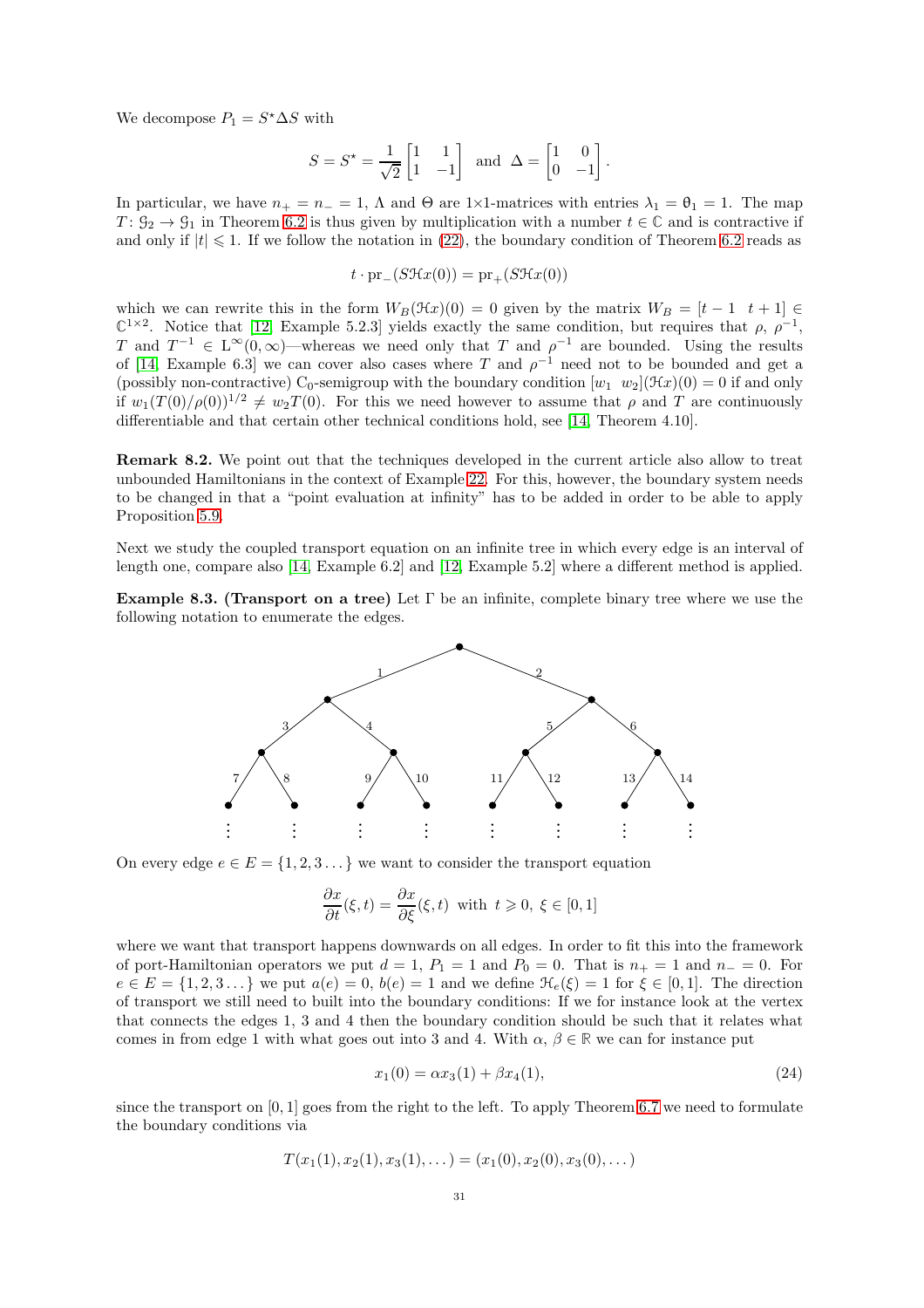We decompose $P_1 = S^\star \Delta S$ with

$$S = S^\star = \frac{1}{\sqrt{2}}\begin{bmatrix}1 & 1\\ 1 & -1\end{bmatrix} \text{ and } \Delta = \begin{bmatrix}1 & 0\\ 0 & -1\end{bmatrix}.$$

In particular, we have $n_+ = n_- = 1$, $\Lambda$ and $\Theta$ are 1×1-matrices with entries $\lambda_1 = \theta_1 = 1$. The map $T\colon \mathcal{G}_2 \to \mathcal{G}_1$ in Theorem 6.2 is thus given by multiplication with a number $t \in \mathbb{C}$ and is contractive if and only if $|t| \leqslant 1$. If we follow the notation in (22), the boundary condition of Theorem 6.2 reads as

$$t \cdot \operatorname{pr}_-(S\mathcal{H}x(0)) = \operatorname{pr}_+(S\mathcal{H}x(0))$$

which we can rewrite this in the form $W_B(\mathcal{H}x)(0) = 0$ given by the matrix $W_B = [t-1 \;\; t+1] \in \mathbb{C}^{1\times 2}$. Notice that [12, Example 5.2.3] yields exactly the same condition, but requires that $\rho$, $\rho^{-1}$, $T$ and $T^{-1} \in \mathrm{L}^\infty(0,\infty)$—whereas we need only that $T$ and $\rho^{-1}$ are bounded. Using the results of [14, Example 6.3] we can cover also cases where $T$ and $\rho^{-1}$ need not to be bounded and get a (possibly non-contractive) $\mathrm{C}_0$-semigroup with the boundary condition $[w_1 \;\; w_2](\mathcal{H}x)(0) = 0$ if and only if $w_1(T(0)/\rho(0))^{1/2} \neq w_2 T(0)$. For this we need however to assume that $\rho$ and $T$ are continuously differentiable and that certain other technical conditions hold, see [14, Theorem 4.10].

**Remark 8.2.** We point out that the techniques developed in the current article also allow to treat unbounded Hamiltonians in the context of Example 22. For this, however, the boundary system needs to be changed in that a "point evaluation at infinity" has to be added in order to be able to apply Proposition 5.9.

Next we study the coupled transport equation on an infinite tree in which every edge is an interval of length one, compare also [14, Example 6.2] and [12, Example 5.2] where a different method is applied.

**Example 8.3. (Transport on a tree)** Let $\Gamma$ be an infinite, complete binary tree where we use the following notation to enumerate the edges.

On every edge $e \in E = \{1, 2, 3 \ldots\}$ we want to consider the transport equation

$$\frac{\partial x}{\partial t}(\xi, t) = \frac{\partial x}{\partial \xi}(\xi, t) \text{ with } t \geqslant 0,\ \xi \in [0,1]$$

where we want that transport happens downwards on all edges. In order to fit this into the framework of port-Hamiltonian operators we put $d = 1$, $P_1 = 1$ and $P_0 = 0$. That is $n_+ = 1$ and $n_- = 0$. For $e \in E = \{1, 2, 3 \ldots\}$ we put $a(e) = 0$, $b(e) = 1$ and we define $\mathcal{H}_e(\xi) = 1$ for $\xi \in [0,1]$. The direction of transport we still need to built into the boundary conditions: If we for instance look at the vertex that connects the edges 1, 3 and 4 then the boundary condition should be such that it relates what comes in from edge 1 with what goes out into 3 and 4. With $\alpha$, $\beta \in \mathbb{R}$ we can for instance put

$$x_1(0) = \alpha x_3(1) + \beta x_4(1), \tag{24}$$

since the transport on $[0,1]$ goes from the right to the left. To apply Theorem 6.7 we need to formulate the boundary conditions via

$$T(x_1(1), x_2(1), x_3(1), \ldots) = (x_1(0), x_2(0), x_3(0), \ldots)$$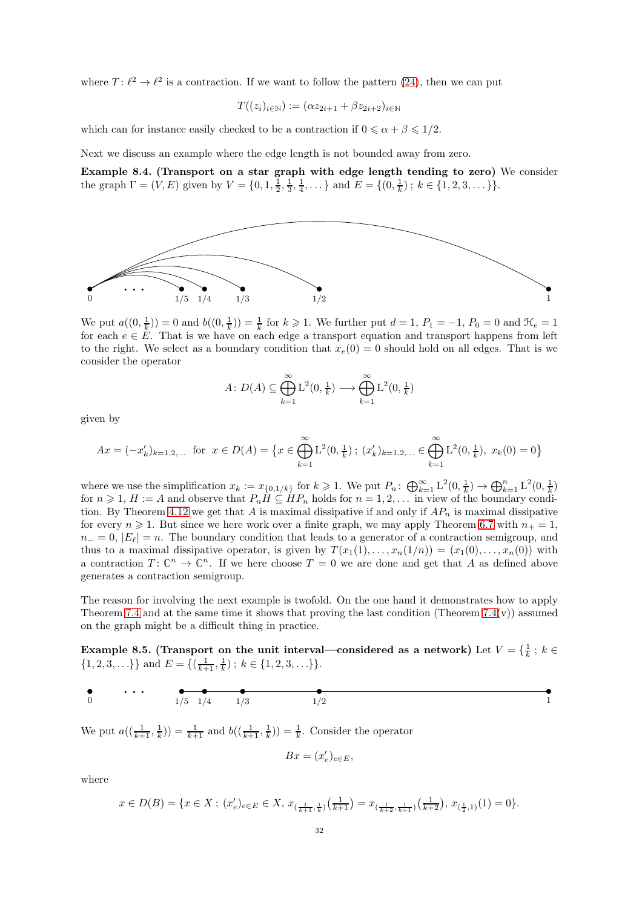where $T\colon \ell^2 \to \ell^2$ is a contraction. If we want to follow the pattern (24), then we can put

$$T((z_i)_{i\in\mathbb{N}}) := (\alpha z_{2i+1} + \beta z_{2i+2})_{i\in\mathbb{N}}$$

which can for instance easily checked to be a contraction if $0 \leqslant \alpha + \beta \leqslant 1/2$.

Next we discuss an example where the edge length is not bounded away from zero.

**Example 8.4. (Transport on a star graph with edge length tending to zero)** We consider the graph $\Gamma = (V, E)$ given by $V = \{0, 1, \frac{1}{2}, \frac{1}{3}, \frac{1}{4}, \dots\}$ and $E = \{(0, \frac{1}{k})\,;\, k \in \{1, 2, 3, \dots\}\}$.

We put $a((0,\frac{1}{k})) = 0$ and $b((0,\frac{1}{k})) = \frac{1}{k}$ for $k \geqslant 1$. We further put $d = 1$, $P_1 = -1$, $P_0 = 0$ and $\mathcal{H}_e = 1$ for each $e \in E$. That is we have on each edge a transport equation and transport happens from left to the right. We select as a boundary condition that $x_e(0) = 0$ should hold on all edges. That is we consider the operator

$$A\colon D(A) \subseteq \bigoplus_{k=1}^{\infty} \mathrm{L}^2(0, \tfrac{1}{k}) \longrightarrow \bigoplus_{k=1}^{\infty} \mathrm{L}^2(0, \tfrac{1}{k})$$

given by

$$Ax = (-x_k')_{k=1,2,\dots} \;\text{ for }\; x \in D(A) = \big\{x \in \bigoplus_{k=1}^{\infty} \mathrm{L}^2(0, \tfrac{1}{k})\,;\, (x_k')_{k=1,2,\dots} \in \bigoplus_{k=1}^{\infty} \mathrm{L}^2(0, \tfrac{1}{k}),\; x_k(0) = 0\big\}$$

where we use the simplification $x_k := x_{\{0,1/k\}}$ for $k \geqslant 1$. We put $P_n\colon \bigoplus_{k=1}^{\infty} \mathrm{L}^2(0, \frac{1}{k}) \to \bigoplus_{k=1}^{n} \mathrm{L}^2(0, \frac{1}{k})$ for $n \geqslant 1$, $H := A$ and observe that $P_nH \subseteq HP_n$ holds for $n = 1, 2, \dots$ in view of the boundary condition. By Theorem 4.12 we get that $A$ is maximal dissipative if and only if $AP_n$ is maximal dissipative for every $n \geqslant 1$. But since we here work over a finite graph, we may apply Theorem 6.7 with $n_+ = 1$, $n_- = 0$, $|E_\ell| = n$. The boundary condition that leads to a generator of a contraction semigroup, and thus to a maximal dissipative operator, is given by $T(x_1(1), \dots, x_n(1/n)) = (x_1(0), \dots, x_n(0))$ with a contraction $T\colon \mathbb{C}^n \to \mathbb{C}^n$. If we here choose $T = 0$ we are done and get that $A$ as defined above generates a contraction semigroup.

The reason for involving the next example is twofold. On the one hand it demonstrates how to apply Theorem 7.4 and at the same time it shows that proving the last condition (Theorem 7.4(v)) assumed on the graph might be a difficult thing in practice.

**Example 8.5. (Transport on the unit interval—considered as a network)** Let $V = \{\frac{1}{k}\,;\, k \in \{1, 2, 3, \dots\}\}$ and $E = \{(\frac{1}{k+1}, \frac{1}{k})\,;\, k \in \{1, 2, 3, \dots\}\}$.

We put $a((\frac{1}{k+1}, \frac{1}{k})) = \frac{1}{k+1}$ and $b((\frac{1}{k+1}, \frac{1}{k})) = \frac{1}{k}$. Consider the operator

$$Bx = (x_e')_{e\in E},$$

where

$$x \in D(B) = \{x \in X\,;\, (x_e')_{e\in E} \in X,\, x_{(\frac{1}{k+1},\frac{1}{k})}\big(\tfrac{1}{k+1}\big) = x_{(\frac{1}{k+2},\frac{1}{k+1})}\big(\tfrac{1}{k+2}\big),\, x_{(\frac{1}{2},1)}(1) = 0\}.$$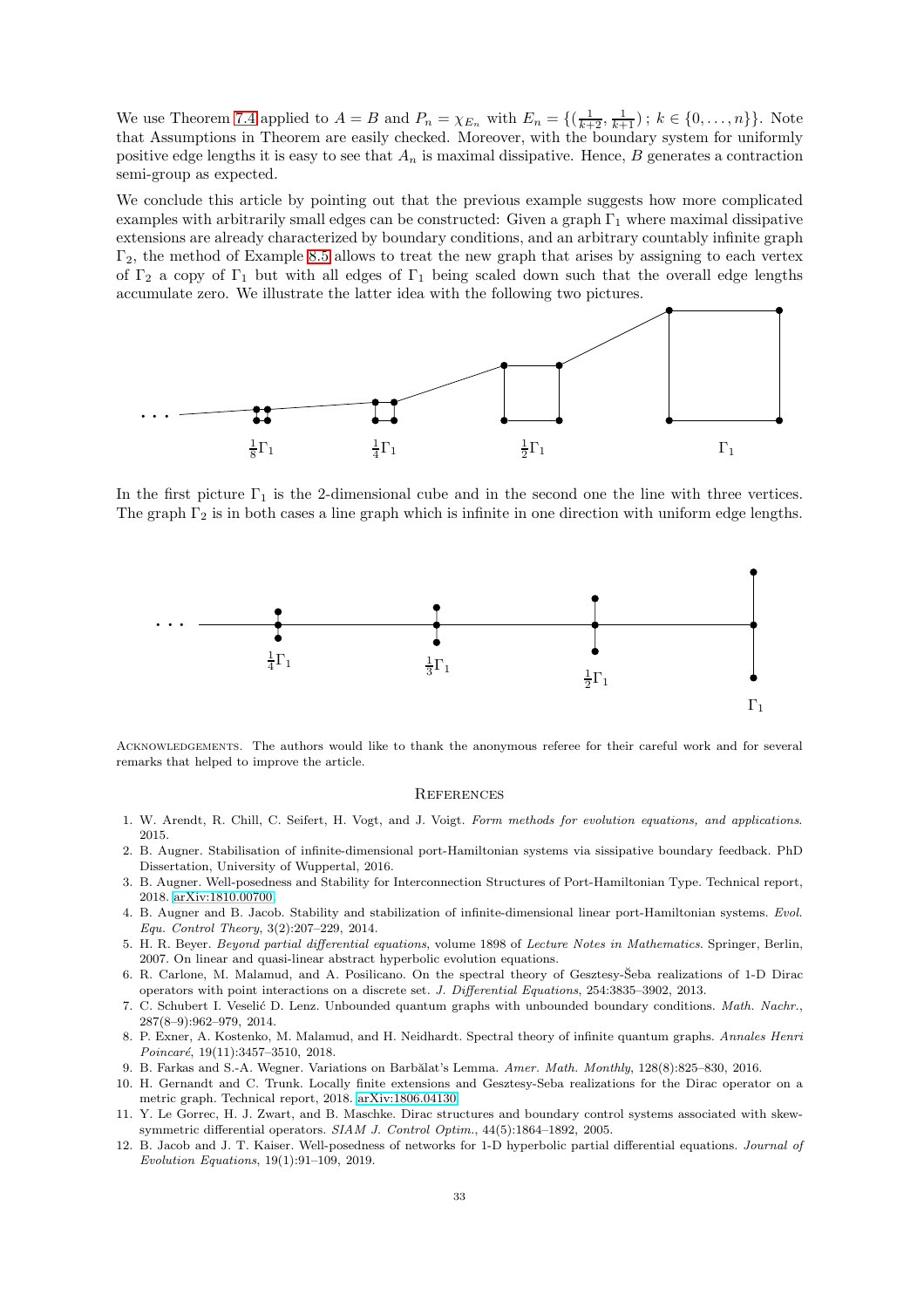We use Theorem 7.4 applied to $A = B$ and $P_n = \chi_{E_n}$ with $E_n = \{(\frac{1}{k+2}, \frac{1}{k+1})\,;\, k \in \{0, \ldots, n\}\}$. Note that Assumptions in Theorem are easily checked. Moreover, with the boundary system for uniformly positive edge lengths it is easy to see that $A_n$ is maximal dissipative. Hence, $B$ generates a contraction semi-group as expected.

We conclude this article by pointing out that the previous example suggests how more complicated examples with arbitrarily small edges can be constructed: Given a graph $\Gamma_1$ where maximal dissipative extensions are already characterized by boundary conditions, and an arbitrary countably infinite graph $\Gamma_2$, the method of Example 8.5 allows to treat the new graph that arises by assigning to each vertex of $\Gamma_2$ a copy of $\Gamma_1$ but with all edges of $\Gamma_1$ being scaled down such that the overall edge lengths accumulate zero. We illustrate the latter idea with the following two pictures.

$\ldots$ $\frac{1}{8}\Gamma_1$ $\frac{1}{4}\Gamma_1$ $\frac{1}{2}\Gamma_1$ $\Gamma_1$

In the first picture $\Gamma_1$ is the 2-dimensional cube and in the second one the line with three vertices. The graph $\Gamma_2$ is in both cases a line graph which is infinite in one direction with uniform edge lengths.

$\ldots$ $\frac{1}{4}\Gamma_1$ $\frac{1}{3}\Gamma_1$ $\frac{1}{2}\Gamma_1$ $\Gamma_1$

Acknowledgements. The authors would like to thank the anonymous referee for their careful work and for several remarks that helped to improve the article.

## References

1. W. Arendt, R. Chill, C. Seifert, H. Vogt, and J. Voigt. *Form methods for evolution equations, and applications*. 2015.
2. B. Augner. Stabilisation of infinite-dimensional port-Hamiltonian systems via sissipative boundary feedback. PhD Dissertation, University of Wuppertal, 2016.
3. B. Augner. Well-posedness and Stability for Interconnection Structures of Port-Hamiltonian Type. Technical report, 2018. arXiv:1810.00700.
4. B. Augner and B. Jacob. Stability and stabilization of infinite-dimensional linear port-Hamiltonian systems. *Evol. Equ. Control Theory*, 3(2):207–229, 2014.
5. H. R. Beyer. *Beyond partial differential equations*, volume 1898 of *Lecture Notes in Mathematics*. Springer, Berlin, 2007. On linear and quasi-linear abstract hyperbolic evolution equations.
6. R. Carlone, M. Malamud, and A. Posilicano. On the spectral theory of Gesztesy-Šeba realizations of 1-D Dirac operators with point interactions on a discrete set. *J. Differential Equations*, 254:3835–3902, 2013.
7. C. Schubert I. Veselić D. Lenz. Unbounded quantum graphs with unbounded boundary conditions. *Math. Nachr.*, 287(8–9):962–979, 2014.
8. P. Exner, A. Kostenko, M. Malamud, and H. Neidhardt. Spectral theory of infinite quantum graphs. *Annales Henri Poincaré*, 19(11):3457–3510, 2018.
9. B. Farkas and S.-A. Wegner. Variations on Barbălat's Lemma. *Amer. Math. Monthly*, 128(8):825–830, 2016.
10. H. Gernandt and C. Trunk. Locally finite extensions and Gesztesy-Seba realizations for the Dirac operator on a metric graph. Technical report, 2018. arXiv:1806.04130.
11. Y. Le Gorrec, H. J. Zwart, and B. Maschke. Dirac structures and boundary control systems associated with skew-symmetric differential operators. *SIAM J. Control Optim.*, 44(5):1864–1892, 2005.
12. B. Jacob and J. T. Kaiser. Well-posedness of networks for 1-D hyperbolic partial differential equations. *Journal of Evolution Equations*, 19(1):91–109, 2019.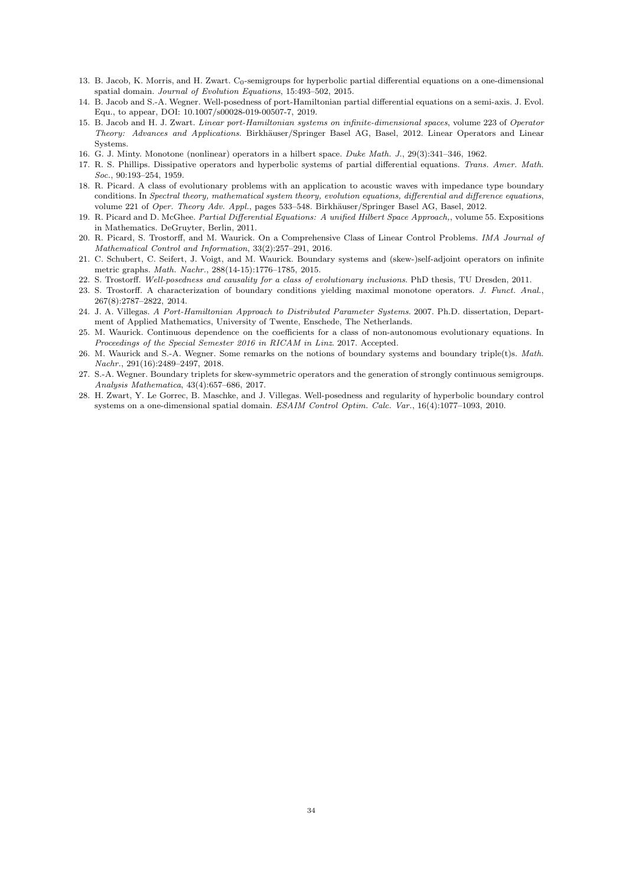13. B. Jacob, K. Morris, and H. Zwart. $C_0$-semigroups for hyperbolic partial differential equations on a one-dimensional spatial domain. *Journal of Evolution Equations*, 15:493–502, 2015.
14. B. Jacob and S.-A. Wegner. Well-posedness of port-Hamiltonian partial differential equations on a semi-axis. J. Evol. Equ., to appear, DOI: 10.1007/s00028-019-00507-7, 2019.
15. B. Jacob and H. J. Zwart. *Linear port-Hamiltonian systems on infinite-dimensional spaces*, volume 223 of *Operator Theory: Advances and Applications*. Birkhäuser/Springer Basel AG, Basel, 2012. Linear Operators and Linear Systems.
16. G. J. Minty. Monotone (nonlinear) operators in a hilbert space. *Duke Math. J.*, 29(3):341–346, 1962.
17. R. S. Phillips. Dissipative operators and hyperbolic systems of partial differential equations. *Trans. Amer. Math. Soc.*, 90:193–254, 1959.
18. R. Picard. A class of evolutionary problems with an application to acoustic waves with impedance type boundary conditions. In *Spectral theory, mathematical system theory, evolution equations, differential and difference equations*, volume 221 of *Oper. Theory Adv. Appl.*, pages 533–548. Birkhäuser/Springer Basel AG, Basel, 2012.
19. R. Picard and D. McGhee. *Partial Differential Equations: A unified Hilbert Space Approach,*, volume 55. Expositions in Mathematics. DeGruyter, Berlin, 2011.
20. R. Picard, S. Trostorff, and M. Waurick. On a Comprehensive Class of Linear Control Problems. *IMA Journal of Mathematical Control and Information*, 33(2):257–291, 2016.
21. C. Schubert, C. Seifert, J. Voigt, and M. Waurick. Boundary systems and (skew-)self-adjoint operators on infinite metric graphs. *Math. Nachr.*, 288(14-15):1776–1785, 2015.
22. S. Trostorff. *Well-posedness and causality for a class of evolutionary inclusions*. PhD thesis, TU Dresden, 2011.
23. S. Trostorff. A characterization of boundary conditions yielding maximal monotone operators. *J. Funct. Anal.*, 267(8):2787–2822, 2014.
24. J. A. Villegas. *A Port-Hamiltonian Approach to Distributed Parameter Systems*. 2007. Ph.D. dissertation, Department of Applied Mathematics, University of Twente, Enschede, The Netherlands.
25. M. Waurick. Continuous dependence on the coefficients for a class of non-autonomous evolutionary equations. In *Proceedings of the Special Semester 2016 in RICAM in Linz*. 2017. Accepted.
26. M. Waurick and S.-A. Wegner. Some remarks on the notions of boundary systems and boundary triple(t)s. *Math. Nachr.*, 291(16):2489–2497, 2018.
27. S.-A. Wegner. Boundary triplets for skew-symmetric operators and the generation of strongly continuous semigroups. *Analysis Mathematica*, 43(4):657–686, 2017.
28. H. Zwart, Y. Le Gorrec, B. Maschke, and J. Villegas. Well-posedness and regularity of hyperbolic boundary control systems on a one-dimensional spatial domain. *ESAIM Control Optim. Calc. Var.*, 16(4):1077–1093, 2010.